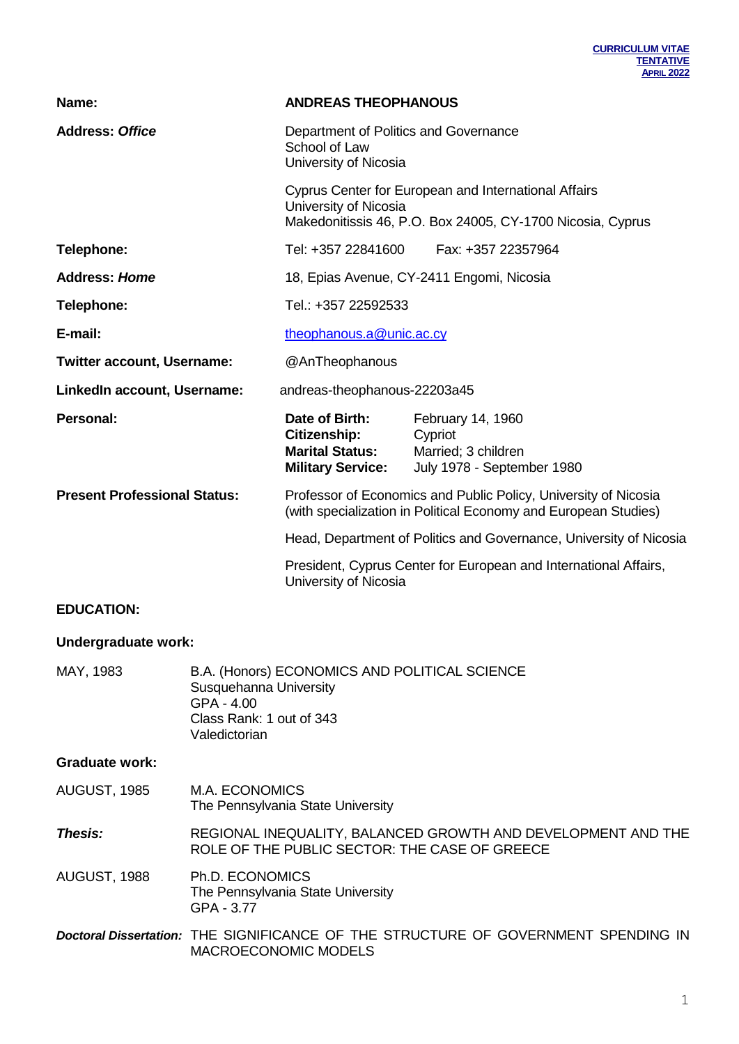**CURRICULUM VITAE**
**TENTATIVE**
**APRIL 2022**

| | |
|---|---|
| **Name:** | **ANDREAS THEOPHANOUS** |
| **Address:** ***Office*** | Department of Politics and Governance<br>School of Law<br>University of Nicosia<br><br>Cyprus Center for European and International Affairs<br>University of Nicosia<br>Makedonitissis 46, P.O. Box 24005, CY-1700 Nicosia, Cyprus |
| **Telephone:** | Tel: +357 22841600 Fax: +357 22357964 |
| **Address:** ***Home*** | 18, Epias Avenue, CY-2411 Engomi, Nicosia |
| **Telephone:** | Tel.: +357 22592533 |
| **E-mail:** | theophanous.a@unic.ac.cy |
| **Twitter account, Username:** | @AnTheophanous |
| **LinkedIn account, Username:** | andreas-theophanous-22203a45 |
| **Personal:** | **Date of Birth:** February 14, 1960<br>**Citizenship:** Cypriot<br>**Marital Status:** Married; 3 children<br>**Military Service:** July 1978 - September 1980 |
| **Present Professional Status:** | Professor of Economics and Public Policy, University of Nicosia (with specialization in Political Economy and European Studies)<br><br>Head, Department of Politics and Governance, University of Nicosia<br><br>President, Cyprus Center for European and International Affairs, University of Nicosia |

## EDUCATION:

### Undergraduate work:

MAY, 1983 — B.A. (Honors) ECONOMICS AND POLITICAL SCIENCE
Susquehanna University
GPA - 4.00
Class Rank: 1 out of 343
Valedictorian

### Graduate work:

AUGUST, 1985 — M.A. ECONOMICS
The Pennsylvania State University

***Thesis:*** REGIONAL INEQUALITY, BALANCED GROWTH AND DEVELOPMENT AND THE ROLE OF THE PUBLIC SECTOR: THE CASE OF GREECE

AUGUST, 1988 — Ph.D. ECONOMICS
The Pennsylvania State University
GPA - 3.77

***Doctoral Dissertation:*** THE SIGNIFICANCE OF THE STRUCTURE OF GOVERNMENT SPENDING IN MACROECONOMIC MODELS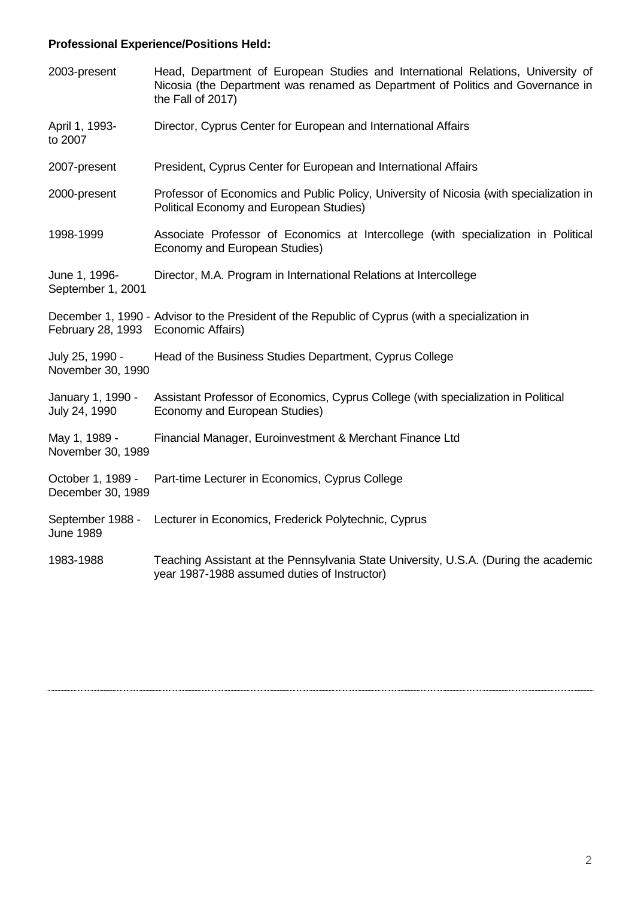**Professional Experience/Positions Held:**

| | |
|---|---|
| 2003-present | Head, Department of European Studies and International Relations, University of Nicosia (the Department was renamed as Department of Politics and Governance in the Fall of 2017) |
| April 1, 1993- to 2007 | Director, Cyprus Center for European and International Affairs |
| 2007-present | President, Cyprus Center for European and International Affairs |
| 2000-present | Professor of Economics and Public Policy, University of Nicosia (with specialization in Political Economy and European Studies) |
| 1998-1999 | Associate Professor of Economics at Intercollege (with specialization in Political Economy and European Studies) |
| June 1, 1996- September 1, 2001 | Director, M.A. Program in International Relations at Intercollege |
| December 1, 1990 - February 28, 1993 | Advisor to the President of the Republic of Cyprus (with a specialization in Economic Affairs) |
| July 25, 1990 - November 30, 1990 | Head of the Business Studies Department, Cyprus College |
| January 1, 1990 - July 24, 1990 | Assistant Professor of Economics, Cyprus College (with specialization in Political Economy and European Studies) |
| May 1, 1989 - November 30, 1989 | Financial Manager, Euroinvestment & Merchant Finance Ltd |
| October 1, 1989 - December 30, 1989 | Part-time Lecturer in Economics, Cyprus College |
| September 1988 - June 1989 | Lecturer in Economics, Frederick Polytechnic, Cyprus |
| 1983-1988 | Teaching Assistant at the Pennsylvania State University, U.S.A. (During the academic year 1987-1988 assumed duties of Instructor) |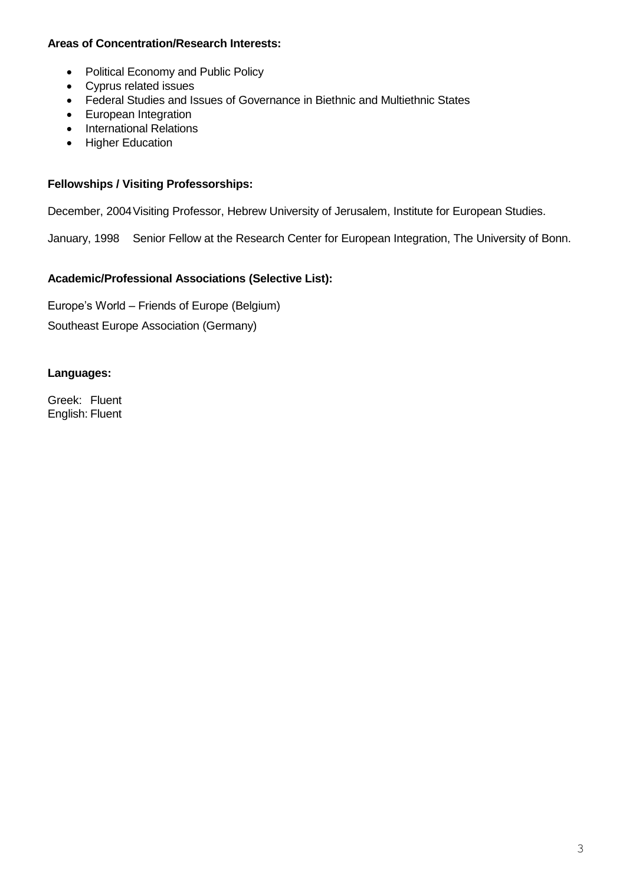**Areas of Concentration/Research Interests:**

- Political Economy and Public Policy
- Cyprus related issues
- Federal Studies and Issues of Governance in Biethnic and Multiethnic States
- European Integration
- International Relations
- Higher Education

**Fellowships / Visiting Professorships:**

December, 2004 Visiting Professor, Hebrew University of Jerusalem, Institute for European Studies.

January, 1998 Senior Fellow at the Research Center for European Integration, The University of Bonn.

**Academic/Professional Associations (Selective List):**

Europe's World – Friends of Europe (Belgium)

Southeast Europe Association (Germany)

**Languages:**

Greek: Fluent
English: Fluent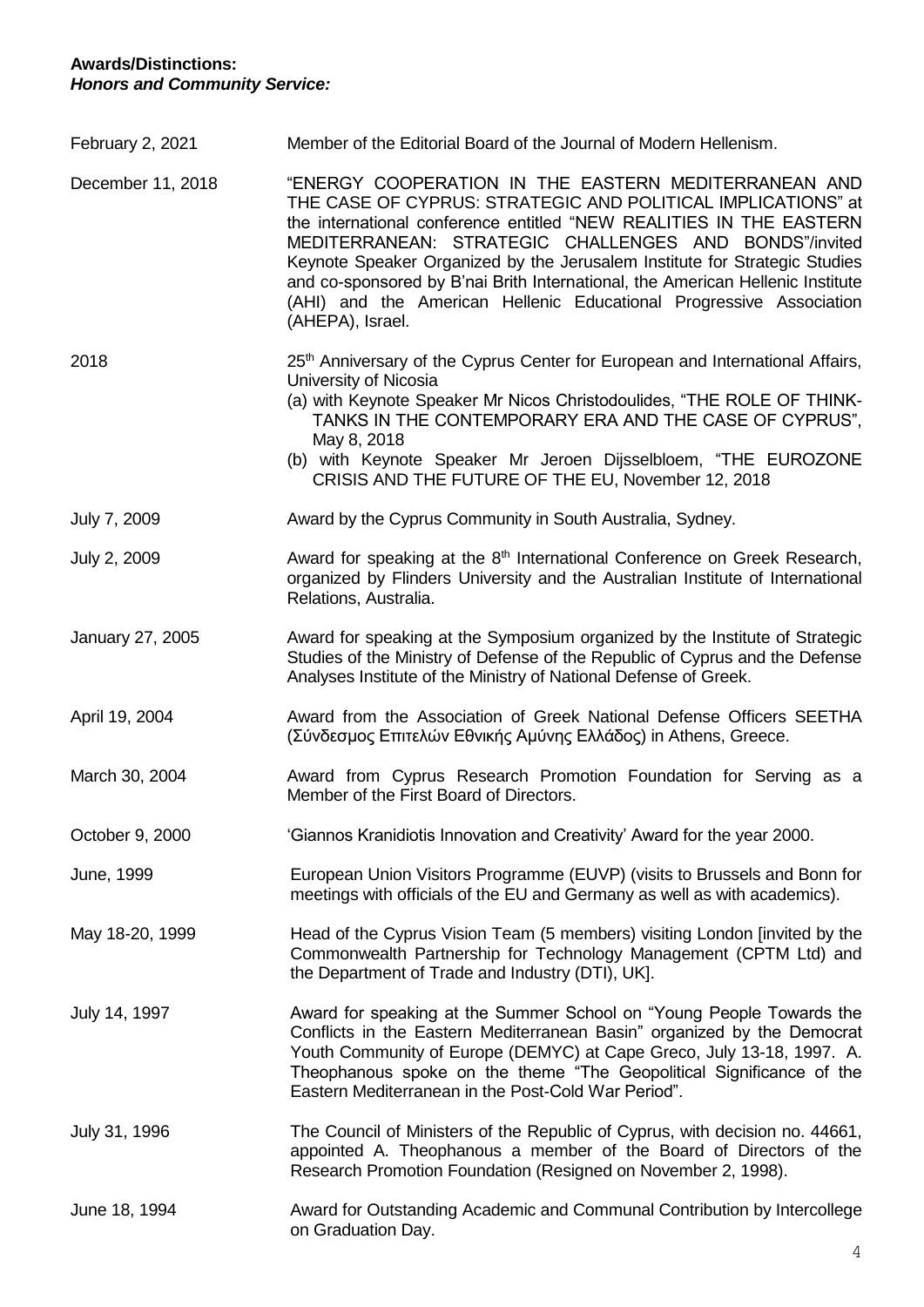**Awards/Distinctions:**
***Honors and Community Service:***

| | |
|---|---|
| February 2, 2021 | Member of the Editorial Board of the Journal of Modern Hellenism. |
| December 11, 2018 | "ENERGY COOPERATION IN THE EASTERN MEDITERRANEAN AND THE CASE OF CYPRUS: STRATEGIC AND POLITICAL IMPLICATIONS" at the international conference entitled "NEW REALITIES IN THE EASTERN MEDITERRANEAN: STRATEGIC CHALLENGES AND BONDS"/invited Keynote Speaker Organized by the Jerusalem Institute for Strategic Studies and co-sponsored by B'nai Brith International, the American Hellenic Institute (AHI) and the American Hellenic Educational Progressive Association (AHEPA), Israel. |
| 2018 | 25th Anniversary of the Cyprus Center for European and International Affairs, University of Nicosia<br>(a) with Keynote Speaker Mr Nicos Christodoulides, "THE ROLE OF THINK-TANKS IN THE CONTEMPORARY ERA AND THE CASE OF CYPRUS", May 8, 2018<br>(b) with Keynote Speaker Mr Jeroen Dijsselbloem, "THE EUROZONE CRISIS AND THE FUTURE OF THE EU, November 12, 2018 |
| July 7, 2009 | Award by the Cyprus Community in South Australia, Sydney. |
| July 2, 2009 | Award for speaking at the 8th International Conference on Greek Research, organized by Flinders University and the Australian Institute of International Relations, Australia. |
| January 27, 2005 | Award for speaking at the Symposium organized by the Institute of Strategic Studies of the Ministry of Defense of the Republic of Cyprus and the Defense Analyses Institute of the Ministry of National Defense of Greek. |
| April 19, 2004 | Award from the Association of Greek National Defense Officers SEETHA (Σύνδεσμος Επιτελών Εθνικής Αμύνης Ελλάδος) in Athens, Greece. |
| March 30, 2004 | Award from Cyprus Research Promotion Foundation for Serving as a Member of the First Board of Directors. |
| October 9, 2000 | 'Giannos Kranidiotis Innovation and Creativity' Award for the year 2000. |
| June, 1999 | European Union Visitors Programme (EUVP) (visits to Brussels and Bonn for meetings with officials of the EU and Germany as well as with academics). |
| May 18-20, 1999 | Head of the Cyprus Vision Team (5 members) visiting London [invited by the Commonwealth Partnership for Technology Management (CPTM Ltd) and the Department of Trade and Industry (DTI), UK]. |
| July 14, 1997 | Award for speaking at the Summer School on "Young People Towards the Conflicts in the Eastern Mediterranean Basin" organized by the Democrat Youth Community of Europe (DEMYC) at Cape Greco, July 13-18, 1997. A. Theophanous spoke on the theme "The Geopolitical Significance of the Eastern Mediterranean in the Post-Cold War Period". |
| July 31, 1996 | The Council of Ministers of the Republic of Cyprus, with decision no. 44661, appointed A. Theophanous a member of the Board of Directors of the Research Promotion Foundation (Resigned on November 2, 1998). |
| June 18, 1994 | Award for Outstanding Academic and Communal Contribution by Intercollege on Graduation Day. |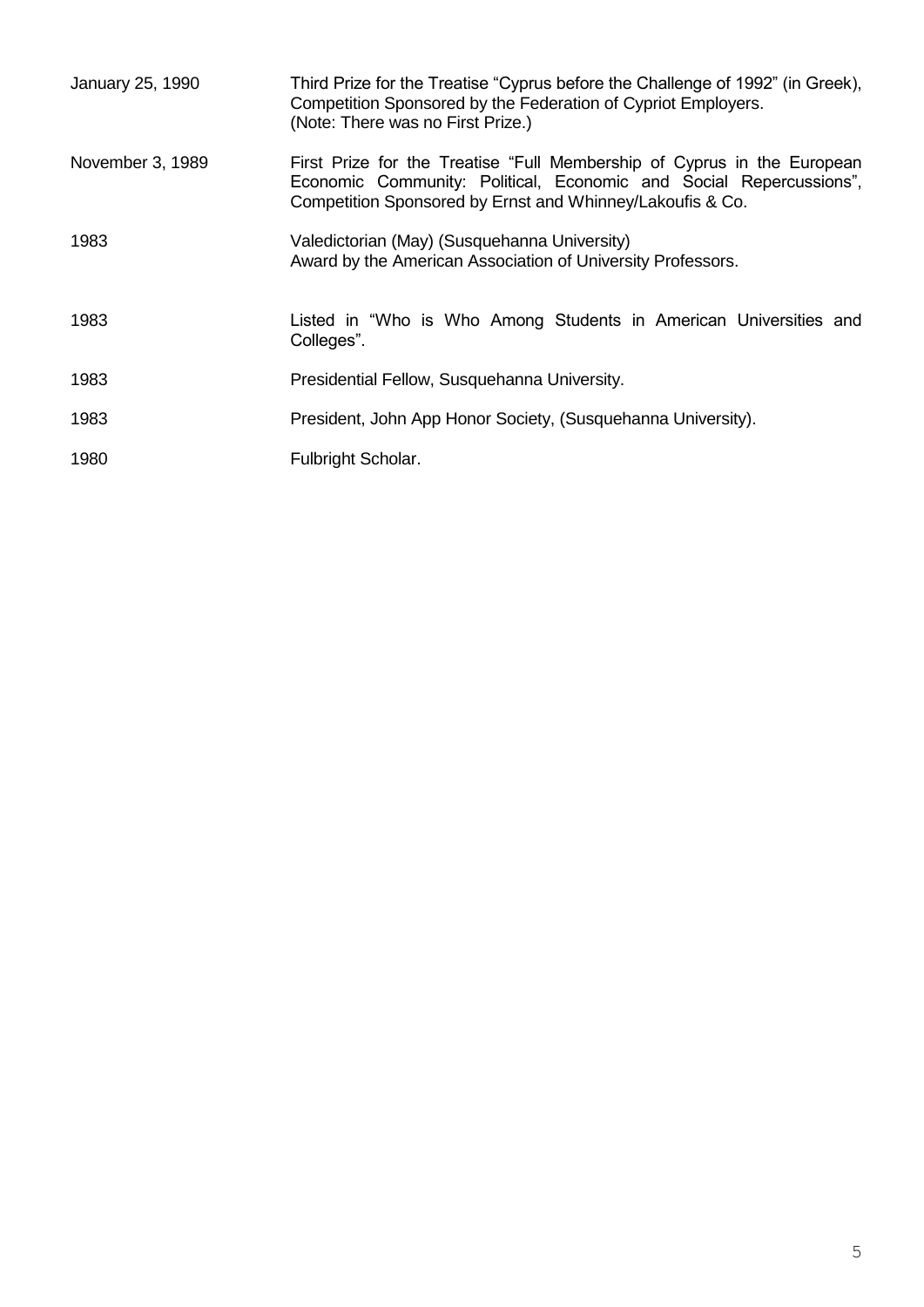| | |
|---|---|
| January 25, 1990 | Third Prize for the Treatise “Cyprus before the Challenge of 1992” (in Greek), Competition Sponsored by the Federation of Cypriot Employers. (Note: There was no First Prize.) |
| November 3, 1989 | First Prize for the Treatise “Full Membership of Cyprus in the European Economic Community: Political, Economic and Social Repercussions”, Competition Sponsored by Ernst and Whinney/Lakoufis & Co. |
| 1983 | Valedictorian (May) (Susquehanna University) Award by the American Association of University Professors. |
| 1983 | Listed in “Who is Who Among Students in American Universities and Colleges”. |
| 1983 | Presidential Fellow, Susquehanna University. |
| 1983 | President, John App Honor Society, (Susquehanna University). |
| 1980 | Fulbright Scholar. |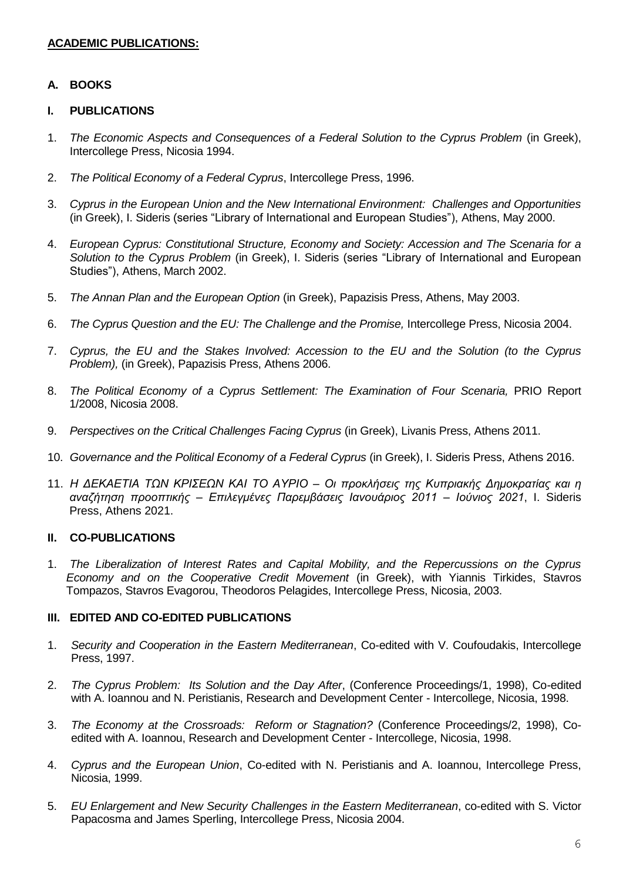## ACADEMIC PUBLICATIONS:

### A. BOOKS

#### I. PUBLICATIONS

1. *The Economic Aspects and Consequences of a Federal Solution to the Cyprus Problem* (in Greek), Intercollege Press, Nicosia 1994.

2. *The Political Economy of a Federal Cyprus*, Intercollege Press, 1996.

3. *Cyprus in the European Union and the New International Environment: Challenges and Opportunities* (in Greek), I. Sideris (series "Library of International and European Studies"), Athens, May 2000.

4. *European Cyprus: Constitutional Structure, Economy and Society: Accession and The Scenaria for a Solution to the Cyprus Problem* (in Greek), I. Sideris (series "Library of International and European Studies"), Athens, March 2002.

5. *The Annan Plan and the European Option* (in Greek), Papazisis Press, Athens, May 2003.

6. *The Cyprus Question and the EU: The Challenge and the Promise,* Intercollege Press, Nicosia 2004.

7. *Cyprus, the EU and the Stakes Involved: Accession to the EU and the Solution (to the Cyprus Problem),* (in Greek), Papazisis Press, Athens 2006.

8. *The Political Economy of a Cyprus Settlement: The Examination of Four Scenaria,* PRIO Report 1/2008, Nicosia 2008.

9. *Perspectives on the Critical Challenges Facing Cyprus* (in Greek), Livanis Press, Athens 2011.

10. *Governance and the Political Economy of a Federal Cyprus* (in Greek), I. Sideris Press, Athens 2016.

11. *Η ΔΕΚΑΕΤΙΑ ΤΩΝ ΚΡΙΣΕΩΝ ΚΑΙ ΤΟ ΑΥΡΙΟ – Οι προκλήσεις της Κυπριακής Δημοκρατίας και η αναζήτηση προοπτικής – Επιλεγμένες Παρεμβάσεις Ιανουάριος 2011 – Ιούνιος 2021*, I. Sideris Press, Athens 2021.

#### II. CO-PUBLICATIONS

1. *The Liberalization of Interest Rates and Capital Mobility, and the Repercussions on the Cyprus Economy and on the Cooperative Credit Movement* (in Greek), with Yiannis Tirkides, Stavros Tompazos, Stavros Evagorou, Theodoros Pelagides, Intercollege Press, Nicosia, 2003.

#### III. EDITED AND CO-EDITED PUBLICATIONS

1. *Security and Cooperation in the Eastern Mediterranean*, Co-edited with V. Coufoudakis, Intercollege Press, 1997.

2. *The Cyprus Problem: Its Solution and the Day After*, (Conference Proceedings/1, 1998), Co-edited with A. Ioannou and N. Peristianis, Research and Development Center - Intercollege, Nicosia, 1998.

3. *The Economy at the Crossroads: Reform or Stagnation?* (Conference Proceedings/2, 1998), Co-edited with A. Ioannou, Research and Development Center - Intercollege, Nicosia, 1998.

4. *Cyprus and the European Union*, Co-edited with N. Peristianis and A. Ioannou, Intercollege Press, Nicosia, 1999.

5. *EU Enlargement and New Security Challenges in the Eastern Mediterranean*, co-edited with S. Victor Papacosma and James Sperling, Intercollege Press, Nicosia 2004.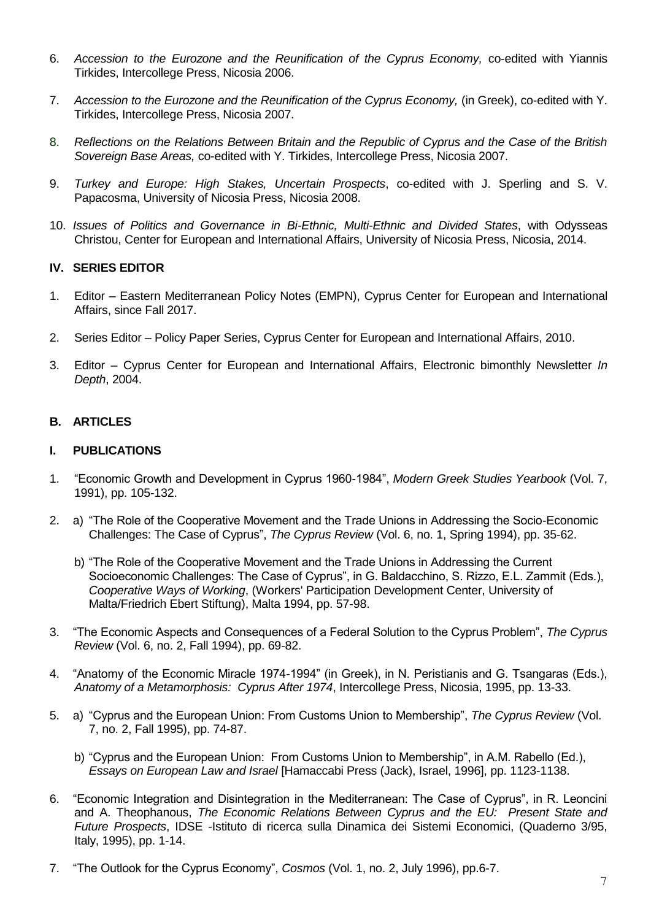6. *Accession to the Eurozone and the Reunification of the Cyprus Economy,* co-edited with Yiannis Tirkides, Intercollege Press, Nicosia 2006.

7. *Accession to the Eurozone and the Reunification of the Cyprus Economy,* (in Greek), co-edited with Y. Tirkides, Intercollege Press, Nicosia 2007.

8. *Reflections on the Relations Between Britain and the Republic of Cyprus and the Case of the British Sovereign Base Areas,* co-edited with Y. Tirkides, Intercollege Press, Nicosia 2007.

9. *Turkey and Europe: High Stakes, Uncertain Prospects*, co-edited with J. Sperling and S. V. Papacosma, University of Nicosia Press, Nicosia 2008.

10. *Issues of Politics and Governance in Bi-Ethnic, Multi-Ethnic and Divided States*, with Odysseas Christou, Center for European and International Affairs, University of Nicosia Press, Nicosia, 2014.

### IV. SERIES EDITOR

1. Editor – Eastern Mediterranean Policy Notes (EMPN), Cyprus Center for European and International Affairs, since Fall 2017.

2. Series Editor – Policy Paper Series, Cyprus Center for European and International Affairs, 2010.

3. Editor – Cyprus Center for European and International Affairs, Electronic bimonthly Newsletter *In Depth*, 2004.

## B. ARTICLES

### I. PUBLICATIONS

1. "Economic Growth and Development in Cyprus 1960-1984", *Modern Greek Studies Yearbook* (Vol. 7, 1991), pp. 105-132.

2. a) "The Role of the Cooperative Movement and the Trade Unions in Addressing the Socio-Economic Challenges: The Case of Cyprus", *The Cyprus Review* (Vol. 6, no. 1, Spring 1994), pp. 35-62.

   b) "The Role of the Cooperative Movement and the Trade Unions in Addressing the Current Socioeconomic Challenges: The Case of Cyprus", in G. Baldacchino, S. Rizzo, E.L. Zammit (Eds.), *Cooperative Ways of Working*, (Workers' Participation Development Center, University of Malta/Friedrich Ebert Stiftung), Malta 1994, pp. 57-98.

3. "The Economic Aspects and Consequences of a Federal Solution to the Cyprus Problem", *The Cyprus Review* (Vol. 6, no. 2, Fall 1994), pp. 69-82.

4. "Anatomy of the Economic Miracle 1974-1994" (in Greek), in N. Peristianis and G. Tsangaras (Eds.), *Anatomy of a Metamorphosis: Cyprus After 1974*, Intercollege Press, Nicosia, 1995, pp. 13-33.

5. a) "Cyprus and the European Union: From Customs Union to Membership", *The Cyprus Review* (Vol. 7, no. 2, Fall 1995), pp. 74-87.

   b) "Cyprus and the European Union: From Customs Union to Membership", in A.M. Rabello (Ed.), *Essays on European Law and Israel* [Hamaccabi Press (Jack), Israel, 1996], pp. 1123-1138.

6. "Economic Integration and Disintegration in the Mediterranean: The Case of Cyprus", in R. Leoncini and A. Theophanous, *The Economic Relations Between Cyprus and the EU: Present State and Future Prospects*, IDSE -Istituto di ricerca sulla Dinamica dei Sistemi Economici, (Quaderno 3/95, Italy, 1995), pp. 1-14.

7. "The Outlook for the Cyprus Economy", *Cosmos* (Vol. 1, no. 2, July 1996), pp.6-7.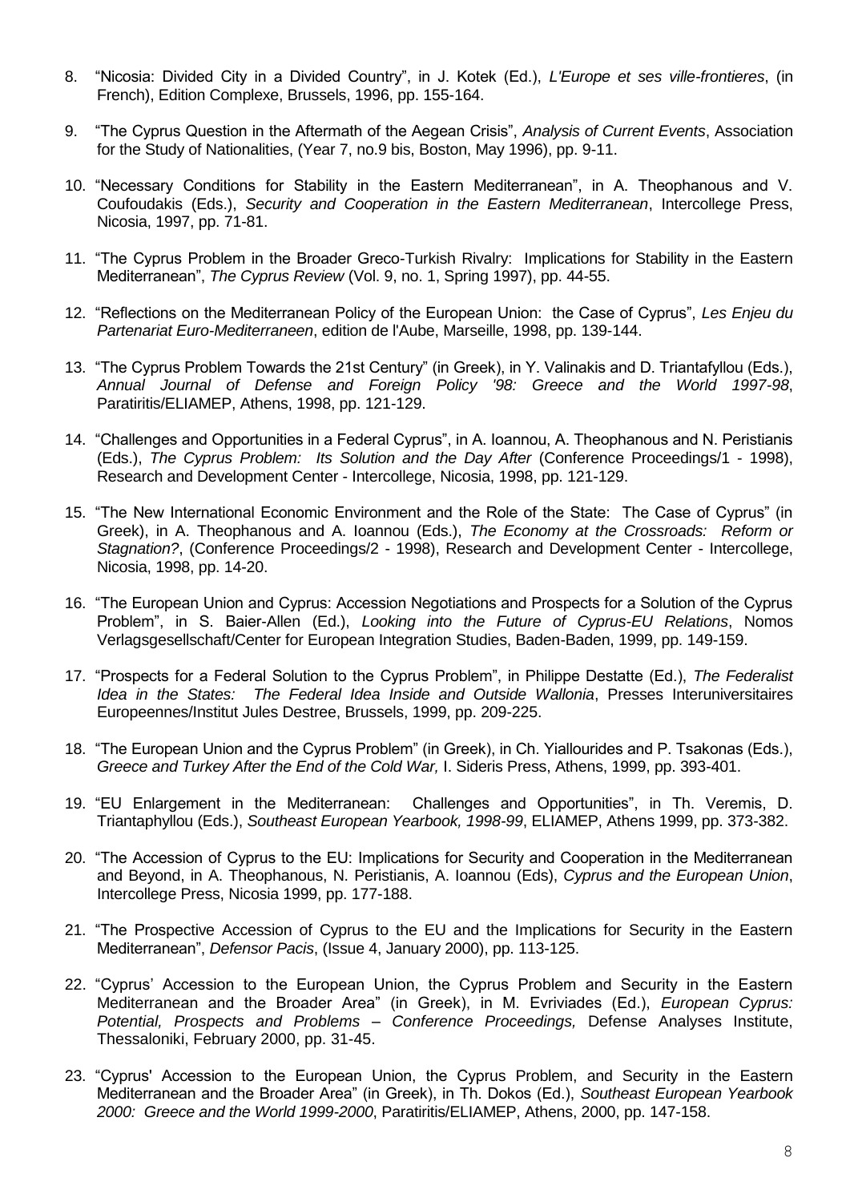8. "Nicosia: Divided City in a Divided Country", in J. Kotek (Ed.), *L'Europe et ses ville-frontieres*, (in French), Edition Complexe, Brussels, 1996, pp. 155-164.

9. "The Cyprus Question in the Aftermath of the Aegean Crisis", *Analysis of Current Events*, Association for the Study of Nationalities, (Year 7, no.9 bis, Boston, May 1996), pp. 9-11.

10. "Necessary Conditions for Stability in the Eastern Mediterranean", in A. Theophanous and V. Coufoudakis (Eds.), *Security and Cooperation in the Eastern Mediterranean*, Intercollege Press, Nicosia, 1997, pp. 71-81.

11. "The Cyprus Problem in the Broader Greco-Turkish Rivalry: Implications for Stability in the Eastern Mediterranean", *The Cyprus Review* (Vol. 9, no. 1, Spring 1997), pp. 44-55.

12. "Reflections on the Mediterranean Policy of the European Union: the Case of Cyprus", *Les Enjeu du Partenariat Euro-Mediterraneen*, edition de l'Aube, Marseille, 1998, pp. 139-144.

13. "The Cyprus Problem Towards the 21st Century" (in Greek), in Y. Valinakis and D. Triantafyllou (Eds.), *Annual Journal of Defense and Foreign Policy '98: Greece and the World 1997-98*, Paratiritis/ELIAMEP, Athens, 1998, pp. 121-129.

14. "Challenges and Opportunities in a Federal Cyprus", in A. Ioannou, A. Theophanous and N. Peristianis (Eds.), *The Cyprus Problem: Its Solution and the Day After* (Conference Proceedings/1 - 1998), Research and Development Center - Intercollege, Nicosia, 1998, pp. 121-129.

15. "The New International Economic Environment and the Role of the State: The Case of Cyprus" (in Greek), in A. Theophanous and A. Ioannou (Eds.), *The Economy at the Crossroads: Reform or Stagnation?*, (Conference Proceedings/2 - 1998), Research and Development Center - Intercollege, Nicosia, 1998, pp. 14-20.

16. "The European Union and Cyprus: Accession Negotiations and Prospects for a Solution of the Cyprus Problem", in S. Baier-Allen (Ed.), *Looking into the Future of Cyprus-EU Relations*, Nomos Verlagsgesellschaft/Center for European Integration Studies, Baden-Baden, 1999, pp. 149-159.

17. "Prospects for a Federal Solution to the Cyprus Problem", in Philippe Destatte (Ed.), *The Federalist Idea in the States: The Federal Idea Inside and Outside Wallonia*, Presses Interuniversitaires Europeennes/Institut Jules Destree, Brussels, 1999, pp. 209-225.

18. "The European Union and the Cyprus Problem" (in Greek), in Ch. Yiallourides and P. Tsakonas (Eds.), *Greece and Turkey After the End of the Cold War,* I. Sideris Press, Athens, 1999, pp. 393-401.

19. "EU Enlargement in the Mediterranean: Challenges and Opportunities", in Th. Veremis, D. Triantaphyllou (Eds.), *Southeast European Yearbook, 1998-99*, ELIAMEP, Athens 1999, pp. 373-382.

20. "The Accession of Cyprus to the EU: Implications for Security and Cooperation in the Mediterranean and Beyond, in A. Theophanous, N. Peristianis, A. Ioannou (Eds), *Cyprus and the European Union*, Intercollege Press, Nicosia 1999, pp. 177-188.

21. "The Prospective Accession of Cyprus to the EU and the Implications for Security in the Eastern Mediterranean", *Defensor Pacis*, (Issue 4, January 2000), pp. 113-125.

22. "Cyprus' Accession to the European Union, the Cyprus Problem and Security in the Eastern Mediterranean and the Broader Area" (in Greek), in M. Evriviades (Ed.), *European Cyprus: Potential, Prospects and Problems – Conference Proceedings,* Defense Analyses Institute, Thessaloniki, February 2000, pp. 31-45.

23. "Cyprus' Accession to the European Union, the Cyprus Problem, and Security in the Eastern Mediterranean and the Broader Area" (in Greek), in Th. Dokos (Ed.), *Southeast European Yearbook 2000: Greece and the World 1999-2000*, Paratiritis/ELIAMEP, Athens, 2000, pp. 147-158.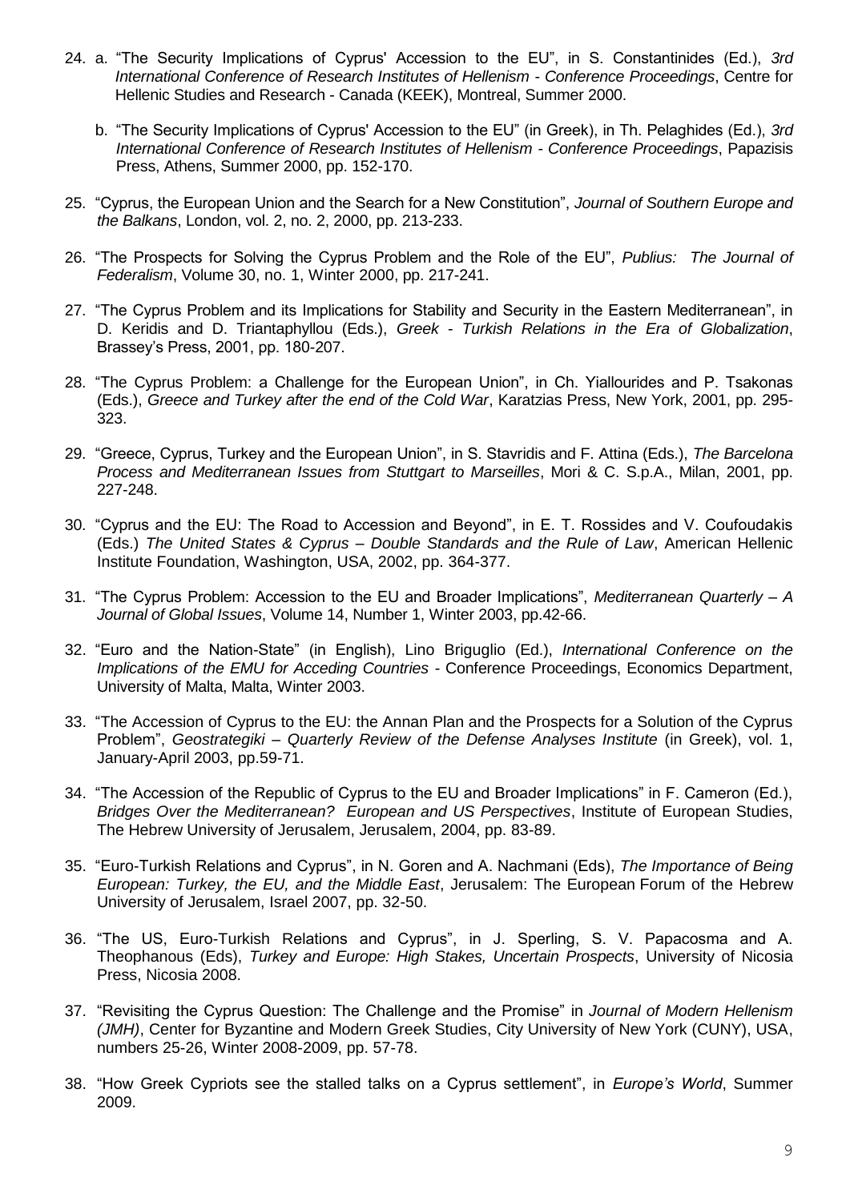24. a. "The Security Implications of Cyprus' Accession to the EU", in S. Constantinides (Ed.), *3rd International Conference of Research Institutes of Hellenism - Conference Proceedings*, Centre for Hellenic Studies and Research - Canada (KEEK), Montreal, Summer 2000.

    b. "The Security Implications of Cyprus' Accession to the EU" (in Greek), in Th. Pelaghides (Ed.), *3rd International Conference of Research Institutes of Hellenism - Conference Proceedings*, Papazisis Press, Athens, Summer 2000, pp. 152-170.

25. "Cyprus, the European Union and the Search for a New Constitution", *Journal of Southern Europe and the Balkans*, London, vol. 2, no. 2, 2000, pp. 213-233.

26. "The Prospects for Solving the Cyprus Problem and the Role of the EU", *Publius: The Journal of Federalism*, Volume 30, no. 1, Winter 2000, pp. 217-241.

27. "The Cyprus Problem and its Implications for Stability and Security in the Eastern Mediterranean", in D. Keridis and D. Triantaphyllou (Eds.), *Greek - Turkish Relations in the Era of Globalization*, Brassey's Press, 2001, pp. 180-207.

28. "The Cyprus Problem: a Challenge for the European Union", in Ch. Yiallourides and P. Tsakonas (Eds.), *Greece and Turkey after the end of the Cold War*, Karatzias Press, New York, 2001, pp. 295-323.

29. "Greece, Cyprus, Turkey and the European Union", in S. Stavridis and F. Attina (Eds.), *The Barcelona Process and Mediterranean Issues from Stuttgart to Marseilles*, Mori & C. S.p.A., Milan, 2001, pp. 227-248.

30. "Cyprus and the EU: The Road to Accession and Beyond", in E. T. Rossides and V. Coufoudakis (Eds.) *The United States & Cyprus – Double Standards and the Rule of Law*, American Hellenic Institute Foundation, Washington, USA, 2002, pp. 364-377.

31. "The Cyprus Problem: Accession to the EU and Broader Implications", *Mediterranean Quarterly – A Journal of Global Issues*, Volume 14, Number 1, Winter 2003, pp.42-66.

32. "Euro and the Nation-State" (in English), Lino Briguglio (Ed.), *International Conference on the Implications of the EMU for Acceding Countries* - Conference Proceedings, Economics Department, University of Malta, Malta, Winter 2003.

33. "The Accession of Cyprus to the EU: the Annan Plan and the Prospects for a Solution of the Cyprus Problem", *Geostrategiki – Quarterly Review of the Defense Analyses Institute* (in Greek), vol. 1, January-April 2003, pp.59-71.

34. "The Accession of the Republic of Cyprus to the EU and Broader Implications" in F. Cameron (Ed.), *Bridges Over the Mediterranean? European and US Perspectives*, Institute of European Studies, The Hebrew University of Jerusalem, Jerusalem, 2004, pp. 83-89.

35. "Euro-Turkish Relations and Cyprus", in N. Goren and A. Nachmani (Eds), *The Importance of Being European: Turkey, the EU, and the Middle East*, Jerusalem: The European Forum of the Hebrew University of Jerusalem, Israel 2007, pp. 32-50.

36. "The US, Euro-Turkish Relations and Cyprus", in J. Sperling, S. V. Papacosma and A. Theophanous (Eds), *Turkey and Europe: High Stakes, Uncertain Prospects*, University of Nicosia Press, Nicosia 2008.

37. "Revisiting the Cyprus Question: The Challenge and the Promise" in *Journal of Modern Hellenism (JMH)*, Center for Byzantine and Modern Greek Studies, City University of New York (CUNY), USA, numbers 25-26, Winter 2008-2009, pp. 57-78.

38. "How Greek Cypriots see the stalled talks on a Cyprus settlement", in *Europe's World*, Summer 2009.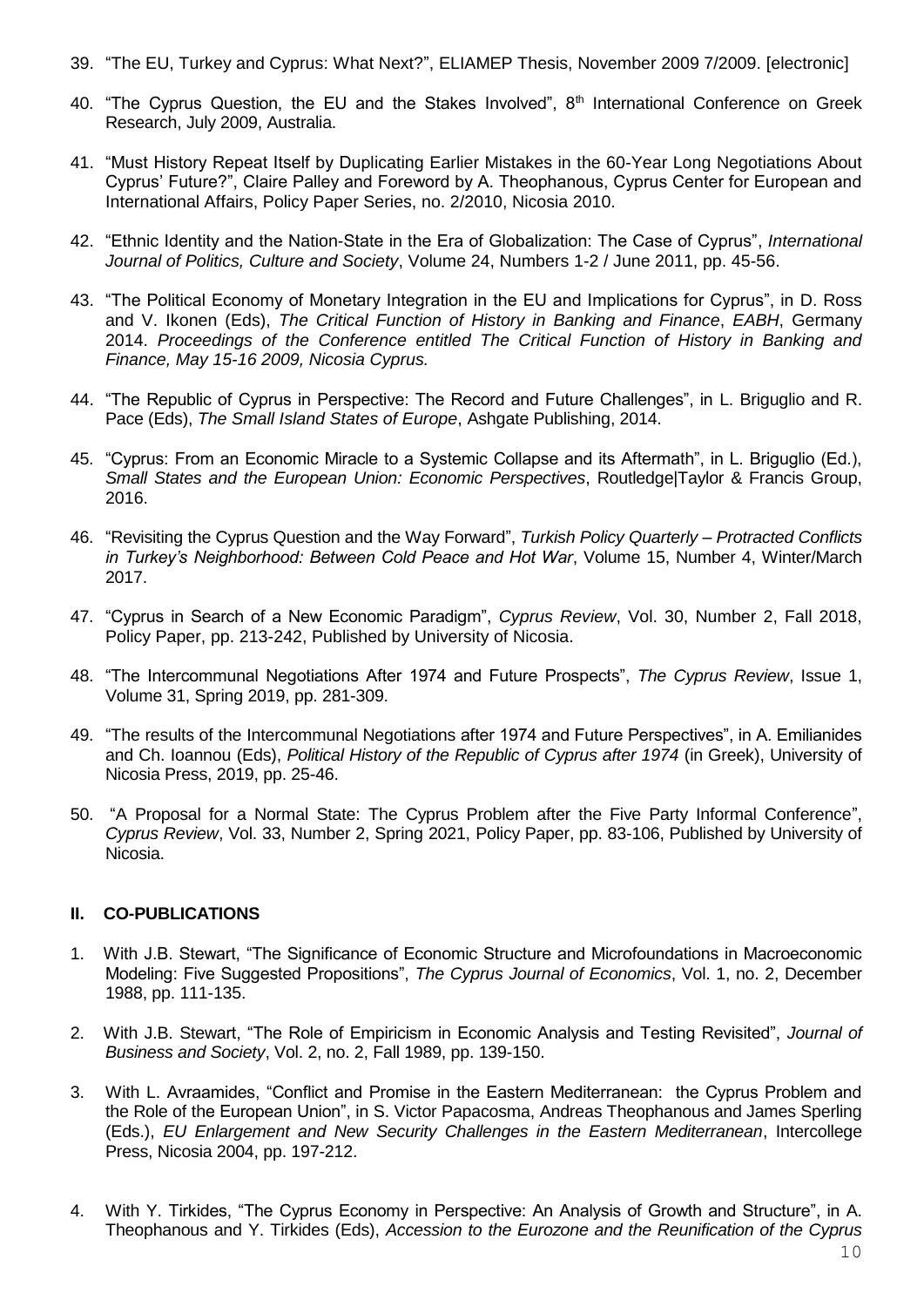39. "The EU, Turkey and Cyprus: What Next?", ELIAMEP Thesis, November 2009 7/2009. [electronic]

40. "The Cyprus Question, the EU and the Stakes Involved", 8th International Conference on Greek Research, July 2009, Australia.

41. "Must History Repeat Itself by Duplicating Earlier Mistakes in the 60-Year Long Negotiations About Cyprus' Future?", Claire Palley and Foreword by A. Theophanous, Cyprus Center for European and International Affairs, Policy Paper Series, no. 2/2010, Nicosia 2010.

42. "Ethnic Identity and the Nation-State in the Era of Globalization: The Case of Cyprus", *International Journal of Politics, Culture and Society*, Volume 24, Numbers 1-2 / June 2011, pp. 45-56.

43. "The Political Economy of Monetary Integration in the EU and Implications for Cyprus", in D. Ross and V. Ikonen (Eds), *The Critical Function of History in Banking and Finance*, *EABH*, Germany 2014. *Proceedings of the Conference entitled The Critical Function of History in Banking and Finance, May 15-16 2009, Nicosia Cyprus.*

44. "The Republic of Cyprus in Perspective: The Record and Future Challenges", in L. Briguglio and R. Pace (Eds), *The Small Island States of Europe*, Ashgate Publishing, 2014.

45. "Cyprus: From an Economic Miracle to a Systemic Collapse and its Aftermath", in L. Briguglio (Ed.), *Small States and the European Union: Economic Perspectives*, Routledge|Taylor & Francis Group, 2016.

46. "Revisiting the Cyprus Question and the Way Forward", *Turkish Policy Quarterly – Protracted Conflicts in Turkey's Neighborhood: Between Cold Peace and Hot War*, Volume 15, Number 4, Winter/March 2017.

47. "Cyprus in Search of a New Economic Paradigm", *Cyprus Review*, Vol. 30, Number 2, Fall 2018, Policy Paper, pp. 213-242, Published by University of Nicosia.

48. "The Intercommunal Negotiations After 1974 and Future Prospects", *The Cyprus Review*, Issue 1, Volume 31, Spring 2019, pp. 281-309.

49. "The results of the Intercommunal Negotiations after 1974 and Future Perspectives", in A. Emilianides and Ch. Ioannou (Eds), *Political History of the Republic of Cyprus after 1974* (in Greek), University of Nicosia Press, 2019, pp. 25-46.

50. "A Proposal for a Normal State: The Cyprus Problem after the Five Party Informal Conference", *Cyprus Review*, Vol. 33, Number 2, Spring 2021, Policy Paper, pp. 83-106, Published by University of Nicosia.

## II. CO-PUBLICATIONS

1. With J.B. Stewart, "The Significance of Economic Structure and Microfoundations in Macroeconomic Modeling: Five Suggested Propositions", *The Cyprus Journal of Economics*, Vol. 1, no. 2, December 1988, pp. 111-135.

2. With J.B. Stewart, "The Role of Empiricism in Economic Analysis and Testing Revisited", *Journal of Business and Society*, Vol. 2, no. 2, Fall 1989, pp. 139-150.

3. With L. Avraamides, "Conflict and Promise in the Eastern Mediterranean: the Cyprus Problem and the Role of the European Union", in S. Victor Papacosma, Andreas Theophanous and James Sperling (Eds.), *EU Enlargement and New Security Challenges in the Eastern Mediterranean*, Intercollege Press, Nicosia 2004, pp. 197-212.

4. With Y. Tirkides, "The Cyprus Economy in Perspective: An Analysis of Growth and Structure", in A. Theophanous and Y. Tirkides (Eds), *Accession to the Eurozone and the Reunification of the Cyprus*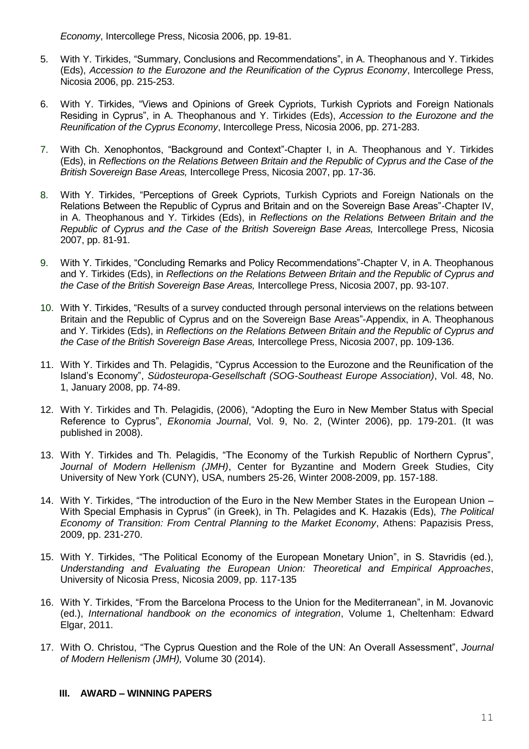*Economy*, Intercollege Press, Nicosia 2006, pp. 19-81.

5. With Y. Tirkides, "Summary, Conclusions and Recommendations", in A. Theophanous and Y. Tirkides (Eds), *Accession to the Eurozone and the Reunification of the Cyprus Economy*, Intercollege Press, Nicosia 2006, pp. 215-253.

6. With Y. Tirkides, "Views and Opinions of Greek Cypriots, Turkish Cypriots and Foreign Nationals Residing in Cyprus", in A. Theophanous and Y. Tirkides (Eds), *Accession to the Eurozone and the Reunification of the Cyprus Economy*, Intercollege Press, Nicosia 2006, pp. 271-283.

7. With Ch. Xenophontos, "Background and Context"-Chapter I, in A. Theophanous and Y. Tirkides (Eds), in *Reflections on the Relations Between Britain and the Republic of Cyprus and the Case of the British Sovereign Base Areas,* Intercollege Press, Nicosia 2007, pp. 17-36.

8. With Y. Tirkides, "Perceptions of Greek Cypriots, Turkish Cypriots and Foreign Nationals on the Relations Between the Republic of Cyprus and Britain and on the Sovereign Base Areas"-Chapter IV, in A. Theophanous and Y. Tirkides (Eds), in *Reflections on the Relations Between Britain and the Republic of Cyprus and the Case of the British Sovereign Base Areas,* Intercollege Press, Nicosia 2007, pp. 81-91.

9. With Y. Tirkides, "Concluding Remarks and Policy Recommendations"-Chapter V, in A. Theophanous and Y. Tirkides (Eds), in *Reflections on the Relations Between Britain and the Republic of Cyprus and the Case of the British Sovereign Base Areas,* Intercollege Press, Nicosia 2007, pp. 93-107.

10. With Y. Tirkides, "Results of a survey conducted through personal interviews on the relations between Britain and the Republic of Cyprus and on the Sovereign Base Areas"-Appendix, in A. Theophanous and Y. Tirkides (Eds), in *Reflections on the Relations Between Britain and the Republic of Cyprus and the Case of the British Sovereign Base Areas,* Intercollege Press, Nicosia 2007, pp. 109-136.

11. With Y. Tirkides and Th. Pelagidis, "Cyprus Accession to the Eurozone and the Reunification of the Island's Economy", *Südosteuropa-Gesellschaft (SOG-Southeast Europe Association)*, Vol. 48, No. 1, January 2008, pp. 74-89.

12. With Y. Tirkides and Th. Pelagidis, (2006), "Adopting the Euro in New Member Status with Special Reference to Cyprus", *Ekonomia Journal*, Vol. 9, No. 2, (Winter 2006), pp. 179-201. (It was published in 2008).

13. With Y. Tirkides and Th. Pelagidis, "The Economy of the Turkish Republic of Northern Cyprus", *Journal of Modern Hellenism (JMH)*, Center for Byzantine and Modern Greek Studies, City University of New York (CUNY), USA, numbers 25-26, Winter 2008-2009, pp. 157-188.

14. With Y. Tirkides, "The introduction of the Euro in the New Member States in the European Union – With Special Emphasis in Cyprus" (in Greek), in Th. Pelagides and K. Hazakis (Eds), *The Political Economy of Transition: From Central Planning to the Market Economy*, Athens: Papazisis Press, 2009, pp. 231-270.

15. With Y. Tirkides, "The Political Economy of the European Monetary Union", in S. Stavridis (ed.), *Understanding and Evaluating the European Union: Theoretical and Empirical Approaches*, University of Nicosia Press, Nicosia 2009, pp. 117-135

16. With Y. Tirkides, "From the Barcelona Process to the Union for the Mediterranean", in M. Jovanovic (ed.), *International handbook on the economics of integration*, Volume 1, Cheltenham: Edward Elgar, 2011.

17. With O. Christou, "The Cyprus Question and the Role of the UN: An Overall Assessment", *Journal of Modern Hellenism (JMH),* Volume 30 (2014).

### III. AWARD – WINNING PAPERS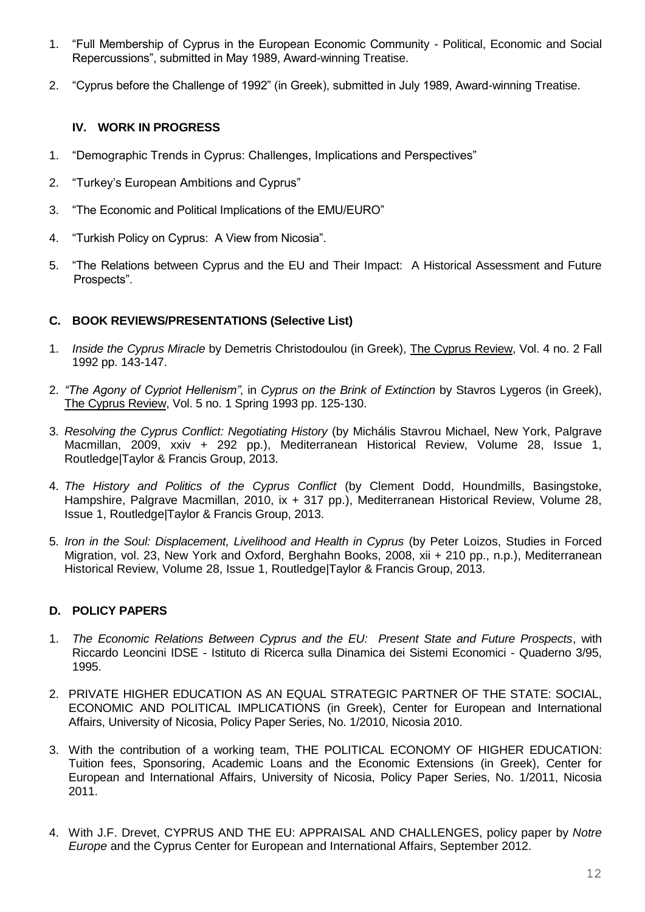1. "Full Membership of Cyprus in the European Economic Community - Political, Economic and Social Repercussions", submitted in May 1989, Award-winning Treatise.

2. "Cyprus before the Challenge of 1992" (in Greek), submitted in July 1989, Award-winning Treatise.

### IV. WORK IN PROGRESS

1. "Demographic Trends in Cyprus: Challenges, Implications and Perspectives"

2. "Turkey's European Ambitions and Cyprus"

3. "The Economic and Political Implications of the EMU/EURO"

4. "Turkish Policy on Cyprus: A View from Nicosia".

5. "The Relations between Cyprus and the EU and Their Impact: A Historical Assessment and Future Prospects".

## C. BOOK REVIEWS/PRESENTATIONS (Selective List)

1. *Inside the Cyprus Miracle* by Demetris Christodoulou (in Greek), The Cyprus Review, Vol. 4 no. 2 Fall 1992 pp. 143-147.

2. *"The Agony of Cypriot Hellenism"*, in *Cyprus on the Brink of Extinction* by Stavros Lygeros (in Greek), The Cyprus Review, Vol. 5 no. 1 Spring 1993 pp. 125-130.

3. *Resolving the Cyprus Conflict: Negotiating History* (by Michális Stavrou Michael, New York, Palgrave Macmillan, 2009, xxiv + 292 pp.), Mediterranean Historical Review, Volume 28, Issue 1, Routledge|Taylor & Francis Group, 2013.

4. *The History and Politics of the Cyprus Conflict* (by Clement Dodd, Houndmills, Basingstoke, Hampshire, Palgrave Macmillan, 2010, ix + 317 pp.), Mediterranean Historical Review, Volume 28, Issue 1, Routledge|Taylor & Francis Group, 2013.

5. *Iron in the Soul: Displacement, Livelihood and Health in Cyprus* (by Peter Loizos, Studies in Forced Migration, vol. 23, New York and Oxford, Berghahn Books, 2008, xii + 210 pp., n.p.), Mediterranean Historical Review, Volume 28, Issue 1, Routledge|Taylor & Francis Group, 2013.

## D. POLICY PAPERS

1. *The Economic Relations Between Cyprus and the EU: Present State and Future Prospects*, with Riccardo Leoncini IDSE - Istituto di Ricerca sulla Dinamica dei Sistemi Economici - Quaderno 3/95, 1995.

2. PRIVATE HIGHER EDUCATION AS AN EQUAL STRATEGIC PARTNER OF THE STATE: SOCIAL, ECONOMIC AND POLITICAL IMPLICATIONS (in Greek), Center for European and International Affairs, University of Nicosia, Policy Paper Series, No. 1/2010, Nicosia 2010.

3. With the contribution of a working team, THE POLITICAL ECONOMY OF HIGHER EDUCATION: Tuition fees, Sponsoring, Academic Loans and the Economic Extensions (in Greek), Center for European and International Affairs, University of Nicosia, Policy Paper Series, No. 1/2011, Nicosia 2011.

4. With J.F. Drevet, CYPRUS AND THE EU: APPRAISAL AND CHALLENGES, policy paper by *Notre Europe* and the Cyprus Center for European and International Affairs, September 2012.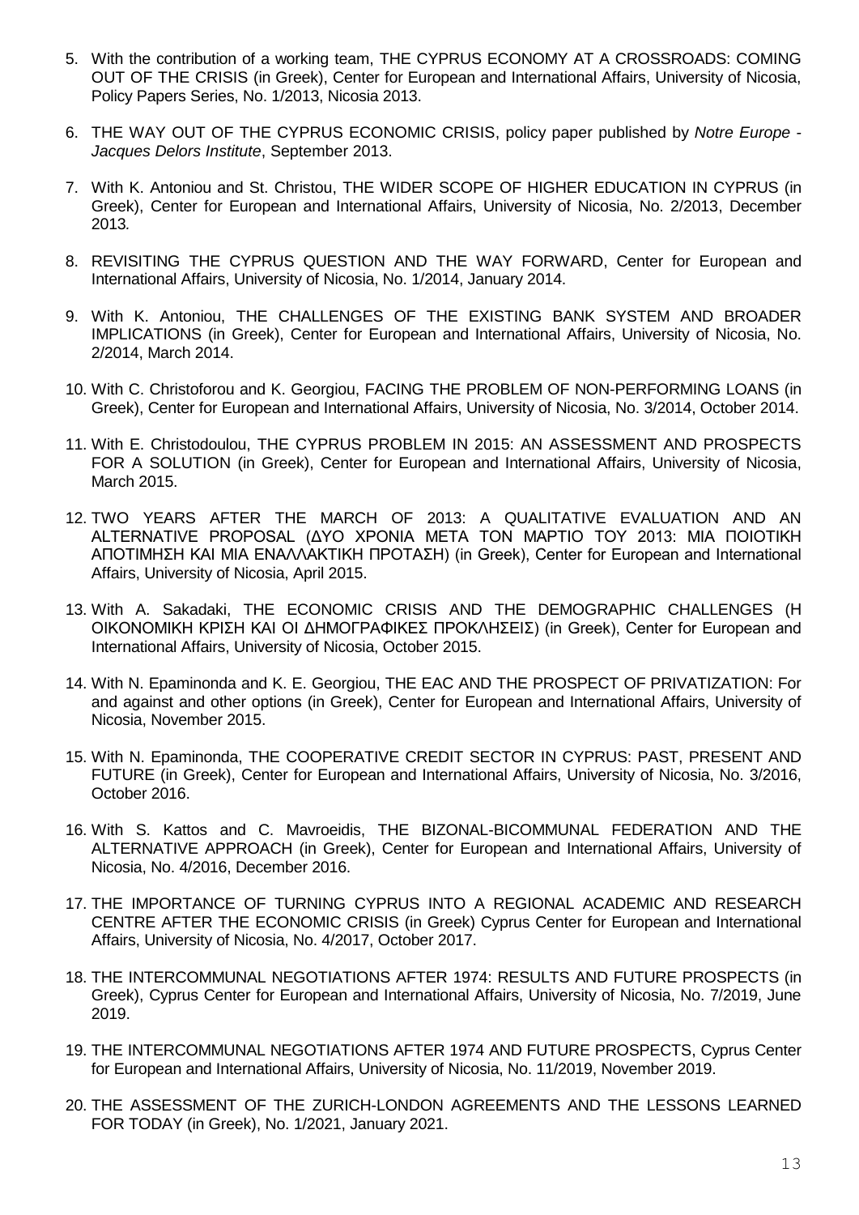5. With the contribution of a working team, THE CYPRUS ECONOMY AT A CROSSROADS: COMING OUT OF THE CRISIS (in Greek), Center for European and International Affairs, University of Nicosia, Policy Papers Series, No. 1/2013, Nicosia 2013.

6. THE WAY OUT OF THE CYPRUS ECONOMIC CRISIS, policy paper published by *Notre Europe - Jacques Delors Institute*, September 2013.

7. With K. Antoniou and St. Christou, THE WIDER SCOPE OF HIGHER EDUCATION IN CYPRUS (in Greek), Center for European and International Affairs, University of Nicosia, No. 2/2013, December 2013*.*

8. REVISITING THE CYPRUS QUESTION AND THE WAY FORWARD, Center for European and International Affairs, University of Nicosia, No. 1/2014, January 2014.

9. With K. Antoniou, THE CHALLENGES OF THE EXISTING BANK SYSTEM AND BROADER IMPLICATIONS (in Greek), Center for European and International Affairs, University of Nicosia, No. 2/2014, March 2014.

10. With C. Christoforou and K. Georgiou, FACING THE PROBLEM OF NON-PERFORMING LOANS (in Greek), Center for European and International Affairs, University of Nicosia, No. 3/2014, October 2014.

11. With E. Christodoulou, THE CYPRUS PROBLEM IN 2015: AN ASSESSMENT AND PROSPECTS FOR A SOLUTION (in Greek), Center for European and International Affairs, University of Nicosia, March 2015.

12. TWO YEARS AFTER THE MARCH OF 2013: A QUALITATIVE EVALUATION AND AN ALTERNATIVE PROPOSAL (ΔΥΟ ΧΡΟΝΙΑ ΜΕΤΑ ΤΟΝ ΜΑΡΤΙΟ ΤΟΥ 2013: ΜΙΑ ΠΟΙΟΤΙΚΗ ΑΠΟΤΙΜΗΣΗ ΚΑΙ ΜΙΑ ΕΝΑΛΛΑΚΤΙΚΗ ΠΡΟΤΑΣΗ) (in Greek), Center for European and International Affairs, University of Nicosia, April 2015.

13. With A. Sakadaki, THE ECONOMIC CRISIS AND THE DEMOGRAPHIC CHALLENGES (Η ΟΙΚΟΝΟΜΙΚΗ ΚΡΙΣΗ ΚΑΙ ΟΙ ΔΗΜΟΓΡΑΦΙΚΕΣ ΠΡΟΚΛΗΣΕΙΣ) (in Greek), Center for European and International Affairs, University of Nicosia, October 2015.

14. With N. Epaminonda and K. E. Georgiou, THE EAC AND THE PROSPECT OF PRIVATIZATION: For and against and other options (in Greek), Center for European and International Affairs, University of Nicosia, November 2015.

15. With N. Epaminonda, THE COOPERATIVE CREDIT SECTOR IN CYPRUS: PAST, PRESENT AND FUTURE (in Greek), Center for European and International Affairs, University of Nicosia, No. 3/2016, October 2016.

16. With S. Kattos and C. Mavroeidis, THE BIZONAL-BICOMMUNAL FEDERATION AND THE ALTERNATIVE APPROACH (in Greek), Center for European and International Affairs, University of Nicosia, No. 4/2016, December 2016.

17. THE IMPORTANCE OF TURNING CYPRUS INTO A REGIONAL ACADEMIC AND RESEARCH CENTRE AFTER THE ECONOMIC CRISIS (in Greek) Cyprus Center for European and International Affairs, University of Nicosia, No. 4/2017, October 2017.

18. THE INTERCOMMUNAL NEGOTIATIONS AFTER 1974: RESULTS AND FUTURE PROSPECTS (in Greek), Cyprus Center for European and International Affairs, University of Nicosia, No. 7/2019, June 2019.

19. THE INTERCOMMUNAL NEGOTIATIONS AFTER 1974 AND FUTURE PROSPECTS, Cyprus Center for European and International Affairs, University of Nicosia, No. 11/2019, November 2019.

20. THE ASSESSMENT OF THE ZURICH-LONDON AGREEMENTS AND THE LESSONS LEARNED FOR TODAY (in Greek), No. 1/2021, January 2021.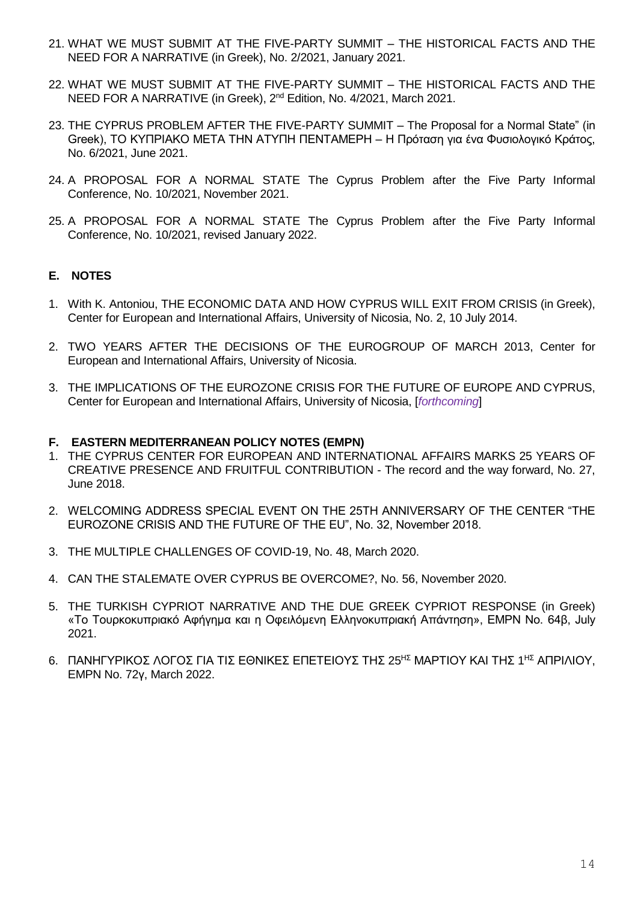21. WHAT WE MUST SUBMIT AT THE FIVE-PARTY SUMMIT – THE HISTORICAL FACTS AND THE NEED FOR A NARRATIVE (in Greek), No. 2/2021, January 2021.

22. WHAT WE MUST SUBMIT AT THE FIVE-PARTY SUMMIT – THE HISTORICAL FACTS AND THE NEED FOR A NARRATIVE (in Greek), 2nd Edition, No. 4/2021, March 2021.

23. THE CYPRUS PROBLEM AFTER THE FIVE-PARTY SUMMIT – The Proposal for a Normal State" (in Greek), ΤΟ ΚΥΠΡΙΑΚΟ ΜΕΤΑ ΤΗΝ ΑΤΥΠΗ ΠΕΝΤΑΜΕΡΗ – Η Πρόταση για ένα Φυσιολογικό Κράτος, No. 6/2021, June 2021.

24. A PROPOSAL FOR A NORMAL STATE The Cyprus Problem after the Five Party Informal Conference, No. 10/2021, November 2021.

25. A PROPOSAL FOR A NORMAL STATE The Cyprus Problem after the Five Party Informal Conference, No. 10/2021, revised January 2022.

## E. NOTES

1. With K. Antoniou, THE ECONOMIC DATA AND HOW CYPRUS WILL EXIT FROM CRISIS (in Greek), Center for European and International Affairs, University of Nicosia, No. 2, 10 July 2014.

2. TWO YEARS AFTER THE DECISIONS OF THE EUROGROUP OF MARCH 2013, Center for European and International Affairs, University of Nicosia.

3. THE IMPLICATIONS OF THE EUROZONE CRISIS FOR THE FUTURE OF EUROPE AND CYPRUS, Center for European and International Affairs, University of Nicosia, [*forthcoming*]

## F. EASTERN MEDITERRANEAN POLICY NOTES (EMPN)

1. THE CYPRUS CENTER FOR EUROPEAN AND INTERNATIONAL AFFAIRS MARKS 25 YEARS OF CREATIVE PRESENCE AND FRUITFUL CONTRIBUTION - The record and the way forward, No. 27, June 2018.

2. WELCOMING ADDRESS SPECIAL EVENT ON THE 25TH ANNIVERSARY OF THE CENTER "THE EUROZONE CRISIS AND THE FUTURE OF THE EU", No. 32, November 2018.

3. THE MULTIPLE CHALLENGES OF COVID-19, No. 48, March 2020.

4. CAN THE STALEMATE OVER CYPRUS BE OVERCOME?, No. 56, November 2020.

5. THE TURKISH CYPRIOT NARRATIVE AND THE DUE GREEK CYPRIOT RESPONSE (in Greek) «Το Τουρκοκυπριακό Αφήγημα και η Οφειλόμενη Ελληνοκυπριακή Απάντηση», EMPN No. 64β, July 2021.

6. ΠΑΝΗΓΥΡΙΚΟΣ ΛΟΓΟΣ ΓΙΑ ΤΙΣ ΕΘΝΙΚΕΣ ΕΠΕΤΕΙΟΥΣ ΤΗΣ 25ΗΣ ΜΑΡΤΙΟΥ ΚΑΙ ΤΗΣ 1ΗΣ ΑΠΡΙΛΙΟΥ, EMPN No. 72γ, March 2022.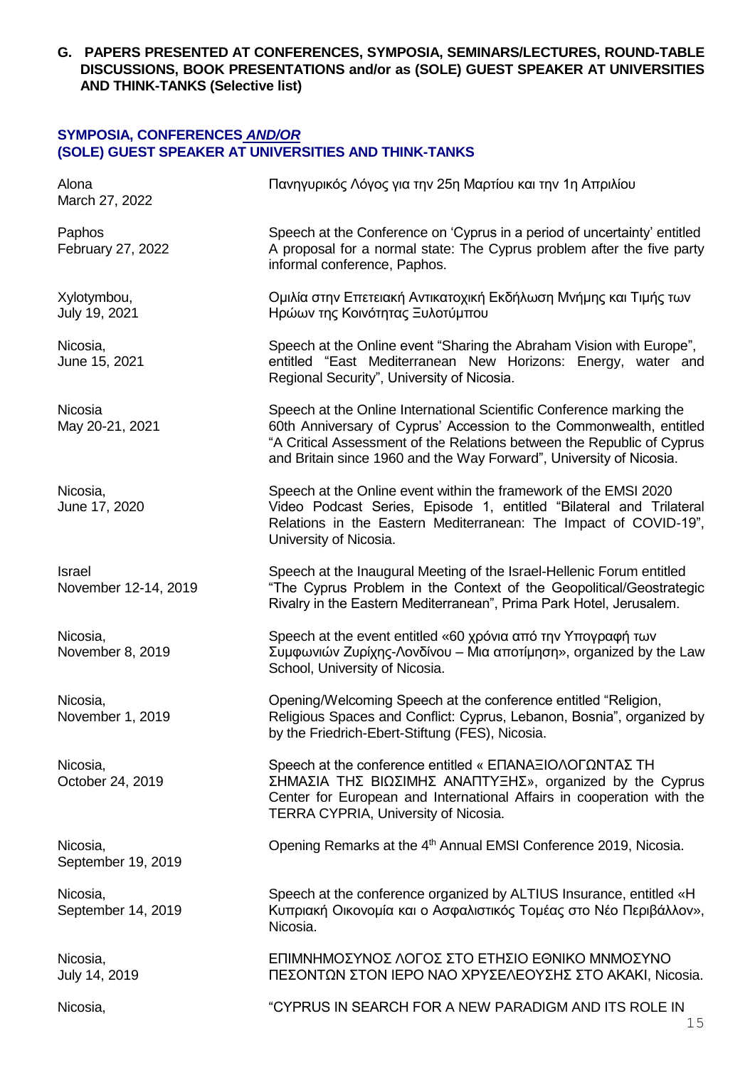**G. PAPERS PRESENTED AT CONFERENCES, SYMPOSIA, SEMINARS/LECTURES, ROUND-TABLE DISCUSSIONS, BOOK PRESENTATIONS and/or as (SOLE) GUEST SPEAKER AT UNIVERSITIES AND THINK-TANKS (Selective list)**

**SYMPOSIA, CONFERENCES *AND/OR***
**(SOLE) GUEST SPEAKER AT UNIVERSITIES AND THINK-TANKS**

| | |
|---|---|
| Alona<br>March 27, 2022 | Πανηγυρικός Λόγος για την 25η Μαρτίου και την 1η Απριλίου |
| Paphos<br>February 27, 2022 | Speech at the Conference on 'Cyprus in a period of uncertainty' entitled A proposal for a normal state: The Cyprus problem after the five party informal conference, Paphos. |
| Xylotymbou,<br>July 19, 2021 | Ομιλία στην Επετειακή Αντικατοχική Εκδήλωση Μνήμης και Τιμής των Ηρώων της Κοινότητας Ξυλοτύμπου |
| Nicosia,<br>June 15, 2021 | Speech at the Online event "Sharing the Abraham Vision with Europe", entitled "East Mediterranean New Horizons: Energy, water and Regional Security", University of Nicosia. |
| Nicosia<br>May 20-21, 2021 | Speech at the Online International Scientific Conference marking the 60th Anniversary of Cyprus' Accession to the Commonwealth, entitled "A Critical Assessment of the Relations between the Republic of Cyprus and Britain since 1960 and the Way Forward", University of Nicosia. |
| Nicosia,<br>June 17, 2020 | Speech at the Online event within the framework of the EMSI 2020 Video Podcast Series, Episode 1, entitled "Bilateral and Trilateral Relations in the Eastern Mediterranean: The Impact of COVID-19", University of Nicosia. |
| Israel<br>November 12-14, 2019 | Speech at the Inaugural Meeting of the Israel-Hellenic Forum entitled "The Cyprus Problem in the Context of the Geopolitical/Geostrategic Rivalry in the Eastern Mediterranean", Prima Park Hotel, Jerusalem. |
| Nicosia,<br>November 8, 2019 | Speech at the event entitled «60 χρόνια από την Υπογραφή των Συμφωνιών Ζυρίχης-Λονδίνου – Μια αποτίμηση», organized by the Law School, University of Nicosia. |
| Nicosia,<br>November 1, 2019 | Opening/Welcoming Speech at the conference entitled "Religion, Religious Spaces and Conflict: Cyprus, Lebanon, Bosnia", organized by by the Friedrich-Ebert-Stiftung (FES), Nicosia. |
| Nicosia,<br>October 24, 2019 | Speech at the conference entitled « ΕΠΑΝΑΞΙΟΛΟΓΩΝΤΑΣ ΤΗ ΣΗΜΑΣΙΑ ΤΗΣ ΒΙΩΣΙΜΗΣ ΑΝΑΠΤΥΞΗΣ», organized by the Cyprus Center for European and International Affairs in cooperation with the TERRA CYPRIA, University of Nicosia. |
| Nicosia,<br>September 19, 2019 | Opening Remarks at the 4th Annual EMSI Conference 2019, Nicosia. |
| Nicosia,<br>September 14, 2019 | Speech at the conference organized by ALTIUS Insurance, entitled «Η Κυπριακή Οικονομία και ο Ασφαλιστικός Τομέας στο Νέο Περιβάλλον», Nicosia. |
| Nicosia,<br>July 14, 2019 | ΕΠΙΜΝΗΜΟΣΥΝΟΣ ΛΟΓΟΣ ΣΤΟ ΕΤΗΣΙΟ ΕΘΝΙΚΟ ΜΝΗΜΟΣΥΝΟ ΠΕΣΟΝΤΩΝ ΣΤΟΝ ΙΕΡΟ ΝΑΟ ΧΡΥΣΕΛΕΟΥΣΗΣ ΣΤΟ ΑΚΑΚΙ, Nicosia. |
| Nicosia, | "CYPRUS IN SEARCH FOR A NEW PARADIGM AND ITS ROLE IN |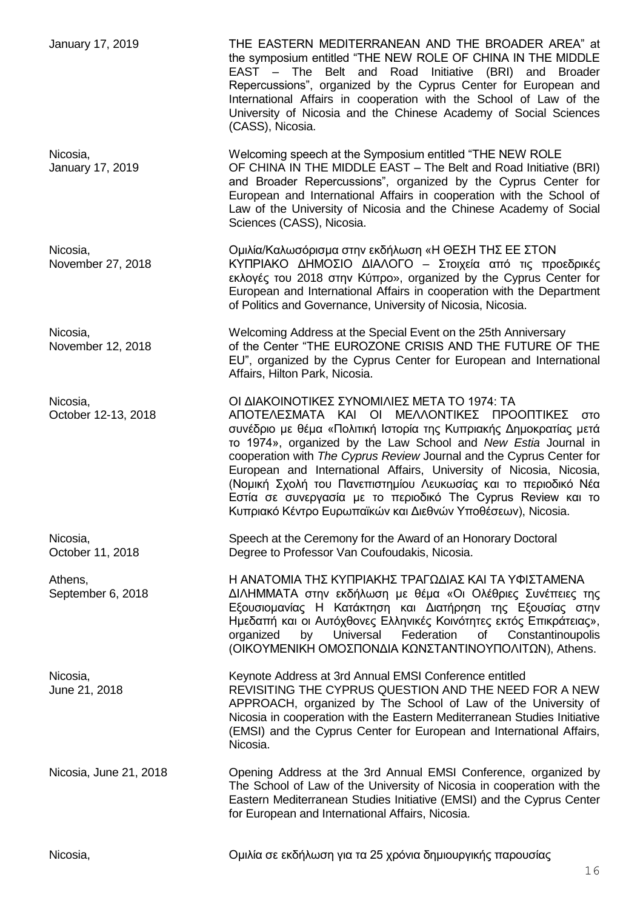| | |
|---|---|
| January 17, 2019 | THE EASTERN MEDITERRANEAN AND THE BROADER AREA" at the symposium entitled "THE NEW ROLE OF CHINA IN THE MIDDLE EAST – The Belt and Road Initiative (BRI) and Broader Repercussions", organized by the Cyprus Center for European and International Affairs in cooperation with the School of Law of the University of Nicosia and the Chinese Academy of Social Sciences (CASS), Nicosia. |
| Nicosia, January 17, 2019 | Welcoming speech at the Symposium entitled "THE NEW ROLE OF CHINA IN THE MIDDLE EAST – The Belt and Road Initiative (BRI) and Broader Repercussions", organized by the Cyprus Center for European and International Affairs in cooperation with the School of Law of the University of Nicosia and the Chinese Academy of Social Sciences (CASS), Nicosia. |
| Nicosia, November 27, 2018 | Ομιλία/Καλωσόρισμα στην εκδήλωση «Η ΘΕΣΗ ΤΗΣ ΕΕ ΣΤΟΝ ΚΥΠΡΙΑΚΟ ΔΗΜΟΣΙΟ ΔΙΑΛΟΓΟ – Στοιχεία από τις προεδρικές εκλογές του 2018 στην Κύπρο», organized by the Cyprus Center for European and International Affairs in cooperation with the Department of Politics and Governance, University of Nicosia, Nicosia. |
| Nicosia, November 12, 2018 | Welcoming Address at the Special Event on the 25th Anniversary of the Center "THE EUROZONE CRISIS AND THE FUTURE OF THE EU", organized by the Cyprus Center for European and International Affairs, Hilton Park, Nicosia. |
| Nicosia, October 12-13, 2018 | ΟΙ ΔΙΑΚΟΙΝΟΤΙΚΕΣ ΣΥΝΟΜΙΛΙΕΣ ΜΕΤΑ ΤΟ 1974: ΤΑ ΑΠΟΤΕΛΕΣΜΑΤΑ ΚΑΙ ΟΙ ΜΕΛΛΟΝΤΙΚΕΣ ΠΡΟΟΠΤΙΚΕΣ στο συνέδριο με θέμα «Πολιτική Ιστορία της Κυπριακής Δημοκρατίας μετά το 1974», organized by the Law School and *New Estia* Journal in cooperation with *The Cyprus Review* Journal and the Cyprus Center for European and International Affairs, University of Nicosia, Nicosia, (Νομική Σχολή του Πανεπιστημίου Λευκωσίας και το περιοδικό Νέα Εστία σε συνεργασία με το περιοδικό The Cyprus Review και το Κυπριακό Κέντρο Ευρωπαϊκών και Διεθνών Υποθέσεων), Nicosia. |
| Nicosia, October 11, 2018 | Speech at the Ceremony for the Award of an Honorary Doctoral Degree to Professor Van Coufoudakis, Nicosia. |
| Athens, September 6, 2018 | Η ΑΝΑΤΟΜΙΑ ΤΗΣ ΚΥΠΡΙΑΚΗΣ ΤΡΑΓΩΔΙΑΣ ΚΑΙ ΤΑ ΥΦΙΣΤΑΜΕΝΑ ΔΙΛΗΜΜΑΤΑ στην εκδήλωση με θέμα «Οι Ολέθριες Συνέπειες της Εξουσιομανίας Η Κατάκτηση και Διατήρηση της Εξουσίας στην Ημεδαπή και οι Αυτόχθονες Ελληνικές Κοινότητες εκτός Επικράτειας», organized by Universal Federation of Constantinopolis (ΟΙΚΟΥΜΕΝΙΚΗ ΟΜΟΣΠΟΝΔΙΑ ΚΩΝΣΤΑΝΤΙΝΟΥΠΟΛΙΤΩΝ), Athens. |
| Nicosia, June 21, 2018 | Keynote Address at 3rd Annual EMSI Conference entitled REVISITING THE CYPRUS QUESTION AND THE NEED FOR A NEW APPROACH, organized by The School of Law of the University of Nicosia in cooperation with the Eastern Mediterranean Studies Initiative (EMSI) and the Cyprus Center for European and International Affairs, Nicosia. |
| Nicosia, June 21, 2018 | Opening Address at the 3rd Annual EMSI Conference, organized by The School of Law of the University of Nicosia in cooperation with the Eastern Mediterranean Studies Initiative (EMSI) and the Cyprus Center for European and International Affairs, Nicosia. |
| Nicosia, | Ομιλία σε εκδήλωση για τα 25 χρόνια δημιουργικής παρουσίας |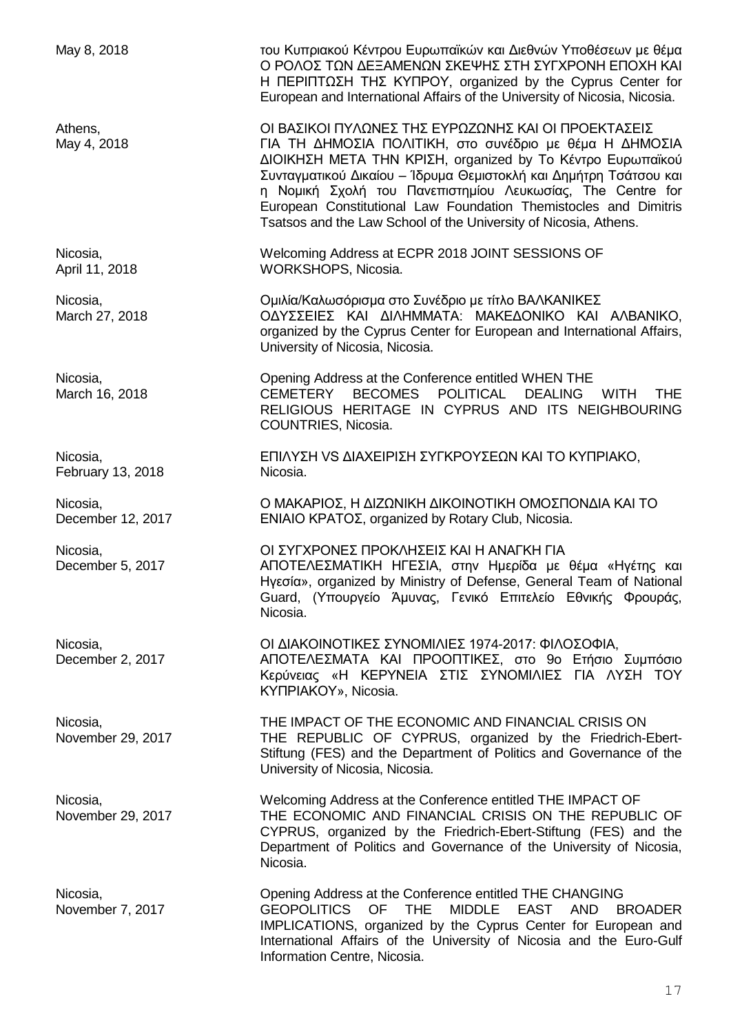| | |
|---|---|
| May 8, 2018 | του Κυπριακού Κέντρου Ευρωπαϊκών και Διεθνών Υποθέσεων με θέμα Ο ΡΟΛΟΣ ΤΩΝ ΔΕΞΑΜΕΝΩΝ ΣΚΕΨΗΣ ΣΤΗ ΣΥΓΧΡΟΝΗ ΕΠΟΧΗ ΚΑΙ Η ΠΕΡΙΠΤΩΣΗ ΤΗΣ ΚΥΠΡΟΥ, organized by the Cyprus Center for European and International Affairs of the University of Nicosia, Nicosia. |
| Athens, May 4, 2018 | ΟΙ ΒΑΣΙΚΟΙ ΠΥΛΩΝΕΣ ΤΗΣ ΕΥΡΩΖΩΝΗΣ ΚΑΙ ΟΙ ΠΡΟΕΚΤΑΣΕΙΣ ΓΙΑ ΤΗ ΔΗΜΟΣΙΑ ΠΟΛΙΤΙΚΗ, στο συνέδριο με θέμα Η ΔΗΜΟΣΙΑ ΔΙΟΙΚΗΣΗ ΜΕΤΑ ΤΗΝ ΚΡΙΣΗ, organized by Το Κέντρο Ευρωπαϊκού Συνταγματικού Δικαίου – Ίδρυμα Θεμιστοκλή και Δημήτρη Τσάτσου και η Νομική Σχολή του Πανεπιστημίου Λευκωσίας, The Centre for European Constitutional Law Foundation Themistocles and Dimitris Tsatsos and the Law School of the University of Nicosia, Athens. |
| Nicosia, April 11, 2018 | Welcoming Address at ECPR 2018 JOINT SESSIONS OF WORKSHOPS, Nicosia. |
| Nicosia, March 27, 2018 | Ομιλία/Καλωσόρισμα στο Συνέδριο με τίτλο ΒΑΛΚΑΝΙΚΕΣ ΟΔΥΣΣΕΙΕΣ ΚΑΙ ΔΙΛΗΜΜΑΤΑ: ΜΑΚΕΔΟΝΙΚΟ ΚΑΙ ΑΛΒΑΝΙΚΟ, organized by the Cyprus Center for European and International Affairs, University of Nicosia, Nicosia. |
| Nicosia, March 16, 2018 | Opening Address at the Conference entitled WHEN THE CEMETERY BECOMES POLITICAL DEALING WITH THE RELIGIOUS HERITAGE IN CYPRUS AND ITS NEIGHBOURING COUNTRIES, Nicosia. |
| Nicosia, February 13, 2018 | ΕΠΙΛΥΣΗ VS ΔΙΑΧΕΙΡΙΣΗ ΣΥΓΚΡΟΥΣΕΩΝ ΚΑΙ ΤΟ ΚΥΠΡΙΑΚΟ, Nicosia. |
| Nicosia, December 12, 2017 | Ο ΜΑΚΑΡΙΟΣ, Η ΔΙΖΩΝΙΚΗ ΔΙΚΟΙΝΟΤΙΚΗ ΟΜΟΣΠΟΝΔΙΑ ΚΑΙ ΤΟ ΕΝΙΑΙΟ ΚΡΑΤΟΣ, organized by Rotary Club, Nicosia. |
| Nicosia, December 5, 2017 | ΟΙ ΣΥΓΧΡΟΝΕΣ ΠΡΟΚΛΗΣΕΙΣ ΚΑΙ Η ΑΝΑΓΚΗ ΓΙΑ ΑΠΟΤΕΛΕΣΜΑΤΙΚΗ ΗΓΕΣΙΑ, στην Ημερίδα με θέμα «Ηγέτης και Ηγεσία», organized by Ministry of Defense, General Team of National Guard, (Υπουργείο Άμυνας, Γενικό Επιτελείο Εθνικής Φρουράς, Nicosia. |
| Nicosia, December 2, 2017 | ΟΙ ΔΙΑΚΟΙΝΟΤΙΚΕΣ ΣΥΝΟΜΙΛΙΕΣ 1974-2017: ΦΙΛΟΣΟΦΙΑ, ΑΠΟΤΕΛΕΣΜΑΤΑ ΚΑΙ ΠΡΟΟΠΤΙΚΕΣ, στο 9ο Ετήσιο Συμπόσιο Κερύνειας «Η ΚΕΡΥΝΕΙΑ ΣΤΙΣ ΣΥΝΟΜΙΛΙΕΣ ΓΙΑ ΛΥΣΗ ΤΟΥ ΚΥΠΡΙΑΚΟΥ», Nicosia. |
| Nicosia, November 29, 2017 | THE IMPACT OF THE ECONOMIC AND FINANCIAL CRISIS ON THE REPUBLIC OF CYPRUS, organized by the Friedrich-Ebert-Stiftung (FES) and the Department of Politics and Governance of the University of Nicosia, Nicosia. |
| Nicosia, November 29, 2017 | Welcoming Address at the Conference entitled THE IMPACT OF THE ECONOMIC AND FINANCIAL CRISIS ON THE REPUBLIC OF CYPRUS, organized by the Friedrich-Ebert-Stiftung (FES) and the Department of Politics and Governance of the University of Nicosia, Nicosia. |
| Nicosia, November 7, 2017 | Opening Address at the Conference entitled THE CHANGING GEOPOLITICS OF THE MIDDLE EAST AND BROADER IMPLICATIONS, organized by the Cyprus Center for European and International Affairs of the University of Nicosia and the Euro-Gulf Information Centre, Nicosia. |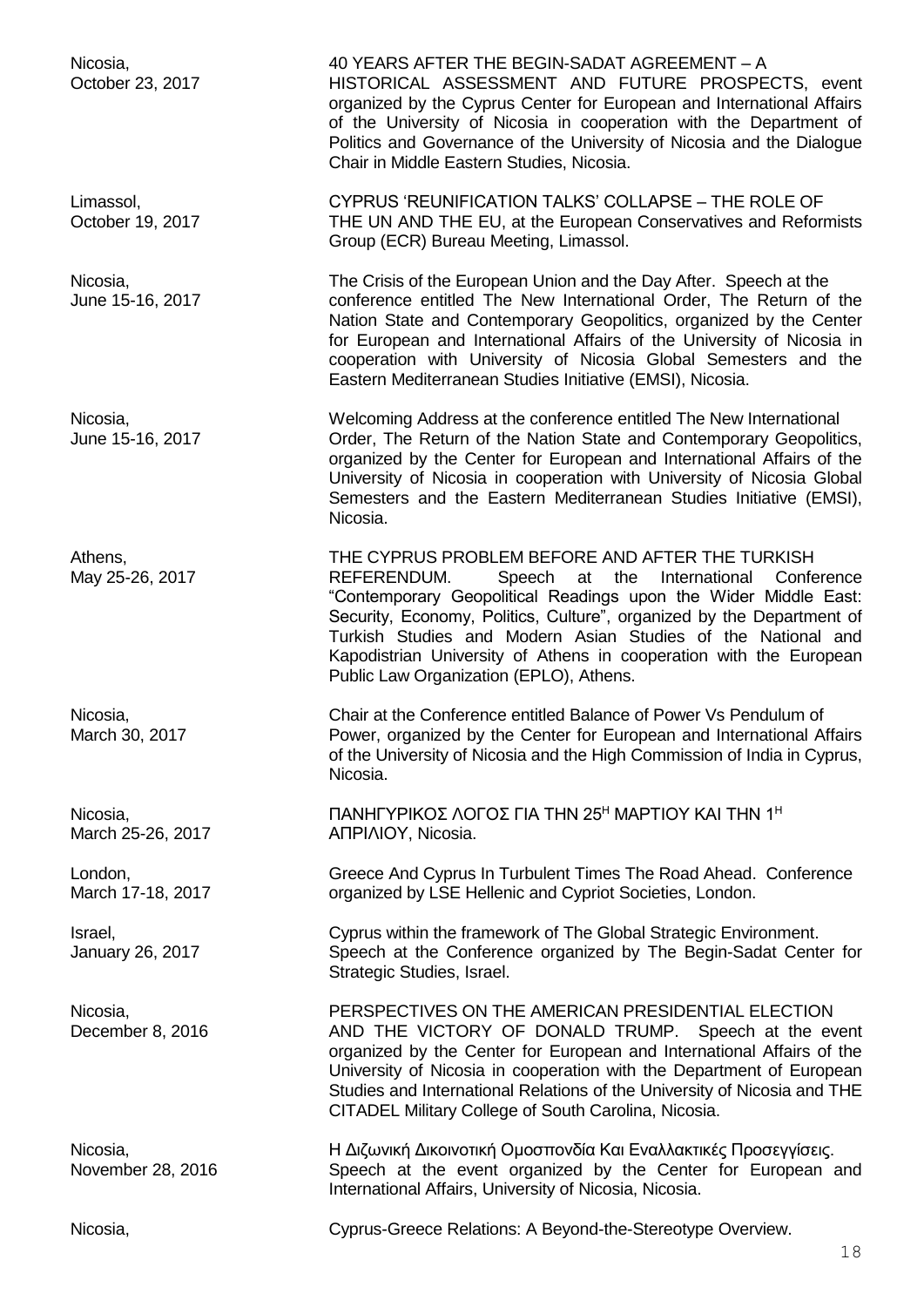Nicosia,
October 23, 2017

40 YEARS AFTER THE BEGIN-SADAT AGREEMENT – A HISTORICAL ASSESSMENT AND FUTURE PROSPECTS, event organized by the Cyprus Center for European and International Affairs of the University of Nicosia in cooperation with the Department of Politics and Governance of the University of Nicosia and the Dialogue Chair in Middle Eastern Studies, Nicosia.

Limassol,
October 19, 2017

CYPRUS 'REUNIFICATION TALKS' COLLAPSE – THE ROLE OF THE UN AND THE EU, at the European Conservatives and Reformists Group (ECR) Bureau Meeting, Limassol.

Nicosia,
June 15-16, 2017

The Crisis of the European Union and the Day After. Speech at the conference entitled The New International Order, The Return of the Nation State and Contemporary Geopolitics, organized by the Center for European and International Affairs of the University of Nicosia in cooperation with University of Nicosia Global Semesters and the Eastern Mediterranean Studies Initiative (EMSI), Nicosia.

Nicosia,
June 15-16, 2017

Welcoming Address at the conference entitled The New International Order, The Return of the Nation State and Contemporary Geopolitics, organized by the Center for European and International Affairs of the University of Nicosia in cooperation with University of Nicosia Global Semesters and the Eastern Mediterranean Studies Initiative (EMSI), Nicosia.

Athens,
May 25-26, 2017

THE CYPRUS PROBLEM BEFORE AND AFTER THE TURKISH REFERENDUM. Speech at the International Conference "Contemporary Geopolitical Readings upon the Wider Middle East: Security, Economy, Politics, Culture", organized by the Department of Turkish Studies and Modern Asian Studies of the National and Kapodistrian University of Athens in cooperation with the European Public Law Organization (EPLO), Athens.

Nicosia,
March 30, 2017

Chair at the Conference entitled Balance of Power Vs Pendulum of Power, organized by the Center for European and International Affairs of the University of Nicosia and the High Commission of India in Cyprus, Nicosia.

Nicosia,
March 25-26, 2017

ΠΑΝΗΓΥΡΙΚΟΣ ΛΟΓΟΣ ΓΙΑ ΤΗΝ 25Η ΜΑΡΤΙΟΥ ΚΑΙ ΤΗΝ 1Η ΑΠΡΙΛΙΟΥ, Nicosia.

London,
March 17-18, 2017

Greece And Cyprus In Turbulent Times The Road Ahead. Conference organized by LSE Hellenic and Cypriot Societies, London.

Israel,
January 26, 2017

Cyprus within the framework of The Global Strategic Environment. Speech at the Conference organized by The Begin-Sadat Center for Strategic Studies, Israel.

Nicosia,
December 8, 2016

PERSPECTIVES ON THE AMERICAN PRESIDENTIAL ELECTION AND THE VICTORY OF DONALD TRUMP. Speech at the event organized by the Center for European and International Affairs of the University of Nicosia in cooperation with the Department of European Studies and International Relations of the University of Nicosia and THE CITADEL Military College of South Carolina, Nicosia.

Nicosia,
November 28, 2016

Η Διζωνική Δικοινοτική Ομοσπονδία Και Εναλλακτικές Προσεγγίσεις. Speech at the event organized by the Center for European and International Affairs, University of Nicosia, Nicosia.

Nicosia,

Cyprus-Greece Relations: A Beyond-the-Stereotype Overview.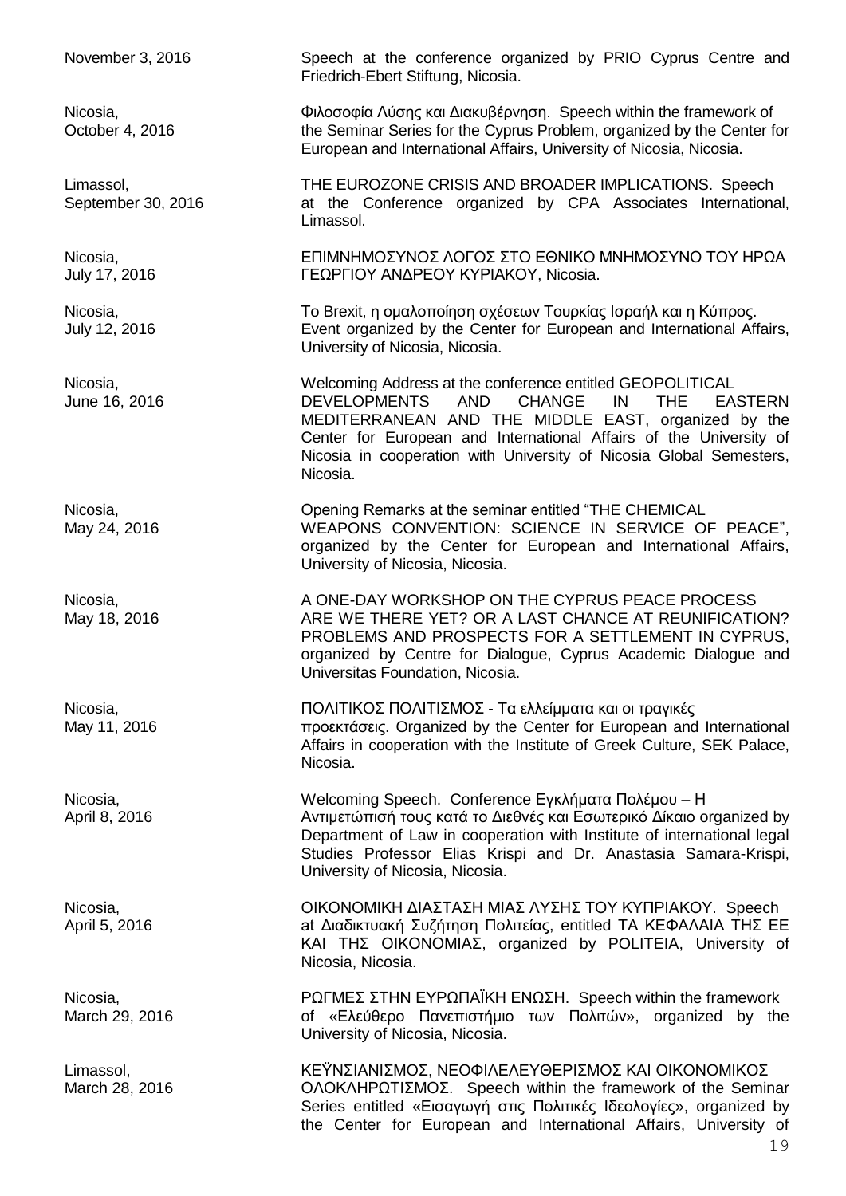| | |
|---|---|
| November 3, 2016 | Speech at the conference organized by PRIO Cyprus Centre and Friedrich-Ebert Stiftung, Nicosia. |
| Nicosia, October 4, 2016 | Φιλοσοφία Λύσης και Διακυβέρνηση. Speech within the framework of the Seminar Series for the Cyprus Problem, organized by the Center for European and International Affairs, University of Nicosia, Nicosia. |
| Limassol, September 30, 2016 | THE EUROZONE CRISIS AND BROADER IMPLICATIONS. Speech at the Conference organized by CPA Associates International, Limassol. |
| Nicosia, July 17, 2016 | ΕΠΙΜΝΗΜΟΣΥΝΟΣ ΛΟΓΟΣ ΣΤΟ ΕΘΝΙΚΟ ΜΝΗΜΟΣΥΝΟ ΤΟΥ ΗΡΩΑ ΓΕΩΡΓΙΟΥ ΑΝΔΡΕΟΥ ΚΥΡΙΑΚΟΥ, Nicosia. |
| Nicosia, July 12, 2016 | Το Brexit, η ομαλοποίηση σχέσεων Τουρκίας Ισραήλ και η Κύπρος. Event organized by the Center for European and International Affairs, University of Nicosia, Nicosia. |
| Nicosia, June 16, 2016 | Welcoming Address at the conference entitled GEOPOLITICAL DEVELOPMENTS AND CHANGE IN THE EASTERN MEDITERRANEAN AND THE MIDDLE EAST, organized by the Center for European and International Affairs of the University of Nicosia in cooperation with University of Nicosia Global Semesters, Nicosia. |
| Nicosia, May 24, 2016 | Opening Remarks at the seminar entitled "THE CHEMICAL WEAPONS CONVENTION: SCIENCE IN SERVICE OF PEACE", organized by the Center for European and International Affairs, University of Nicosia, Nicosia. |
| Nicosia, May 18, 2016 | A ONE-DAY WORKSHOP ON THE CYPRUS PEACE PROCESS ARE WE THERE YET? OR A LAST CHANCE AT REUNIFICATION? PROBLEMS AND PROSPECTS FOR A SETTLEMENT IN CYPRUS, organized by Centre for Dialogue, Cyprus Academic Dialogue and Universitas Foundation, Nicosia. |
| Nicosia, May 11, 2016 | ΠΟΛΙΤΙΚΟΣ ΠΟΛΙΤΙΣΜΟΣ - Τα ελλείμματα και οι τραγικές προεκτάσεις. Organized by the Center for European and International Affairs in cooperation with the Institute of Greek Culture, SEK Palace, Nicosia. |
| Nicosia, April 8, 2016 | Welcoming Speech. Conference Εγκλήματα Πολέμου – Η Αντιμετώπισή τους κατά το Διεθνές και Εσωτερικό Δίκαιο organized by Department of Law in cooperation with Institute of international legal Studies Professor Elias Krispi and Dr. Anastasia Samara-Krispi, University of Nicosia, Nicosia. |
| Nicosia, April 5, 2016 | ΟΙΚΟΝΟΜΙΚΗ ΔΙΑΣΤΑΣΗ ΜΙΑΣ ΛΥΣΗΣ ΤΟΥ ΚΥΠΡΙΑΚΟΥ. Speech at Διαδικτυακή Συζήτηση Πολιτείας, entitled ΤΑ ΚΕΦΑΛΑΙΑ ΤΗΣ ΕΕ ΚΑΙ ΤΗΣ ΟΙΚΟΝΟΜΙΑΣ, organized by POLITEIA, University of Nicosia, Nicosia. |
| Nicosia, March 29, 2016 | ΡΩΓΜΕΣ ΣΤΗΝ ΕΥΡΩΠΑΪΚΗ ΕΝΩΣΗ. Speech within the framework of «Ελεύθερο Πανεπιστήμιο των Πολιτών», organized by the University of Nicosia, Nicosia. |
| Limassol, March 28, 2016 | ΚΕΫΝΣΙΑΝΙΣΜΟΣ, ΝΕΟΦΙΛΕΛΕΥΘΕΡΙΣΜΟΣ ΚΑΙ ΟΙΚΟΝΟΜΙΚΟΣ ΟΛΟΚΛΗΡΩΤΙΣΜΟΣ. Speech within the framework of the Seminar Series entitled «Εισαγωγή στις Πολιτικές Ιδεολογίες», organized by the Center for European and International Affairs, University of |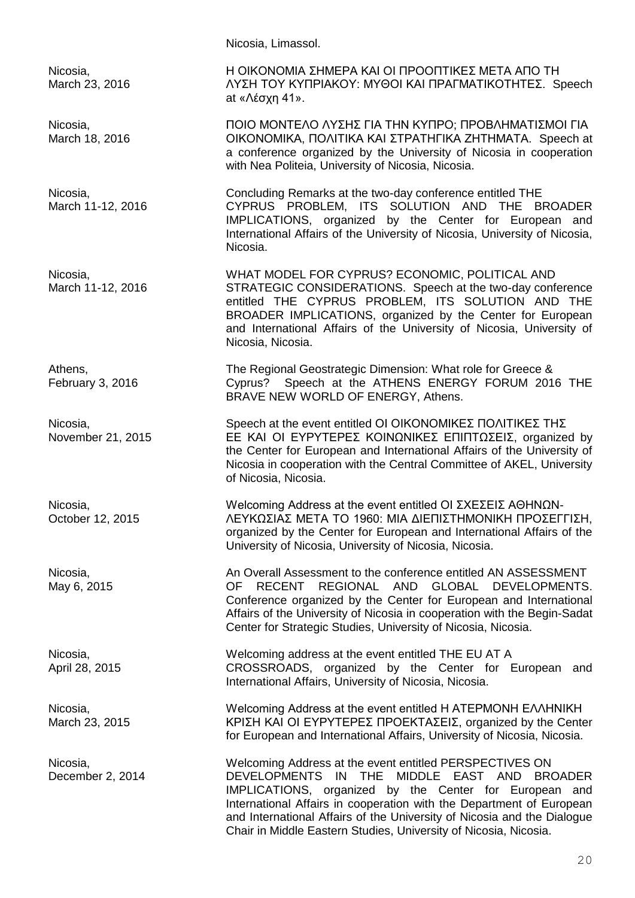Nicosia, Limassol.

| | |
|---|---|
| Nicosia, March 23, 2016 | Η ΟΙΚΟΝΟΜΙΑ ΣΗΜΕΡΑ ΚΑΙ ΟΙ ΠΡΟΟΠΤΙΚΕΣ ΜΕΤΑ ΑΠΟ ΤΗ ΛΥΣΗ ΤΟΥ ΚΥΠΡΙΑΚΟΥ: ΜΥΘΟΙ ΚΑΙ ΠΡΑΓΜΑΤΙΚΟΤΗΤΕΣ. Speech at «Λέσχη 41». |
| Nicosia, March 18, 2016 | ΠΟΙΟ ΜΟΝΤΕΛΟ ΛΥΣΗΣ ΓΙΑ ΤΗΝ ΚΥΠΡΟ; ΠΡΟΒΛΗΜΑΤΙΣΜΟΙ ΓΙΑ ΟΙΚΟΝΟΜΙΚΑ, ΠΟΛΙΤΙΚΑ ΚΑΙ ΣΤΡΑΤΗΓΙΚΑ ΖΗΤΗΜΑΤΑ. Speech at a conference organized by the University of Nicosia in cooperation with Nea Politeia, University of Nicosia, Nicosia. |
| Nicosia, March 11-12, 2016 | Concluding Remarks at the two-day conference entitled THE CYPRUS PROBLEM, ITS SOLUTION AND THE BROADER IMPLICATIONS, organized by the Center for European and International Affairs of the University of Nicosia, University of Nicosia, Nicosia. |
| Nicosia, March 11-12, 2016 | WHAT MODEL FOR CYPRUS? ECONOMIC, POLITICAL AND STRATEGIC CONSIDERATIONS. Speech at the two-day conference entitled THE CYPRUS PROBLEM, ITS SOLUTION AND THE BROADER IMPLICATIONS, organized by the Center for European and International Affairs of the University of Nicosia, University of Nicosia, Nicosia. |
| Athens, February 3, 2016 | The Regional Geostrategic Dimension: What role for Greece & Cyprus? Speech at the ATHENS ENERGY FORUM 2016 THE BRAVE NEW WORLD OF ENERGY, Athens. |
| Nicosia, November 21, 2015 | Speech at the event entitled ΟΙ ΟΙΚΟΝΟΜΙΚΕΣ ΠΟΛΙΤΙΚΕΣ ΤΗΣ ΕΕ ΚΑΙ ΟΙ ΕΥΡΥΤΕΡΕΣ ΚΟΙΝΩΝΙΚΕΣ ΕΠΙΠΤΩΣΕΙΣ, organized by the Center for European and International Affairs of the University of Nicosia in cooperation with the Central Committee of AKEL, University of Nicosia, Nicosia. |
| Nicosia, October 12, 2015 | Welcoming Address at the event entitled ΟΙ ΣΧΕΣΕΙΣ ΑΘΗΝΩΝ-ΛΕΥΚΩΣΙΑΣ ΜΕΤΑ ΤΟ 1960: ΜΙΑ ΔΙΕΠΙΣΤΗΜΟΝΙΚΗ ΠΡΟΣΕΓΓΙΣΗ, organized by the Center for European and International Affairs of the University of Nicosia, University of Nicosia, Nicosia. |
| Nicosia, May 6, 2015 | An Overall Assessment to the conference entitled AN ASSESSMENT OF RECENT REGIONAL AND GLOBAL DEVELOPMENTS. Conference organized by the Center for European and International Affairs of the University of Nicosia in cooperation with the Begin-Sadat Center for Strategic Studies, University of Nicosia, Nicosia. |
| Nicosia, April 28, 2015 | Welcoming address at the event entitled THE EU AT A CROSSROADS, organized by the Center for European and International Affairs, University of Nicosia, Nicosia. |
| Nicosia, March 23, 2015 | Welcoming Address at the event entitled Η ΑΤΕΡΜΟΝΗ ΕΛΛΗΝΙΚΗ ΚΡΙΣΗ ΚΑΙ ΟΙ ΕΥΡΥΤΕΡΕΣ ΠΡΟΕΚΤΑΣΕΙΣ, organized by the Center for European and International Affairs, University of Nicosia, Nicosia. |
| Nicosia, December 2, 2014 | Welcoming Address at the event entitled PERSPECTIVES ON DEVELOPMENTS IN THE MIDDLE EAST AND BROADER IMPLICATIONS, organized by the Center for European and International Affairs in cooperation with the Department of European and International Affairs of the University of Nicosia and the Dialogue Chair in Middle Eastern Studies, University of Nicosia, Nicosia. |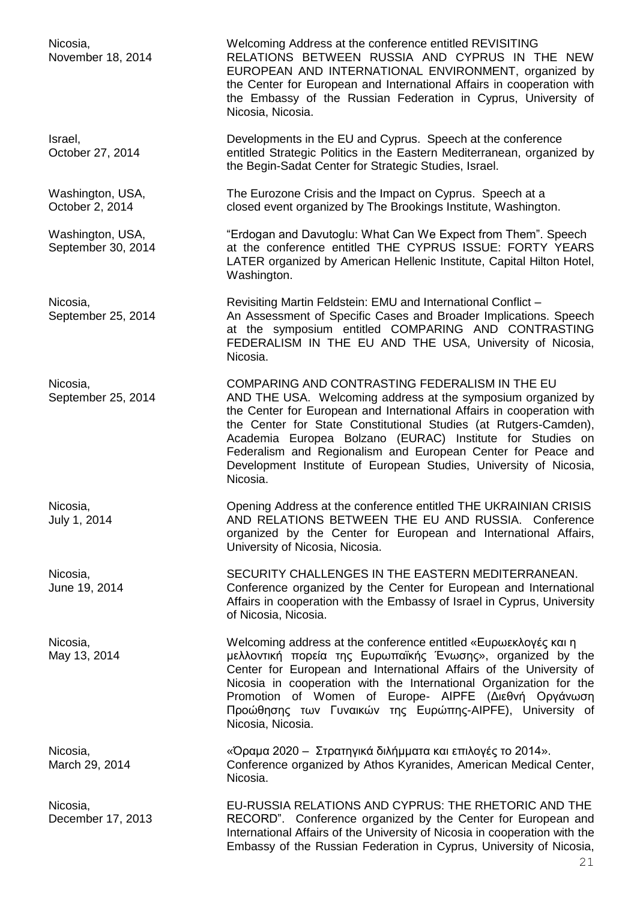| | |
|---|---|
| Nicosia, November 18, 2014 | Welcoming Address at the conference entitled REVISITING RELATIONS BETWEEN RUSSIA AND CYPRUS IN THE NEW EUROPEAN AND INTERNATIONAL ENVIRONMENT, organized by the Center for European and International Affairs in cooperation with the Embassy of the Russian Federation in Cyprus, University of Nicosia, Nicosia. |
| Israel, October 27, 2014 | Developments in the EU and Cyprus. Speech at the conference entitled Strategic Politics in the Eastern Mediterranean, organized by the Begin-Sadat Center for Strategic Studies, Israel. |
| Washington, USA, October 2, 2014 | The Eurozone Crisis and the Impact on Cyprus. Speech at a closed event organized by The Brookings Institute, Washington. |
| Washington, USA, September 30, 2014 | "Erdogan and Davutoglu: What Can We Expect from Them". Speech at the conference entitled THE CYPRUS ISSUE: FORTY YEARS LATER organized by American Hellenic Institute, Capital Hilton Hotel, Washington. |
| Nicosia, September 25, 2014 | Revisiting Martin Feldstein: EMU and International Conflict – An Assessment of Specific Cases and Broader Implications. Speech at the symposium entitled COMPARING AND CONTRASTING FEDERALISM IN THE EU AND THE USA, University of Nicosia, Nicosia. |
| Nicosia, September 25, 2014 | COMPARING AND CONTRASTING FEDERALISM IN THE EU AND THE USA. Welcoming address at the symposium organized by the Center for European and International Affairs in cooperation with the Center for State Constitutional Studies (at Rutgers-Camden), Academia Europea Bolzano (EURAC) Institute for Studies on Federalism and Regionalism and European Center for Peace and Development Institute of European Studies, University of Nicosia, Nicosia. |
| Nicosia, July 1, 2014 | Opening Address at the conference entitled THE UKRAINIAN CRISIS AND RELATIONS BETWEEN THE EU AND RUSSIA. Conference organized by the Center for European and International Affairs, University of Nicosia, Nicosia. |
| Nicosia, June 19, 2014 | SECURITY CHALLENGES IN THE EASTERN MEDITERRANEAN. Conference organized by the Center for European and International Affairs in cooperation with the Embassy of Israel in Cyprus, University of Nicosia, Nicosia. |
| Nicosia, May 13, 2014 | Welcoming address at the conference entitled «Ευρωεκλογές και η μελλοντική πορεία της Ευρωπαϊκής Ένωσης», organized by the Center for European and International Affairs of the University of Nicosia in cooperation with the International Organization for the Promotion of Women of Europe- AIPFE (Διεθνή Οργάνωση Προώθησης των Γυναικών της Ευρώπης-AIPFE), University of Nicosia, Nicosia. |
| Nicosia, March 29, 2014 | «Όραμα 2020 – Στρατηγικά διλήμματα και επιλογές το 2014». Conference organized by Athos Kyranides, American Medical Center, Nicosia. |
| Nicosia, December 17, 2013 | EU-RUSSIA RELATIONS AND CYPRUS: THE RHETORIC AND THE RECORD". Conference organized by the Center for European and International Affairs of the University of Nicosia in cooperation with the Embassy of the Russian Federation in Cyprus, University of Nicosia, |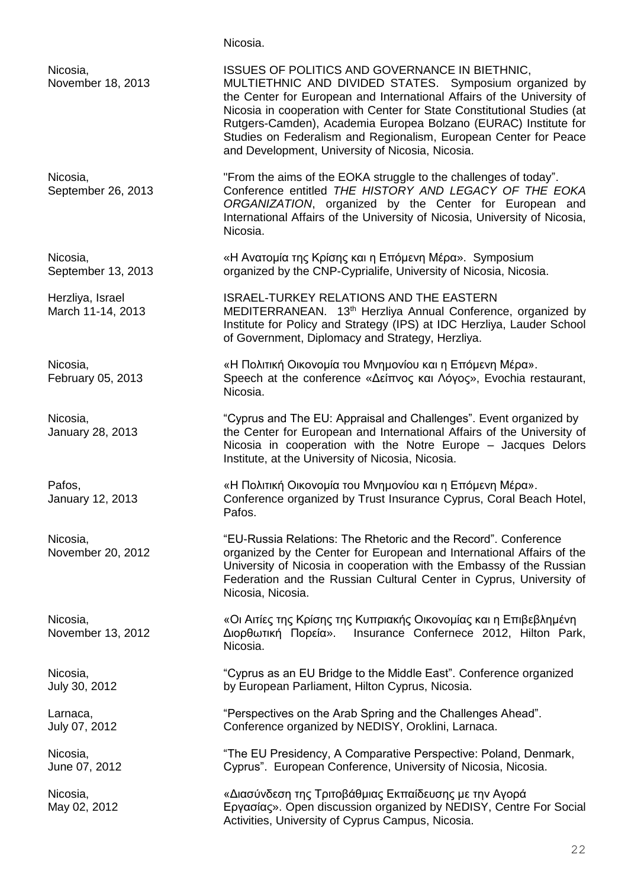Nicosia.

| | |
|---|---|
| Nicosia, November 18, 2013 | ISSUES OF POLITICS AND GOVERNANCE IN BIETHNIC, MULTIETHNIC AND DIVIDED STATES. Symposium organized by the Center for European and International Affairs of the University of Nicosia in cooperation with Center for State Constitutional Studies (at Rutgers-Camden), Academia Europea Bolzano (EURAC) Institute for Studies on Federalism and Regionalism, European Center for Peace and Development, University of Nicosia, Nicosia. |
| Nicosia, September 26, 2013 | "From the aims of the EOKA struggle to the challenges of today". Conference entitled *THE HISTORY AND LEGACY OF THE EOKA ORGANIZATION*, organized by the Center for European and International Affairs of the University of Nicosia, University of Nicosia, Nicosia. |
| Nicosia, September 13, 2013 | «Η Ανατομία της Κρίσης και η Επόμενη Μέρα». Symposium organized by the CNP-Cyprialife, University of Nicosia, Nicosia. |
| Herzliya, Israel March 11-14, 2013 | ISRAEL-TURKEY RELATIONS AND THE EASTERN MEDITERRANEAN. 13th Herzliya Annual Conference, organized by Institute for Policy and Strategy (IPS) at IDC Herzliya, Lauder School of Government, Diplomacy and Strategy, Herzliya. |
| Nicosia, February 05, 2013 | «Η Πολιτική Οικονομία του Μνημονίου και η Επόμενη Μέρα». Speech at the conference «Δείπνος και Λόγος», Evochia restaurant, Nicosia. |
| Nicosia, January 28, 2013 | "Cyprus and The EU: Appraisal and Challenges". Event organized by the Center for European and International Affairs of the University of Nicosia in cooperation with the Notre Europe – Jacques Delors Institute, at the University of Nicosia, Nicosia. |
| Pafos, January 12, 2013 | «Η Πολιτική Οικονομία του Μνημονίου και η Επόμενη Μέρα». Conference organized by Trust Insurance Cyprus, Coral Beach Hotel, Pafos. |
| Nicosia, November 20, 2012 | "EU-Russia Relations: The Rhetoric and the Record". Conference organized by the Center for European and International Affairs of the University of Nicosia in cooperation with the Embassy of the Russian Federation and the Russian Cultural Center in Cyprus, University of Nicosia, Nicosia. |
| Nicosia, November 13, 2012 | «Οι Αιτίες της Κρίσης της Κυπριακής Οικονομίας και η Επιβεβλημένη Διορθωτική Πορεία». Insurance Confernece 2012, Hilton Park, Nicosia. |
| Nicosia, July 30, 2012 | "Cyprus as an EU Bridge to the Middle East". Conference organized by European Parliament, Hilton Cyprus, Nicosia. |
| Larnaca, July 07, 2012 | "Perspectives on the Arab Spring and the Challenges Ahead". Conference organized by NEDISY, Oroklini, Larnaca. |
| Nicosia, June 07, 2012 | "The EU Presidency, A Comparative Perspective: Poland, Denmark, Cyprus". European Conference, University of Nicosia, Nicosia. |
| Nicosia, May 02, 2012 | «Διασύνδεση της Τριτοβάθμιας Εκπαίδευσης με την Αγορά Εργασίας». Open discussion organized by NEDISY, Centre For Social Activities, University of Cyprus Campus, Nicosia. |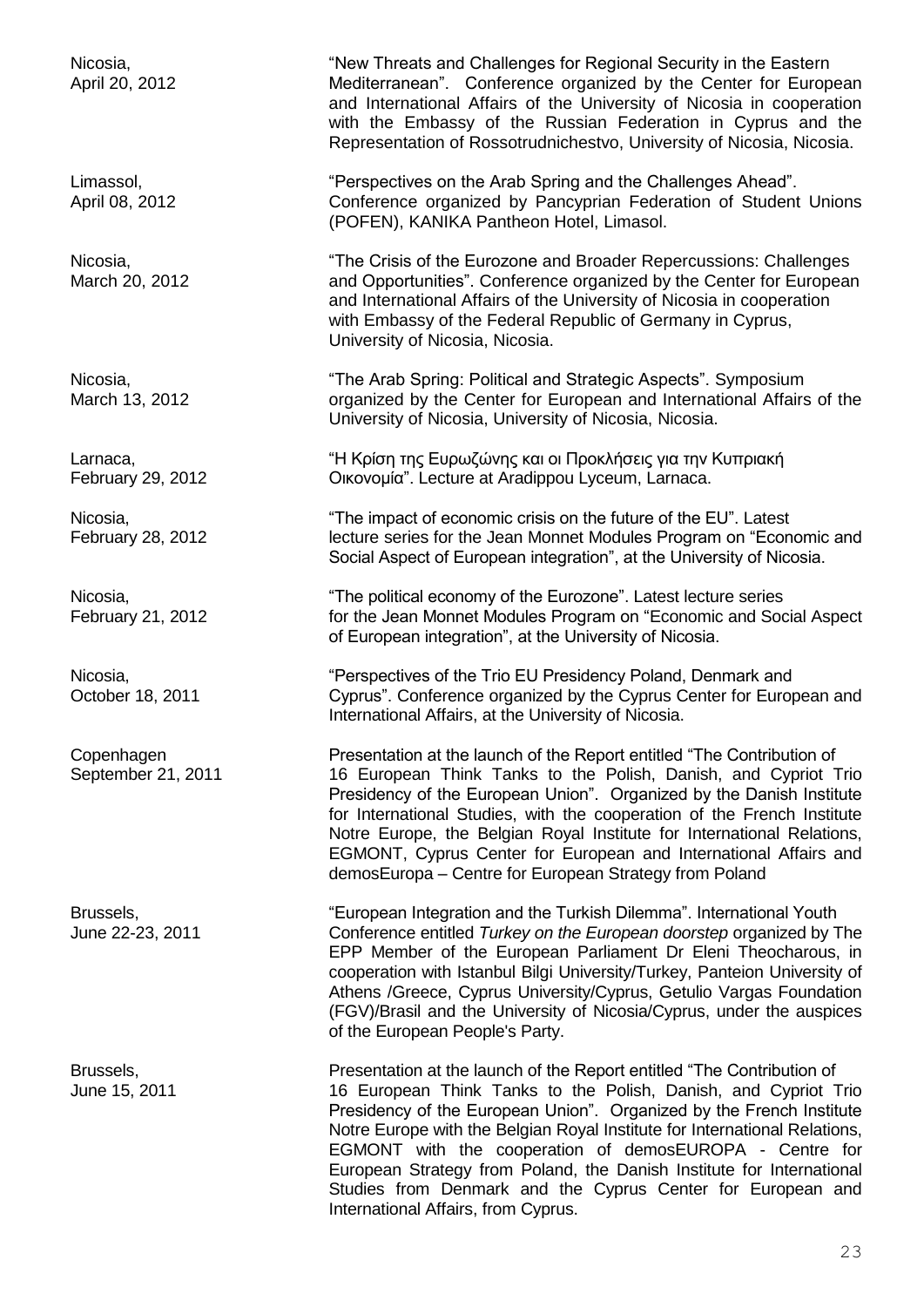| | |
|---|---|
| Nicosia,<br>April 20, 2012 | "New Threats and Challenges for Regional Security in the Eastern Mediterranean". Conference organized by the Center for European and International Affairs of the University of Nicosia in cooperation with the Embassy of the Russian Federation in Cyprus and the Representation of Rossotrudnichestvo, University of Nicosia, Nicosia. |
| Limassol,<br>April 08, 2012 | "Perspectives on the Arab Spring and the Challenges Ahead". Conference organized by Pancyprian Federation of Student Unions (POFEN), KANIKA Pantheon Hotel, Limasol. |
| Nicosia,<br>March 20, 2012 | "The Crisis of the Eurozone and Broader Repercussions: Challenges and Opportunities". Conference organized by the Center for European and International Affairs of the University of Nicosia in cooperation with Embassy of the Federal Republic of Germany in Cyprus, University of Nicosia, Nicosia. |
| Nicosia,<br>March 13, 2012 | "The Arab Spring: Political and Strategic Aspects". Symposium organized by the Center for European and International Affairs of the University of Nicosia, University of Nicosia, Nicosia. |
| Larnaca,<br>February 29, 2012 | "Η Κρίση της Ευρωζώνης και οι Προκλήσεις για την Κυπριακή Οικονομία". Lecture at Aradippou Lyceum, Larnaca. |
| Nicosia,<br>February 28, 2012 | "The impact of economic crisis on the future of the EU". Latest lecture series for the Jean Monnet Modules Program on "Economic and Social Aspect of European integration", at the University of Nicosia. |
| Nicosia,<br>February 21, 2012 | "The political economy of the Eurozone". Latest lecture series for the Jean Monnet Modules Program on "Economic and Social Aspect of European integration", at the University of Nicosia. |
| Nicosia,<br>October 18, 2011 | "Perspectives of the Trio EU Presidency Poland, Denmark and Cyprus". Conference organized by the Cyprus Center for European and International Affairs, at the University of Nicosia. |
| Copenhagen<br>September 21, 2011 | Presentation at the launch of the Report entitled "The Contribution of 16 European Think Tanks to the Polish, Danish, and Cypriot Trio Presidency of the European Union". Organized by the Danish Institute for International Studies, with the cooperation of the French Institute Notre Europe, the Belgian Royal Institute for International Relations, EGMONT, Cyprus Center for European and International Affairs and demosEuropa – Centre for European Strategy from Poland |
| Brussels,<br>June 22-23, 2011 | "European Integration and the Turkish Dilemma". International Youth Conference entitled *Turkey on the European doorstep* organized by The EPP Member of the European Parliament Dr Eleni Theocharous, in cooperation with Istanbul Bilgi University/Turkey, Panteion University of Athens /Greece, Cyprus University/Cyprus, Getulio Vargas Foundation (FGV)/Brasil and the University of Nicosia/Cyprus, under the auspices of the European People's Party. |
| Brussels,<br>June 15, 2011 | Presentation at the launch of the Report entitled "The Contribution of 16 European Think Tanks to the Polish, Danish, and Cypriot Trio Presidency of the European Union". Organized by the French Institute Notre Europe with the Belgian Royal Institute for International Relations, EGMONT with the cooperation of demosEUROPA - Centre for European Strategy from Poland, the Danish Institute for International Studies from Denmark and the Cyprus Center for European and International Affairs, from Cyprus. |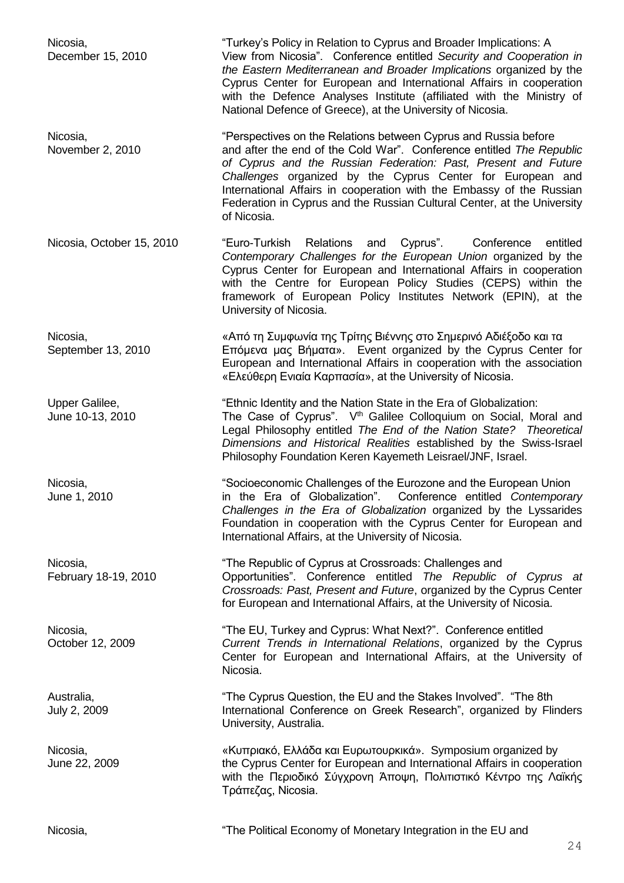| | |
|---|---|
| Nicosia,<br>December 15, 2010 | "Turkey's Policy in Relation to Cyprus and Broader Implications: A View from Nicosia". Conference entitled *Security and Cooperation in the Eastern Mediterranean and Broader Implications* organized by the Cyprus Center for European and International Affairs in cooperation with the Defence Analyses Institute (affiliated with the Ministry of National Defence of Greece), at the University of Nicosia. |
| Nicosia,<br>November 2, 2010 | "Perspectives on the Relations between Cyprus and Russia before and after the end of the Cold War". Conference entitled *The Republic of Cyprus and the Russian Federation: Past, Present and Future Challenges* organized by the Cyprus Center for European and International Affairs in cooperation with the Embassy of the Russian Federation in Cyprus and the Russian Cultural Center, at the University of Nicosia. |
| Nicosia, October 15, 2010 | "Euro-Turkish Relations and Cyprus". Conference entitled *Contemporary Challenges for the European Union* organized by the Cyprus Center for European and International Affairs in cooperation with the Centre for European Policy Studies (CEPS) within the framework of European Policy Institutes Network (EPIN), at the University of Nicosia. |
| Nicosia,<br>September 13, 2010 | «Από τη Συμφωνία της Τρίτης Βιέννης στο Σημερινό Αδιέξοδο και τα Επόμενα μας Βήματα». Event organized by the Cyprus Center for European and International Affairs in cooperation with the association «Ελεύθερη Ενιαία Καρπασία», at the University of Nicosia. |
| Upper Galilee,<br>June 10-13, 2010 | "Ethnic Identity and the Nation State in the Era of Globalization: The Case of Cyprus". V[th] Galilee Colloquium on Social, Moral and Legal Philosophy entitled *The End of the Nation State? Theoretical Dimensions and Historical Realities* established by the Swiss-Israel Philosophy Foundation Keren Kayemeth Leisrael/JNF, Israel. |
| Nicosia,<br>June 1, 2010 | "Socioeconomic Challenges of the Eurozone and the European Union in the Era of Globalization". Conference entitled *Contemporary Challenges in the Era of Globalization* organized by the Lyssarides Foundation in cooperation with the Cyprus Center for European and International Affairs, at the University of Nicosia. |
| Nicosia,<br>February 18-19, 2010 | "The Republic of Cyprus at Crossroads: Challenges and Opportunities". Conference entitled *The Republic of Cyprus at Crossroads: Past, Present and Future*, organized by the Cyprus Center for European and International Affairs, at the University of Nicosia. |
| Nicosia,<br>October 12, 2009 | "The EU, Turkey and Cyprus: What Next?". Conference entitled *Current Trends in International Relations*, organized by the Cyprus Center for European and International Affairs, at the University of Nicosia. |
| Australia,<br>July 2, 2009 | "The Cyprus Question, the EU and the Stakes Involved". "The 8th International Conference on Greek Research", organized by Flinders University, Australia. |
| Nicosia,<br>June 22, 2009 | «Κυπριακό, Ελλάδα και Ευρωτουρκικά». Symposium organized by the Cyprus Center for European and International Affairs in cooperation with the Περιοδικό Σύγχρονη Άποψη, Πολιτιστικό Κέντρο της Λαϊκής Τράπεζας, Nicosia. |
| Nicosia, | "The Political Economy of Monetary Integration in the EU and |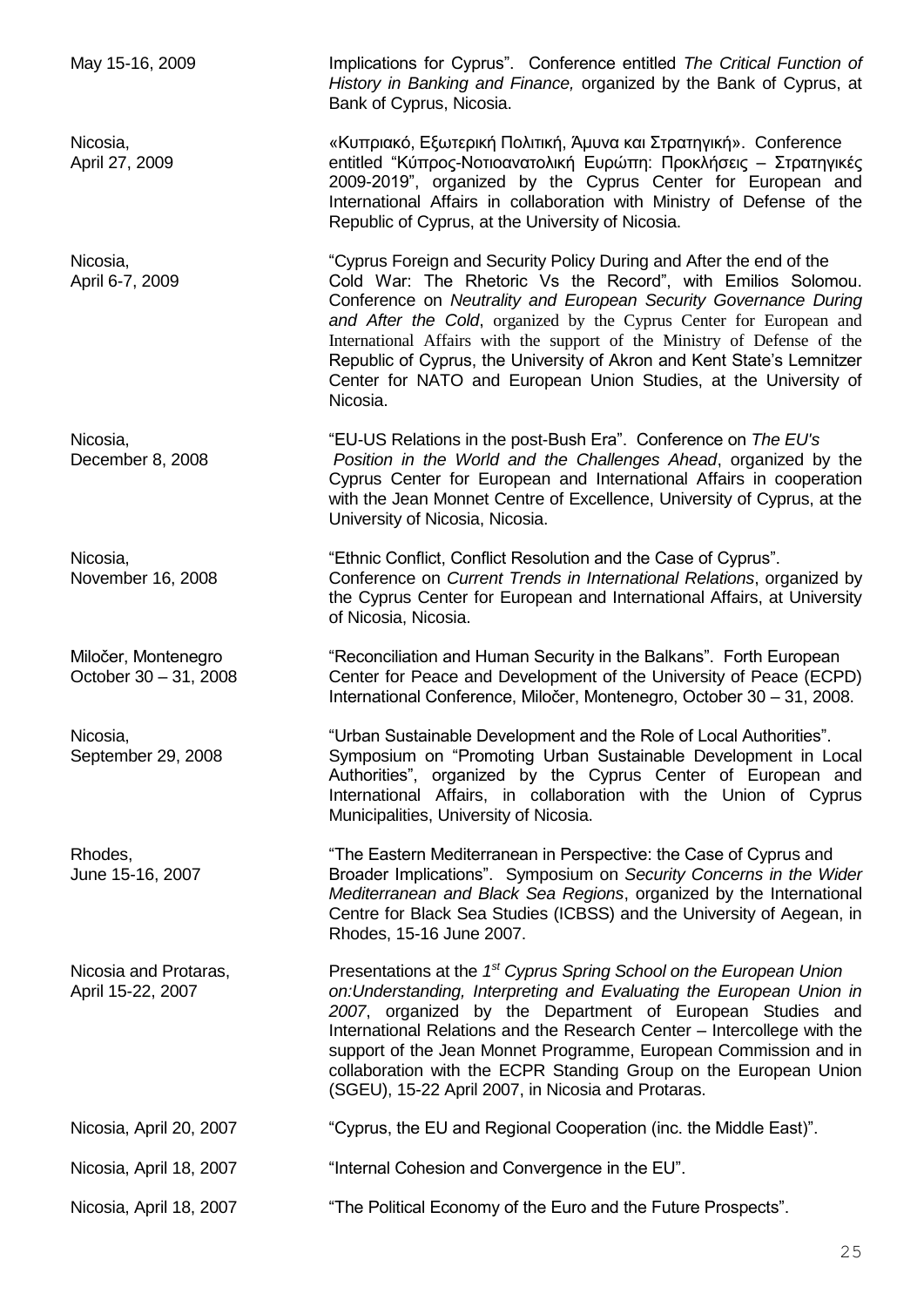May 15-16, 2009 — Implications for Cyprus". Conference entitled *The Critical Function of History in Banking and Finance,* organized by the Bank of Cyprus, at Bank of Cyprus, Nicosia.

Nicosia,
April 27, 2009 — «Κυπριακό, Εξωτερική Πολιτική, Άμυνα και Στρατηγική». Conference entitled "Κύπρος-Νοτιοανατολική Ευρώπη: Προκλήσεις – Στρατηγικές 2009-2019", organized by the Cyprus Center for European and International Affairs in collaboration with Ministry of Defense of the Republic of Cyprus, at the University of Nicosia.

Nicosia,
April 6-7, 2009 — "Cyprus Foreign and Security Policy During and After the end of the Cold War: The Rhetoric Vs the Record", with Emilios Solomou. Conference on *Neutrality and European Security Governance During and After the Cold*, organized by the Cyprus Center for European and International Affairs with the support of the Ministry of Defense of the Republic of Cyprus, the University of Akron and Kent State's Lemnitzer Center for NATO and European Union Studies, at the University of Nicosia.

Nicosia,
December 8, 2008 — "EU-US Relations in the post-Bush Era". Conference on *The EU's Position in the World and the Challenges Ahead*, organized by the Cyprus Center for European and International Affairs in cooperation with the Jean Monnet Centre of Excellence, University of Cyprus, at the University of Nicosia, Nicosia.

Nicosia,
November 16, 2008 — "Ethnic Conflict, Conflict Resolution and the Case of Cyprus". Conference on *Current Trends in International Relations*, organized by the Cyprus Center for European and International Affairs, at University of Nicosia, Nicosia.

Miločer, Montenegro
October 30 – 31, 2008 — "Reconciliation and Human Security in the Balkans". Forth European Center for Peace and Development of the University of Peace (ECPD) International Conference, Miločer, Montenegro, October 30 – 31, 2008.

Nicosia,
September 29, 2008 — "Urban Sustainable Development and the Role of Local Authorities". Symposium on "Promoting Urban Sustainable Development in Local Authorities", organized by the Cyprus Center of European and International Affairs, in collaboration with the Union of Cyprus Municipalities, University of Nicosia.

Rhodes,
June 15-16, 2007 — "The Eastern Mediterranean in Perspective: the Case of Cyprus and Broader Implications". Symposium on *Security Concerns in the Wider Mediterranean and Black Sea Regions*, organized by the International Centre for Black Sea Studies (ICBSS) and the University of Aegean, in Rhodes, 15-16 June 2007.

Nicosia and Protaras,
April 15-22, 2007 — Presentations at the *1st Cyprus Spring School on the European Union on:Understanding, Interpreting and Evaluating the European Union in 2007*, organized by the Department of European Studies and International Relations and the Research Center – Intercollege with the support of the Jean Monnet Programme, European Commission and in collaboration with the ECPR Standing Group on the European Union (SGEU), 15-22 April 2007, in Nicosia and Protaras.

Nicosia, April 20, 2007 — "Cyprus, the EU and Regional Cooperation (inc. the Middle East)".

Nicosia, April 18, 2007 — "Internal Cohesion and Convergence in the EU".

Nicosia, April 18, 2007 — "The Political Economy of the Euro and the Future Prospects".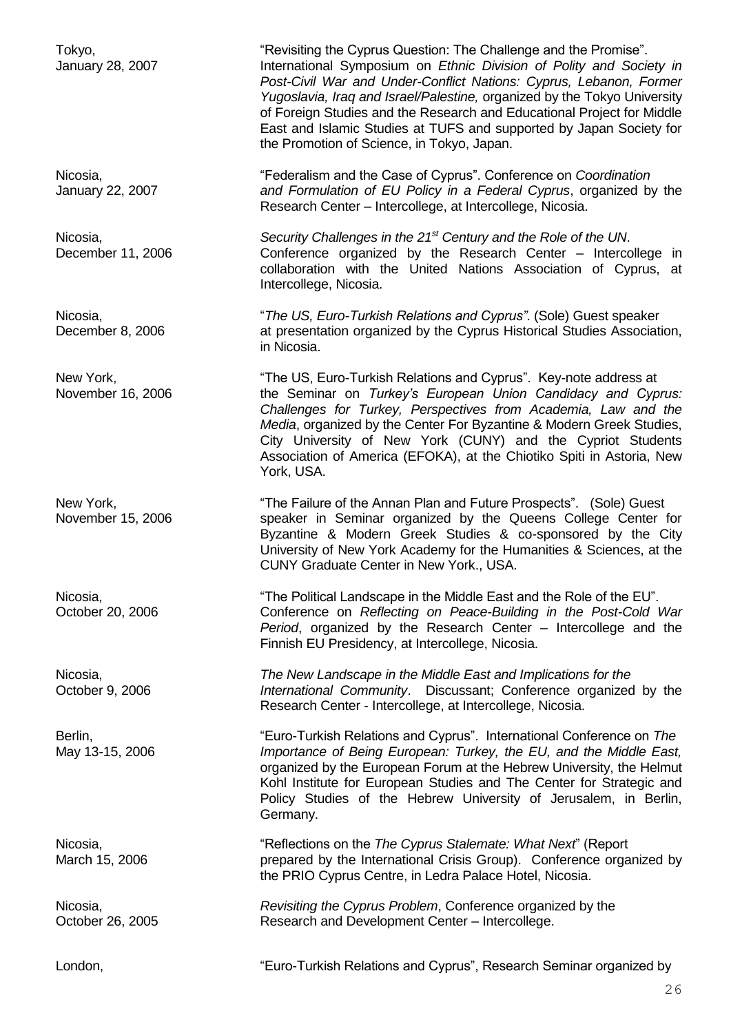Tokyo,
January 28, 2007

"Revisiting the Cyprus Question: The Challenge and the Promise". International Symposium on *Ethnic Division of Polity and Society in Post-Civil War and Under-Conflict Nations: Cyprus, Lebanon, Former Yugoslavia, Iraq and Israel/Palestine,* organized by the Tokyo University of Foreign Studies and the Research and Educational Project for Middle East and Islamic Studies at TUFS and supported by Japan Society for the Promotion of Science, in Tokyo, Japan.

Nicosia,
January 22, 2007

"Federalism and the Case of Cyprus". Conference on *Coordination and Formulation of EU Policy in a Federal Cyprus*, organized by the Research Center – Intercollege, at Intercollege, Nicosia.

Nicosia,
December 11, 2006

*Security Challenges in the 21st Century and the Role of the UN*. Conference organized by the Research Center – Intercollege in collaboration with the United Nations Association of Cyprus, at Intercollege, Nicosia.

Nicosia,
December 8, 2006

"*The US, Euro-Turkish Relations and Cyprus"*. (Sole) Guest speaker at presentation organized by the Cyprus Historical Studies Association, in Nicosia.

New York,
November 16, 2006

"The US, Euro-Turkish Relations and Cyprus". Key-note address at the Seminar on *Turkey's European Union Candidacy and Cyprus: Challenges for Turkey, Perspectives from Academia, Law and the Media*, organized by the Center For Byzantine & Modern Greek Studies, City University of New York (CUNY) and the Cypriot Students Association of America (EFOKA), at the Chiotiko Spiti in Astoria, New York, USA.

New York,
November 15, 2006

"The Failure of the Annan Plan and Future Prospects". (Sole) Guest speaker in Seminar organized by the Queens College Center for Byzantine & Modern Greek Studies & co-sponsored by the City University of New York Academy for the Humanities & Sciences, at the CUNY Graduate Center in New York., USA.

Nicosia,
October 20, 2006

"The Political Landscape in the Middle East and the Role of the EU". Conference on *Reflecting on Peace-Building in the Post-Cold War Period*, organized by the Research Center – Intercollege and the Finnish EU Presidency, at Intercollege, Nicosia.

Nicosia,
October 9, 2006

*The New Landscape in the Middle East and Implications for the International Community*. Discussant; Conference organized by the Research Center - Intercollege, at Intercollege, Nicosia.

Berlin,
May 13-15, 2006

"Euro-Turkish Relations and Cyprus". International Conference on *The Importance of Being European: Turkey, the EU, and the Middle East,* organized by the European Forum at the Hebrew University, the Helmut Kohl Institute for European Studies and The Center for Strategic and Policy Studies of the Hebrew University of Jerusalem, in Berlin, Germany.

Nicosia,
March 15, 2006

"Reflections on the *The Cyprus Stalemate: What Next*" (Report prepared by the International Crisis Group). Conference organized by the PRIO Cyprus Centre, in Ledra Palace Hotel, Nicosia.

Nicosia,
October 26, 2005

*Revisiting the Cyprus Problem*, Conference organized by the Research and Development Center – Intercollege.

London,

"Euro-Turkish Relations and Cyprus", Research Seminar organized by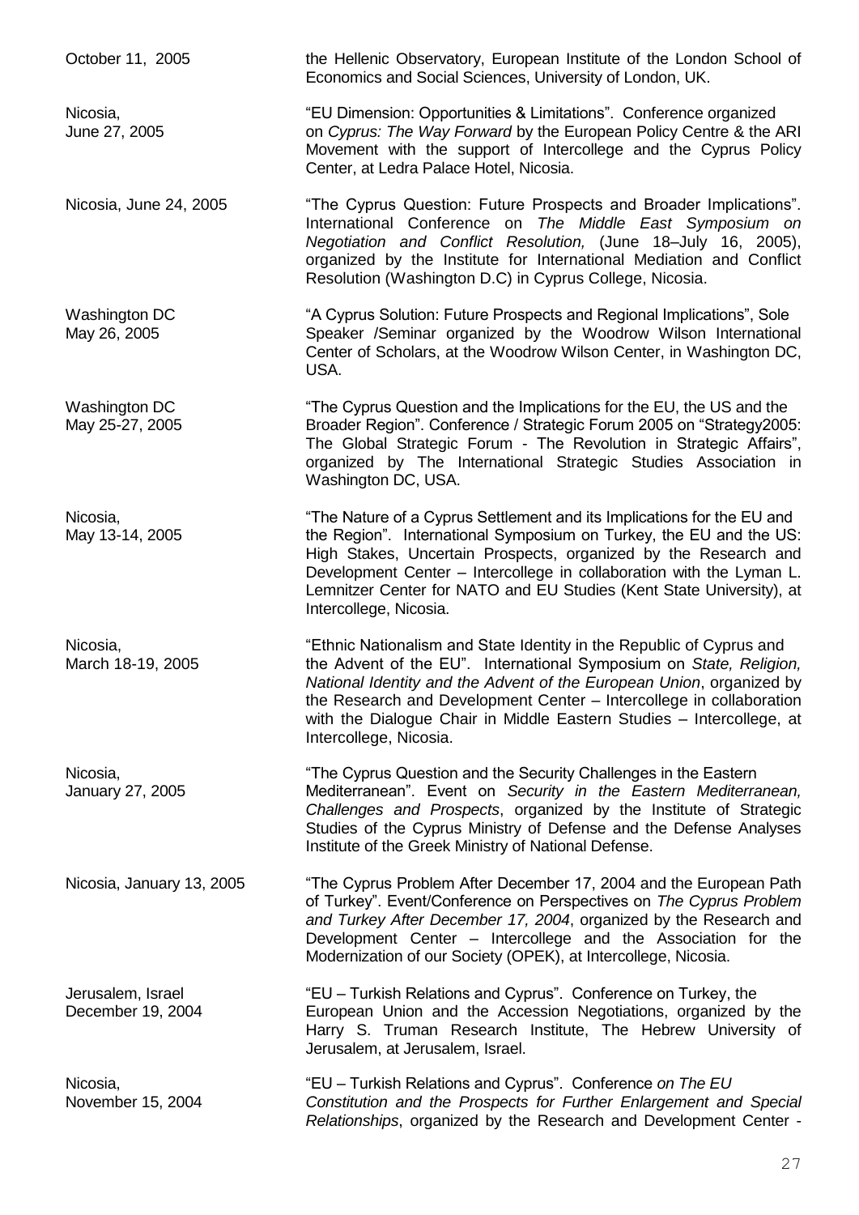| | |
|---|---|
| October 11, 2005 | the Hellenic Observatory, European Institute of the London School of Economics and Social Sciences, University of London, UK. |
| Nicosia, June 27, 2005 | "EU Dimension: Opportunities & Limitations". Conference organized on *Cyprus: The Way Forward* by the European Policy Centre & the ARI Movement with the support of Intercollege and the Cyprus Policy Center, at Ledra Palace Hotel, Nicosia. |
| Nicosia, June 24, 2005 | "The Cyprus Question: Future Prospects and Broader Implications". International Conference on *The Middle East Symposium on Negotiation and Conflict Resolution,* (June 18–July 16, 2005), organized by the Institute for International Mediation and Conflict Resolution (Washington D.C) in Cyprus College, Nicosia. |
| Washington DC May 26, 2005 | "A Cyprus Solution: Future Prospects and Regional Implications", Sole Speaker /Seminar organized by the Woodrow Wilson International Center of Scholars, at the Woodrow Wilson Center, in Washington DC, USA. |
| Washington DC May 25-27, 2005 | "The Cyprus Question and the Implications for the EU, the US and the Broader Region". Conference / Strategic Forum 2005 on "Strategy2005: The Global Strategic Forum - The Revolution in Strategic Affairs", organized by The International Strategic Studies Association in Washington DC, USA. |
| Nicosia, May 13-14, 2005 | "The Nature of a Cyprus Settlement and its Implications for the EU and the Region". International Symposium on Turkey, the EU and the US: High Stakes, Uncertain Prospects, organized by the Research and Development Center – Intercollege in collaboration with the Lyman L. Lemnitzer Center for NATO and EU Studies (Kent State University), at Intercollege, Nicosia. |
| Nicosia, March 18-19, 2005 | "Ethnic Nationalism and State Identity in the Republic of Cyprus and the Advent of the EU". International Symposium on *State, Religion, National Identity and the Advent of the European Union*, organized by the Research and Development Center – Intercollege in collaboration with the Dialogue Chair in Middle Eastern Studies – Intercollege, at Intercollege, Nicosia. |
| Nicosia, January 27, 2005 | "The Cyprus Question and the Security Challenges in the Eastern Mediterranean". Event on *Security in the Eastern Mediterranean, Challenges and Prospects*, organized by the Institute of Strategic Studies of the Cyprus Ministry of Defense and the Defense Analyses Institute of the Greek Ministry of National Defense. |
| Nicosia, January 13, 2005 | "The Cyprus Problem After December 17, 2004 and the European Path of Turkey". Event/Conference on Perspectives on *The Cyprus Problem and Turkey After December 17, 2004*, organized by the Research and Development Center – Intercollege and the Association for the Modernization of our Society (OPEK), at Intercollege, Nicosia. |
| Jerusalem, Israel December 19, 2004 | "EU – Turkish Relations and Cyprus". Conference on Turkey, the European Union and the Accession Negotiations, organized by the Harry S. Truman Research Institute, The Hebrew University of Jerusalem, at Jerusalem, Israel. |
| Nicosia, November 15, 2004 | "EU – Turkish Relations and Cyprus". Conference *on The EU Constitution and the Prospects for Further Enlargement and Special Relationships*, organized by the Research and Development Center - |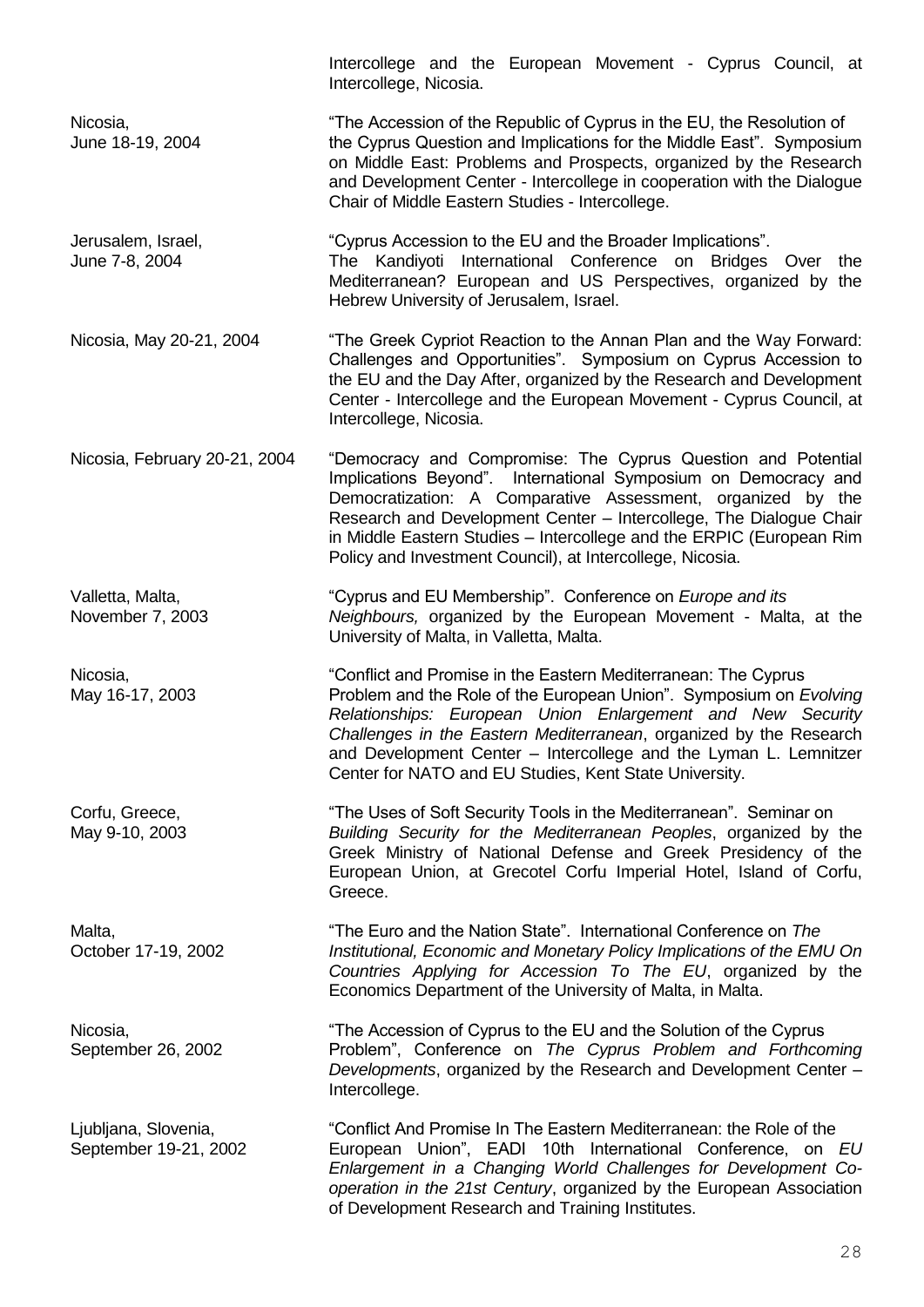Intercollege and the European Movement - Cyprus Council, at Intercollege, Nicosia.

Nicosia,
June 18-19, 2004

"The Accession of the Republic of Cyprus in the EU, the Resolution of the Cyprus Question and Implications for the Middle East". Symposium on Middle East: Problems and Prospects, organized by the Research and Development Center - Intercollege in cooperation with the Dialogue Chair of Middle Eastern Studies - Intercollege.

Jerusalem, Israel,
June 7-8, 2004

"Cyprus Accession to the EU and the Broader Implications". The Kandiyoti International Conference on Bridges Over the Mediterranean? European and US Perspectives, organized by the Hebrew University of Jerusalem, Israel.

Nicosia, May 20-21, 2004

"The Greek Cypriot Reaction to the Annan Plan and the Way Forward: Challenges and Opportunities". Symposium on Cyprus Accession to the EU and the Day After, organized by the Research and Development Center - Intercollege and the European Movement - Cyprus Council, at Intercollege, Nicosia.

Nicosia, February 20-21, 2004

"Democracy and Compromise: The Cyprus Question and Potential Implications Beyond". International Symposium on Democracy and Democratization: A Comparative Assessment, organized by the Research and Development Center – Intercollege, The Dialogue Chair in Middle Eastern Studies – Intercollege and the ERPIC (European Rim Policy and Investment Council), at Intercollege, Nicosia.

Valletta, Malta,
November 7, 2003

"Cyprus and EU Membership". Conference on *Europe and its Neighbours,* organized by the European Movement - Malta, at the University of Malta, in Valletta, Malta.

Nicosia,
May 16-17, 2003

"Conflict and Promise in the Eastern Mediterranean: The Cyprus Problem and the Role of the European Union". Symposium on *Evolving Relationships: European Union Enlargement and New Security Challenges in the Eastern Mediterranean*, organized by the Research and Development Center – Intercollege and the Lyman L. Lemnitzer Center for NATO and EU Studies, Kent State University.

Corfu, Greece,
May 9-10, 2003

"The Uses of Soft Security Tools in the Mediterranean". Seminar on *Building Security for the Mediterranean Peoples*, organized by the Greek Ministry of National Defense and Greek Presidency of the European Union, at Grecotel Corfu Imperial Hotel, Island of Corfu, Greece.

Malta,
October 17-19, 2002

"The Euro and the Nation State". International Conference on *The Institutional, Economic and Monetary Policy Implications of the EMU On Countries Applying for Accession To The EU*, organized by the Economics Department of the University of Malta, in Malta.

Nicosia,
September 26, 2002

"The Accession of Cyprus to the EU and the Solution of the Cyprus Problem", Conference on *The Cyprus Problem and Forthcoming Developments*, organized by the Research and Development Center – Intercollege.

Ljubljana, Slovenia,
September 19-21, 2002

"Conflict And Promise In The Eastern Mediterranean: the Role of the European Union", EADI 10th International Conference, on *EU Enlargement in a Changing World Challenges for Development Co-operation in the 21st Century*, organized by the European Association of Development Research and Training Institutes.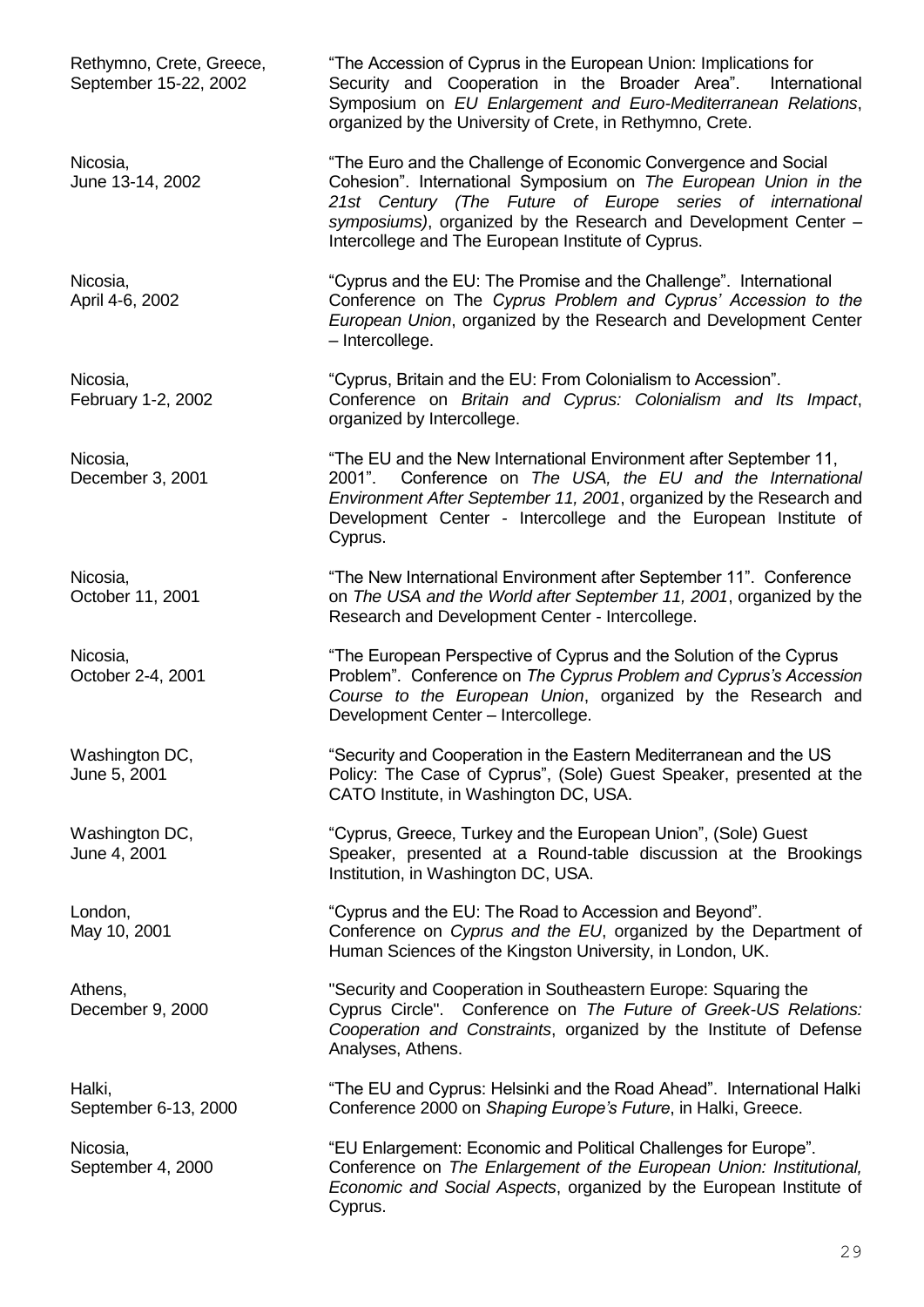Rethymno, Crete, Greece, September 15-22, 2002
"The Accession of Cyprus in the European Union: Implications for Security and Cooperation in the Broader Area". International Symposium on *EU Enlargement and Euro-Mediterranean Relations*, organized by the University of Crete, in Rethymno, Crete.

Nicosia, June 13-14, 2002
"The Euro and the Challenge of Economic Convergence and Social Cohesion". International Symposium on *The European Union in the 21st Century (The Future of Europe series of international symposiums)*, organized by the Research and Development Center – Intercollege and The European Institute of Cyprus.

Nicosia, April 4-6, 2002
"Cyprus and the EU: The Promise and the Challenge". International Conference on The *Cyprus Problem and Cyprus' Accession to the European Union*, organized by the Research and Development Center – Intercollege.

Nicosia, February 1-2, 2002
"Cyprus, Britain and the EU: From Colonialism to Accession". Conference on *Britain and Cyprus: Colonialism and Its Impact*, organized by Intercollege.

Nicosia, December 3, 2001
"The EU and the New International Environment after September 11, 2001". Conference on *The USA, the EU and the International Environment After September 11, 2001*, organized by the Research and Development Center - Intercollege and the European Institute of Cyprus.

Nicosia, October 11, 2001
"The New International Environment after September 11". Conference on *The USA and the World after September 11, 2001*, organized by the Research and Development Center - Intercollege.

Nicosia, October 2-4, 2001
"The European Perspective of Cyprus and the Solution of the Cyprus Problem". Conference on *The Cyprus Problem and Cyprus's Accession Course to the European Union*, organized by the Research and Development Center – Intercollege.

Washington DC, June 5, 2001
"Security and Cooperation in the Eastern Mediterranean and the US Policy: The Case of Cyprus", (Sole) Guest Speaker, presented at the CATO Institute, in Washington DC, USA.

Washington DC, June 4, 2001
"Cyprus, Greece, Turkey and the European Union", (Sole) Guest Speaker, presented at a Round-table discussion at the Brookings Institution, in Washington DC, USA.

London, May 10, 2001
"Cyprus and the EU: The Road to Accession and Beyond". Conference on *Cyprus and the EU*, organized by the Department of Human Sciences of the Kingston University, in London, UK.

Athens, December 9, 2000
"Security and Cooperation in Southeastern Europe: Squaring the Cyprus Circle". Conference on *The Future of Greek-US Relations: Cooperation and Constraints*, organized by the Institute of Defense Analyses, Athens.

Halki, September 6-13, 2000
"The EU and Cyprus: Helsinki and the Road Ahead". International Halki Conference 2000 on *Shaping Europe's Future*, in Halki, Greece.

Nicosia, September 4, 2000
"EU Enlargement: Economic and Political Challenges for Europe". Conference on *The Enlargement of the European Union: Institutional, Economic and Social Aspects*, organized by the European Institute of Cyprus.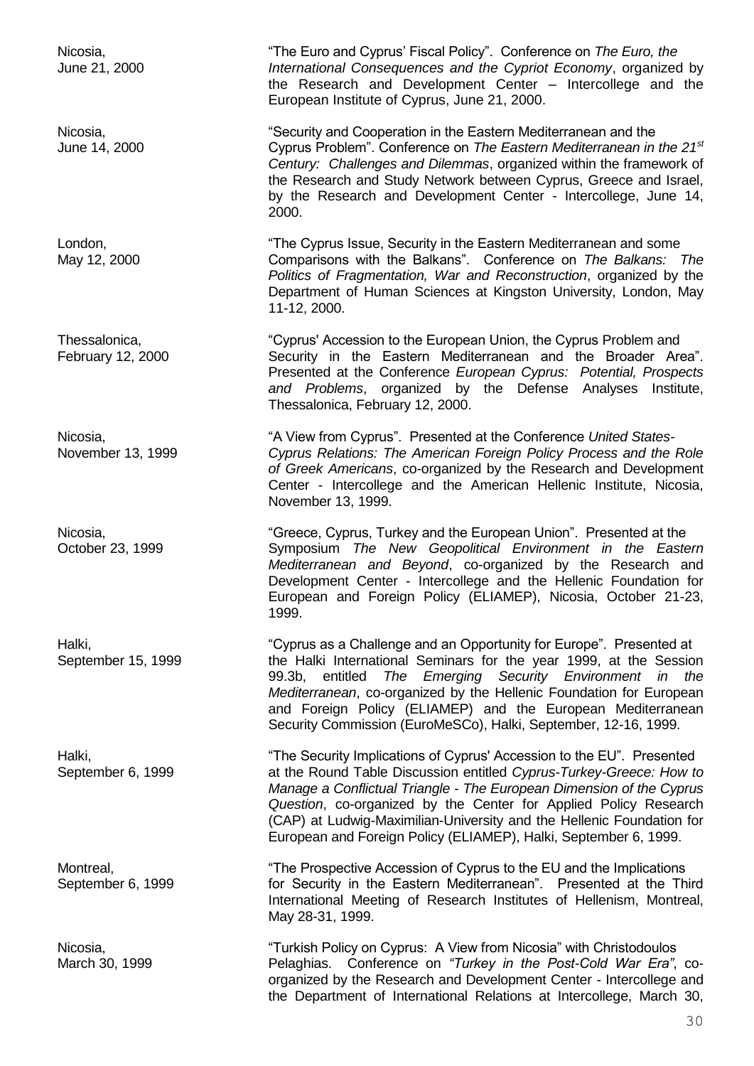Nicosia,
June 21, 2000

"The Euro and Cyprus' Fiscal Policy". Conference on *The Euro, the International Consequences and the Cypriot Economy*, organized by the Research and Development Center – Intercollege and the European Institute of Cyprus, June 21, 2000.

Nicosia,
June 14, 2000

"Security and Cooperation in the Eastern Mediterranean and the Cyprus Problem". Conference on *The Eastern Mediterranean in the 21st Century: Challenges and Dilemmas*, organized within the framework of the Research and Study Network between Cyprus, Greece and Israel, by the Research and Development Center - Intercollege, June 14, 2000.

London,
May 12, 2000

"The Cyprus Issue, Security in the Eastern Mediterranean and some Comparisons with the Balkans". Conference on *The Balkans: The Politics of Fragmentation, War and Reconstruction*, organized by the Department of Human Sciences at Kingston University, London, May 11-12, 2000.

Thessalonica,
February 12, 2000

"Cyprus' Accession to the European Union, the Cyprus Problem and Security in the Eastern Mediterranean and the Broader Area". Presented at the Conference *European Cyprus: Potential, Prospects and Problems*, organized by the Defense Analyses Institute, Thessalonica, February 12, 2000.

Nicosia,
November 13, 1999

"A View from Cyprus". Presented at the Conference *United States-Cyprus Relations: The American Foreign Policy Process and the Role of Greek Americans*, co-organized by the Research and Development Center - Intercollege and the American Hellenic Institute, Nicosia, November 13, 1999.

Nicosia,
October 23, 1999

"Greece, Cyprus, Turkey and the European Union". Presented at the Symposium *The New Geopolitical Environment in the Eastern Mediterranean and Beyond*, co-organized by the Research and Development Center - Intercollege and the Hellenic Foundation for European and Foreign Policy (ELIAMEP), Nicosia, October 21-23, 1999.

Halki,
September 15, 1999

"Cyprus as a Challenge and an Opportunity for Europe". Presented at the Halki International Seminars for the year 1999, at the Session 99.3b, entitled *The Emerging Security Environment in the Mediterranean*, co-organized by the Hellenic Foundation for European and Foreign Policy (ELIAMEP) and the European Mediterranean Security Commission (EuroMeSCo), Halki, September, 12-16, 1999.

Halki,
September 6, 1999

"The Security Implications of Cyprus' Accession to the EU". Presented at the Round Table Discussion entitled *Cyprus-Turkey-Greece: How to Manage a Conflictual Triangle - The European Dimension of the Cyprus Question*, co-organized by the Center for Applied Policy Research (CAP) at Ludwig-Maximilian-University and the Hellenic Foundation for European and Foreign Policy (ELIAMEP), Halki, September 6, 1999.

Montreal,
September 6, 1999

"The Prospective Accession of Cyprus to the EU and the Implications for Security in the Eastern Mediterranean". Presented at the Third International Meeting of Research Institutes of Hellenism, Montreal, May 28-31, 1999.

Nicosia,
March 30, 1999

"Turkish Policy on Cyprus: A View from Nicosia" with Christodoulos Pelaghias. Conference on *"Turkey in the Post-Cold War Era"*, co-organized by the Research and Development Center - Intercollege and the Department of International Relations at Intercollege, March 30,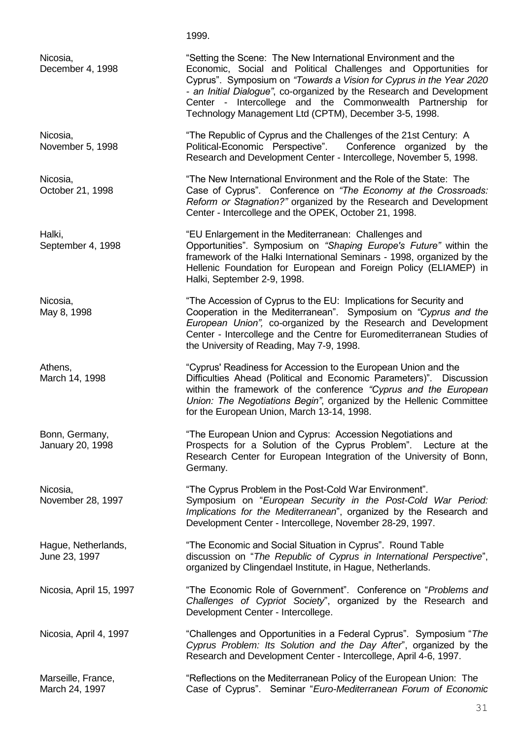1999.

| | |
|---|---|
| Nicosia, December 4, 1998 | "Setting the Scene: The New International Environment and the Economic, Social and Political Challenges and Opportunities for Cyprus". Symposium on *"Towards a Vision for Cyprus in the Year 2020 - an Initial Dialogue"*, co-organized by the Research and Development Center - Intercollege and the Commonwealth Partnership for Technology Management Ltd (CPTM), December 3-5, 1998. |
| Nicosia, November 5, 1998 | "The Republic of Cyprus and the Challenges of the 21st Century: A Political-Economic Perspective". Conference organized by the Research and Development Center - Intercollege, November 5, 1998. |
| Nicosia, October 21, 1998 | "The New International Environment and the Role of the State: The Case of Cyprus". Conference on *"The Economy at the Crossroads: Reform or Stagnation?"* organized by the Research and Development Center - Intercollege and the OPEK, October 21, 1998. |
| Halki, September 4, 1998 | "EU Enlargement in the Mediterranean: Challenges and Opportunities". Symposium on *"Shaping Europe's Future"* within the framework of the Halki International Seminars - 1998, organized by the Hellenic Foundation for European and Foreign Policy (ELIAMEP) in Halki, September 2-9, 1998. |
| Nicosia, May 8, 1998 | "The Accession of Cyprus to the EU: Implications for Security and Cooperation in the Mediterranean". Symposium on *"Cyprus and the European Union",* co-organized by the Research and Development Center - Intercollege and the Centre for Euromediterranean Studies of the University of Reading, May 7-9, 1998. |
| Athens, March 14, 1998 | "Cyprus' Readiness for Accession to the European Union and the Difficulties Ahead (Political and Economic Parameters)". Discussion within the framework of the conference *"Cyprus and the European Union: The Negotiations Begin"*, organized by the Hellenic Committee for the European Union, March 13-14, 1998. |
| Bonn, Germany, January 20, 1998 | "The European Union and Cyprus: Accession Negotiations and Prospects for a Solution of the Cyprus Problem". Lecture at the Research Center for European Integration of the University of Bonn, Germany. |
| Nicosia, November 28, 1997 | "The Cyprus Problem in the Post-Cold War Environment". Symposium on "*European Security in the Post-Cold War Period: Implications for the Mediterranean*", organized by the Research and Development Center - Intercollege, November 28-29, 1997. |
| Hague, Netherlands, June 23, 1997 | "The Economic and Social Situation in Cyprus". Round Table discussion on "*The Republic of Cyprus in International Perspective*", organized by Clingendael Institute, in Hague, Netherlands. |
| Nicosia, April 15, 1997 | "The Economic Role of Government". Conference on "*Problems and Challenges of Cypriot Society*", organized by the Research and Development Center - Intercollege. |
| Nicosia, April 4, 1997 | "Challenges and Opportunities in a Federal Cyprus". Symposium "*The Cyprus Problem: Its Solution and the Day After*", organized by the Research and Development Center - Intercollege, April 4-6, 1997. |
| Marseille, France, March 24, 1997 | "Reflections on the Mediterranean Policy of the European Union: The Case of Cyprus". Seminar "*Euro-Mediterranean Forum of Economic* |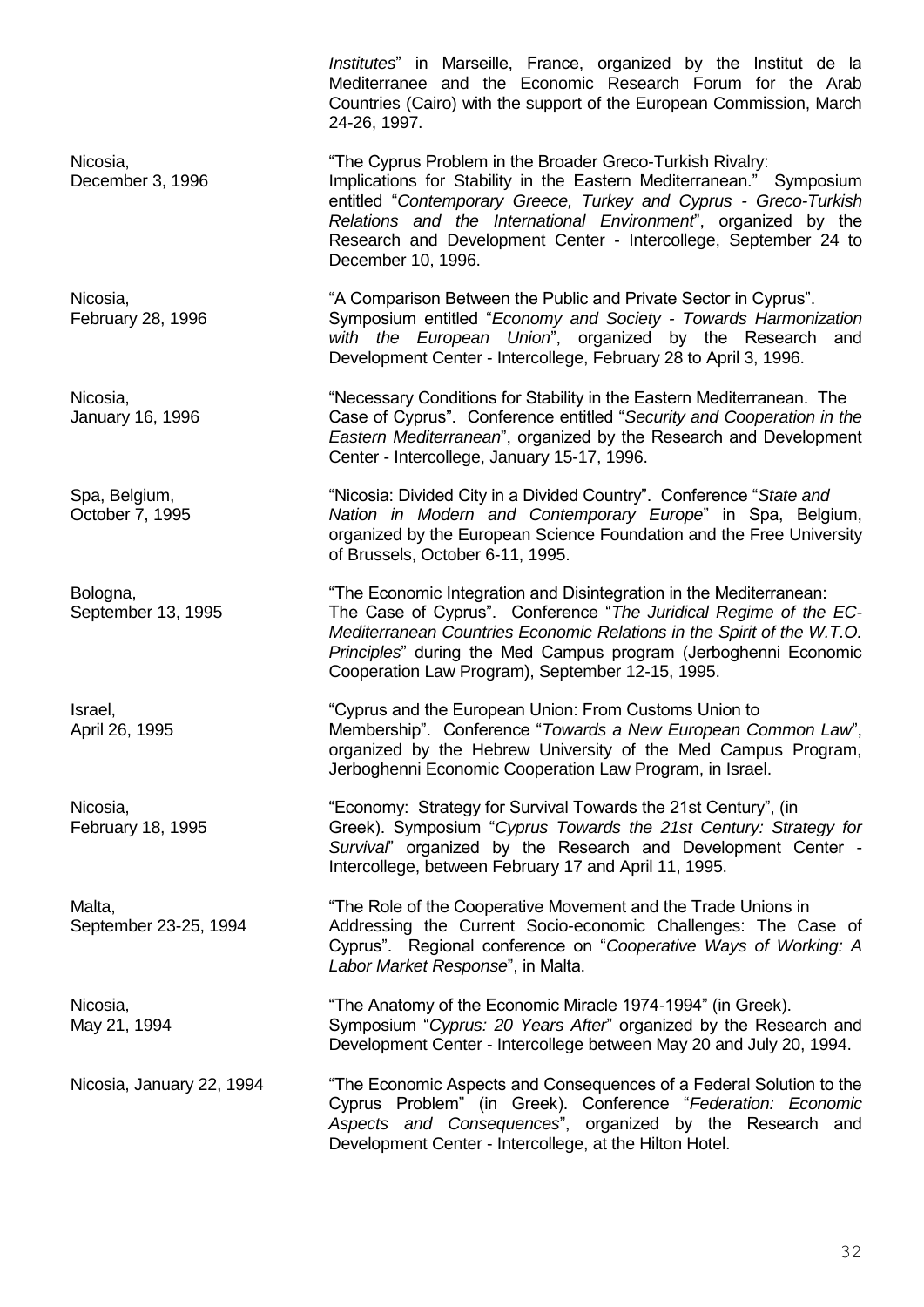*Institutes*" in Marseille, France, organized by the Institut de la Mediterranee and the Economic Research Forum for the Arab Countries (Cairo) with the support of the European Commission, March 24-26, 1997.

| | |
|---|---|
| Nicosia, December 3, 1996 | "The Cyprus Problem in the Broader Greco-Turkish Rivalry: Implications for Stability in the Eastern Mediterranean." Symposium entitled "*Contemporary Greece, Turkey and Cyprus - Greco-Turkish Relations and the International Environment*", organized by the Research and Development Center - Intercollege, September 24 to December 10, 1996. |
| Nicosia, February 28, 1996 | "A Comparison Between the Public and Private Sector in Cyprus". Symposium entitled "*Economy and Society - Towards Harmonization with the European Union*", organized by the Research and Development Center - Intercollege, February 28 to April 3, 1996. |
| Nicosia, January 16, 1996 | "Necessary Conditions for Stability in the Eastern Mediterranean. The Case of Cyprus". Conference entitled "*Security and Cooperation in the Eastern Mediterranean*", organized by the Research and Development Center - Intercollege, January 15-17, 1996. |
| Spa, Belgium, October 7, 1995 | "Nicosia: Divided City in a Divided Country". Conference "*State and Nation in Modern and Contemporary Europe*" in Spa, Belgium, organized by the European Science Foundation and the Free University of Brussels, October 6-11, 1995. |
| Bologna, September 13, 1995 | "The Economic Integration and Disintegration in the Mediterranean: The Case of Cyprus". Conference "*The Juridical Regime of the EC-Mediterranean Countries Economic Relations in the Spirit of the W.T.O. Principles*" during the Med Campus program (Jerboghenni Economic Cooperation Law Program), September 12-15, 1995. |
| Israel, April 26, 1995 | "Cyprus and the European Union: From Customs Union to Membership". Conference "*Towards a New European Common Law*", organized by the Hebrew University of the Med Campus Program, Jerboghenni Economic Cooperation Law Program, in Israel. |
| Nicosia, February 18, 1995 | "Economy: Strategy for Survival Towards the 21st Century", (in Greek). Symposium "*Cyprus Towards the 21st Century: Strategy for Survival*" organized by the Research and Development Center - Intercollege, between February 17 and April 11, 1995. |
| Malta, September 23-25, 1994 | "The Role of the Cooperative Movement and the Trade Unions in Addressing the Current Socio-economic Challenges: The Case of Cyprus". Regional conference on "*Cooperative Ways of Working: A Labor Market Response*", in Malta. |
| Nicosia, May 21, 1994 | "The Anatomy of the Economic Miracle 1974-1994" (in Greek). Symposium "*Cyprus: 20 Years After*" organized by the Research and Development Center - Intercollege between May 20 and July 20, 1994. |
| Nicosia, January 22, 1994 | "The Economic Aspects and Consequences of a Federal Solution to the Cyprus Problem" (in Greek). Conference "*Federation: Economic Aspects and Consequences*", organized by the Research and Development Center - Intercollege, at the Hilton Hotel. |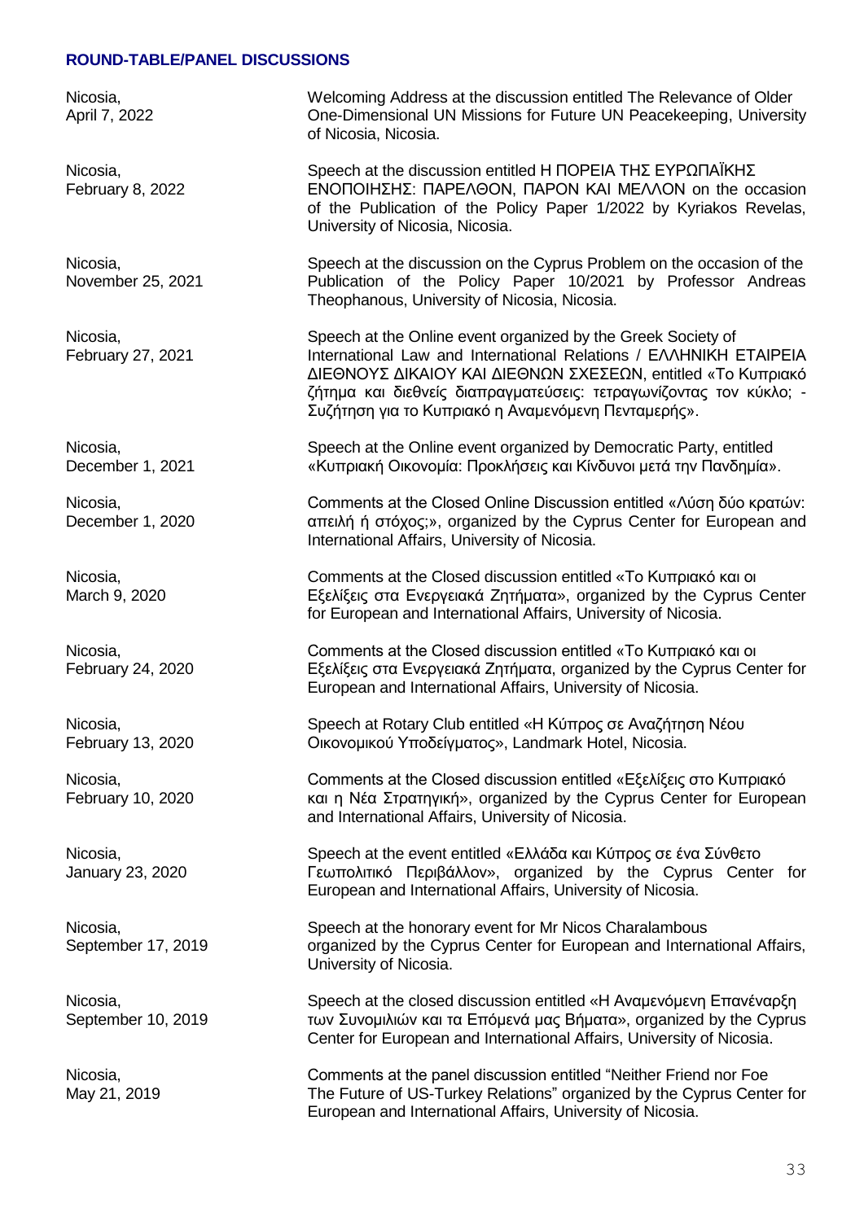## ROUND-TABLE/PANEL DISCUSSIONS

| | |
|---|---|
| Nicosia, April 7, 2022 | Welcoming Address at the discussion entitled The Relevance of Older One-Dimensional UN Missions for Future UN Peacekeeping, University of Nicosia, Nicosia. |
| Nicosia, February 8, 2022 | Speech at the discussion entitled Η ΠΟΡΕΙΑ ΤΗΣ ΕΥΡΩΠΑΪΚΗΣ ΕΝΟΠΟΙΗΣΗΣ: ΠΑΡΕΛΘΟΝ, ΠΑΡΟΝ ΚΑΙ ΜΕΛΛΟΝ on the occasion of the Publication of the Policy Paper 1/2022 by Kyriakos Revelas, University of Nicosia, Nicosia. |
| Nicosia, November 25, 2021 | Speech at the discussion on the Cyprus Problem on the occasion of the Publication of the Policy Paper 10/2021 by Professor Andreas Theophanous, University of Nicosia, Nicosia. |
| Nicosia, February 27, 2021 | Speech at the Online event organized by the Greek Society of International Law and International Relations / ΕΛΛΗΝΙΚΗ ΕΤΑΙΡΕΙΑ ΔΙΕΘΝΟΥΣ ΔΙΚΑΙΟΥ ΚΑΙ ΔΙΕΘΝΩΝ ΣΧΕΣΕΩΝ, entitled «Το Κυπριακό ζήτημα και διεθνείς διαπραγματεύσεις: τετραγωνίζοντας τον κύκλο; - Συζήτηση για το Κυπριακό η Αναμενόμενη Πενταμερής». |
| Nicosia, December 1, 2021 | Speech at the Online event organized by Democratic Party, entitled «Κυπριακή Οικονομία: Προκλήσεις και Κίνδυνοι μετά την Πανδημία». |
| Nicosia, December 1, 2020 | Comments at the Closed Online Discussion entitled «Λύση δύο κρατών: απειλή ή στόχος;», organized by the Cyprus Center for European and International Affairs, University of Nicosia. |
| Nicosia, March 9, 2020 | Comments at the Closed discussion entitled «Το Κυπριακό και οι Εξελίξεις στα Ενεργειακά Ζητήματα», organized by the Cyprus Center for European and International Affairs, University of Nicosia. |
| Nicosia, February 24, 2020 | Comments at the Closed discussion entitled «Το Κυπριακό και οι Εξελίξεις στα Ενεργειακά Ζητήματα, organized by the Cyprus Center for European and International Affairs, University of Nicosia. |
| Nicosia, February 13, 2020 | Speech at Rotary Club entitled «Η Κύπρος σε Αναζήτηση Νέου Οικονομικού Υποδείγματος», Landmark Hotel, Nicosia. |
| Nicosia, February 10, 2020 | Comments at the Closed discussion entitled «Εξελίξεις στο Κυπριακό και η Νέα Στρατηγική», organized by the Cyprus Center for European and International Affairs, University of Nicosia. |
| Nicosia, January 23, 2020 | Speech at the event entitled «Ελλάδα και Κύπρος σε ένα Σύνθετο Γεωπολιτικό Περιβάλλον», organized by the Cyprus Center for European and International Affairs, University of Nicosia. |
| Nicosia, September 17, 2019 | Speech at the honorary event for Mr Nicos Charalambous organized by the Cyprus Center for European and International Affairs, University of Nicosia. |
| Nicosia, September 10, 2019 | Speech at the closed discussion entitled «Η Αναμενόμενη Επανέναρξη των Συνομιλιών και τα Επόμενά μας Βήματα», organized by the Cyprus Center for European and International Affairs, University of Nicosia. |
| Nicosia, May 21, 2019 | Comments at the panel discussion entitled "Neither Friend nor Foe The Future of US-Turkey Relations" organized by the Cyprus Center for European and International Affairs, University of Nicosia. |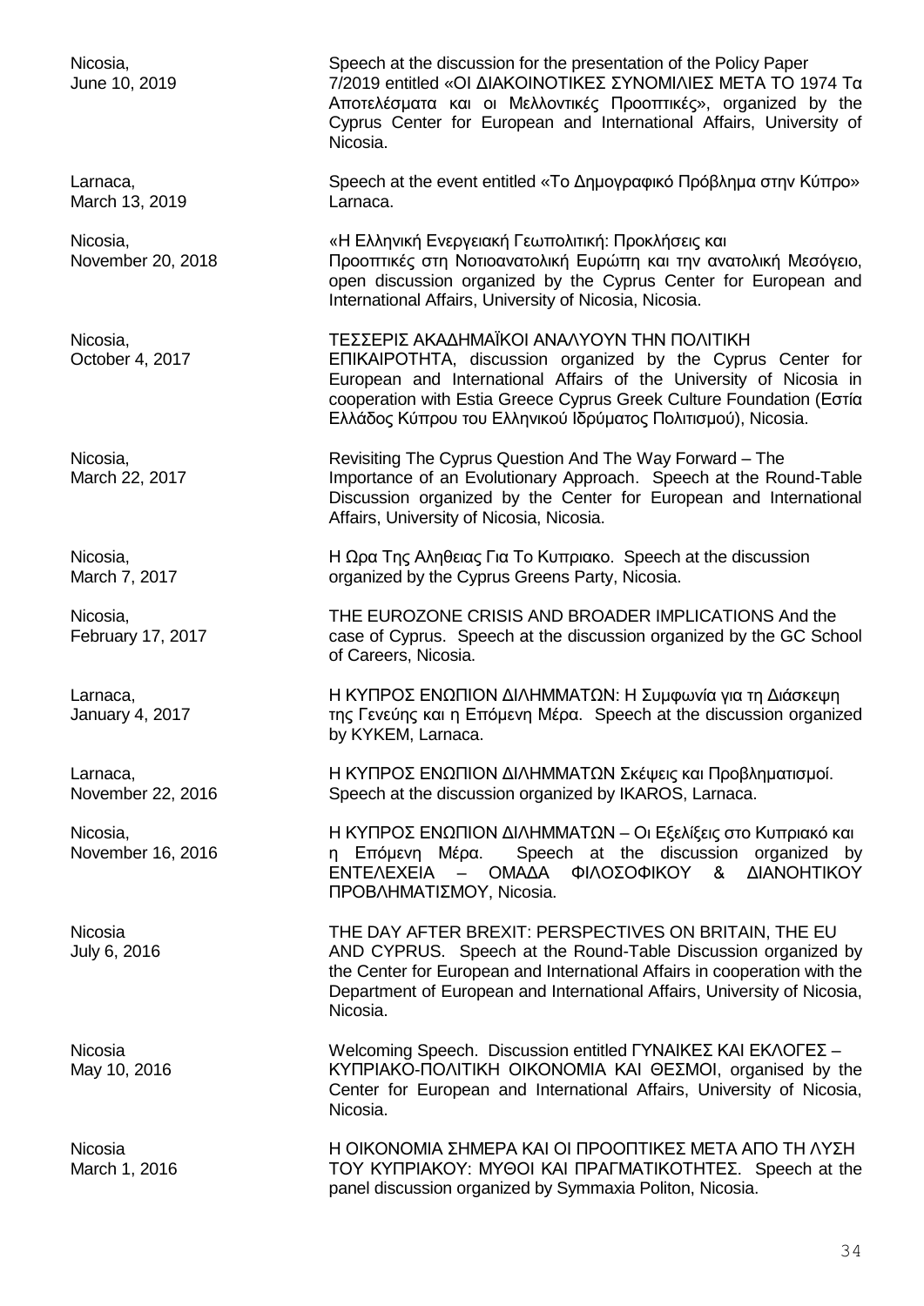Nicosia,
June 10, 2019

Speech at the discussion for the presentation of the Policy Paper 7/2019 entitled «ΟΙ ΔΙΑΚΟΙΝΟΤΙΚΕΣ ΣΥΝΟΜΙΛΙΕΣ ΜΕΤΑ ΤΟ 1974 Τα Αποτελέσματα και οι Μελλοντικές Προοπτικές», organized by the Cyprus Center for European and International Affairs, University of Nicosia.

Larnaca,
March 13, 2019

Speech at the event entitled «Το Δημογραφικό Πρόβλημα στην Κύπρο» Larnaca.

Nicosia,
November 20, 2018

«Η Ελληνική Ενεργειακή Γεωπολιτική: Προκλήσεις και Προοπτικές στη Νοτιοανατολική Ευρώπη και την ανατολική Μεσόγειο, open discussion organized by the Cyprus Center for European and International Affairs, University of Nicosia, Nicosia.

Nicosia,
October 4, 2017

ΤΕΣΣΕΡΙΣ ΑΚΑΔΗΜΑΪΚΟΙ ΑΝΑΛΥΟΥΝ ΤΗΝ ΠΟΛΙΤΙΚΗ ΕΠΙΚΑΙΡΟΤΗΤΑ, discussion organized by the Cyprus Center for European and International Affairs of the University of Nicosia in cooperation with Estia Greece Cyprus Greek Culture Foundation (Εστία Ελλάδος Κύπρου του Ελληνικού Ιδρύματος Πολιτισμού), Nicosia.

Nicosia,
March 22, 2017

Revisiting The Cyprus Question And The Way Forward – The Importance of an Evolutionary Approach. Speech at the Round-Table Discussion organized by the Center for European and International Affairs, University of Nicosia, Nicosia.

Nicosia,
March 7, 2017

Η Ωρα Της Αληθειας Για Το Κυπριακο. Speech at the discussion organized by the Cyprus Greens Party, Nicosia.

Nicosia,
February 17, 2017

THE EUROZONE CRISIS AND BROADER IMPLICATIONS And the case of Cyprus. Speech at the discussion organized by the GC School of Careers, Nicosia.

Larnaca,
January 4, 2017

Η ΚΥΠΡΟΣ ΕΝΩΠΙΟΝ ΔΙΛΗΜΜΑΤΩΝ: Η Συμφωνία για τη Διάσκεψη της Γενεύης και η Επόμενη Μέρα. Speech at the discussion organized by KYKEM, Larnaca.

Larnaca,
November 22, 2016

Η ΚΥΠΡΟΣ ΕΝΩΠΙΟΝ ΔΙΛΗΜΜΑΤΩΝ Σκέψεις και Προβληματισμοί. Speech at the discussion organized by IKAROS, Larnaca.

Nicosia,
November 16, 2016

Η ΚΥΠΡΟΣ ΕΝΩΠΙΟΝ ΔΙΛΗΜΜΑΤΩΝ – Οι Εξελίξεις στο Κυπριακό και η Επόμενη Μέρα. Speech at the discussion organized by ΕΝΤΕΛΕΧΕΙΑ – ΟΜΑΔΑ ΦΙΛΟΣΟΦΙΚΟΥ & ΔΙΑΝΟΗΤΙΚΟΥ ΠΡΟΒΛΗΜΑΤΙΣΜΟΥ, Nicosia.

Nicosia
July 6, 2016

THE DAY AFTER BREXIT: PERSPECTIVES ON BRITAIN, THE EU AND CYPRUS. Speech at the Round-Table Discussion organized by the Center for European and International Affairs in cooperation with the Department of European and International Affairs, University of Nicosia, Nicosia.

Nicosia
May 10, 2016

Welcoming Speech. Discussion entitled ΓΥΝΑΙΚΕΣ ΚΑΙ ΕΚΛΟΓΕΣ – ΚΥΠΡΙΑΚΟ-ΠΟΛΙΤΙΚΗ ΟΙΚΟΝΟΜΙΑ ΚΑΙ ΘΕΣΜΟΙ, organised by the Center for European and International Affairs, University of Nicosia, Nicosia.

Nicosia
March 1, 2016

Η ΟΙΚΟΝΟΜΙΑ ΣΗΜΕΡΑ ΚΑΙ ΟΙ ΠΡΟΟΠΤΙΚΕΣ ΜΕΤΑ ΑΠΟ ΤΗ ΛΥΣΗ ΤΟΥ ΚΥΠΡΙΑΚΟΥ: ΜΥΘΟΙ ΚΑΙ ΠΡΑΓΜΑΤΙΚΟΤΗΤΕΣ. Speech at the panel discussion organized by Symmaxia Politon, Nicosia.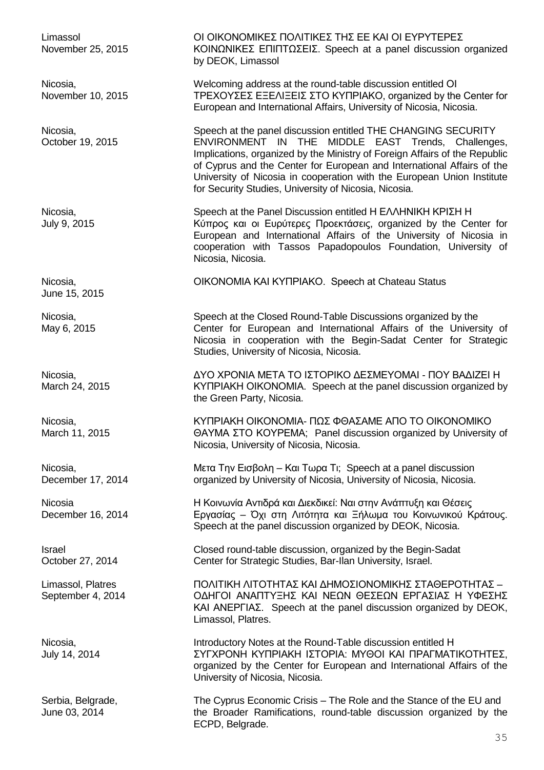| | |
|---|---|
| Limassol<br>November 25, 2015 | ΟΙ ΟΙΚΟΝΟΜΙΚΕΣ ΠΟΛΙΤΙΚΕΣ ΤΗΣ ΕΕ ΚΑΙ ΟΙ ΕΥΡΥΤΕΡΕΣ ΚΟΙΝΩΝΙΚΕΣ ΕΠΙΠΤΩΣΕΙΣ. Speech at a panel discussion organized by DEOK, Limassol |
| Nicosia,<br>November 10, 2015 | Welcoming address at the round-table discussion entitled ΟΙ ΤΡΕΧΟΥΣΕΣ ΕΞΕΛΙΞΕΙΣ ΣΤΟ ΚΥΠΡΙΑΚΟ, organized by the Center for European and International Affairs, University of Nicosia, Nicosia. |
| Nicosia,<br>October 19, 2015 | Speech at the panel discussion entitled THE CHANGING SECURITY ENVIRONMENT IN THE MIDDLE EAST Trends, Challenges, Implications, organized by the Ministry of Foreign Affairs of the Republic of Cyprus and the Center for European and International Affairs of the University of Nicosia in cooperation with the European Union Institute for Security Studies, University of Nicosia, Nicosia. |
| Nicosia,<br>July 9, 2015 | Speech at the Panel Discussion entitled Η ΕΛΛΗΝΙΚΗ ΚΡΙΣΗ Η Κύπρος και οι Ευρύτερες Προεκτάσεις, organized by the Center for European and International Affairs of the University of Nicosia in cooperation with Tassos Papadopoulos Foundation, University of Nicosia, Nicosia. |
| Nicosia,<br>June 15, 2015 | ΟΙΚΟΝΟΜΙΑ ΚΑΙ ΚΥΠΡΙΑΚΟ. Speech at Chateau Status |
| Nicosia,<br>May 6, 2015 | Speech at the Closed Round-Table Discussions organized by the Center for European and International Affairs of the University of Nicosia in cooperation with the Begin-Sadat Center for Strategic Studies, University of Nicosia, Nicosia. |
| Nicosia,<br>March 24, 2015 | ΔΥΟ ΧΡΟΝΙΑ ΜΕΤΑ ΤΟ ΙΣΤΟΡΙΚΟ ΔΕΣΜΕΥΟΜΑΙ - ΠΟΥ ΒΑΔΙΖΕΙ Η ΚΥΠΡΙΑΚΗ ΟΙΚΟΝΟΜΙΑ. Speech at the panel discussion organized by the Green Party, Nicosia. |
| Nicosia,<br>March 11, 2015 | ΚΥΠΡΙΑΚΗ ΟΙΚΟΝΟΜΙΑ- ΠΩΣ ΦΘΑΣΑΜΕ ΑΠΟ ΤΟ ΟΙΚΟΝΟΜΙΚΟ ΘΑΥΜΑ ΣΤΟ ΚΟΥΡΕΜΑ; Panel discussion organized by University of Nicosia, University of Nicosia, Nicosia. |
| Nicosia,<br>December 17, 2014 | Μετα Την Εισβολη – Και Τωρα Τι; Speech at a panel discussion organized by University of Nicosia, University of Nicosia, Nicosia. |
| Nicosia<br>December 16, 2014 | Η Κοινωνία Αντιδρά και Διεκδικεί: Ναι στην Ανάπτυξη και Θέσεις Εργασίας – Όχι στη Λιτότητα και Ξήλωμα του Κοινωνικού Κράτους. Speech at the panel discussion organized by DEOK, Nicosia. |
| Israel<br>October 27, 2014 | Closed round-table discussion, organized by the Begin-Sadat Center for Strategic Studies, Bar-Ilan University, Israel. |
| Limassol, Platres<br>September 4, 2014 | ΠΟΛΙΤΙΚΗ ΛΙΤΟΤΗΤΑΣ ΚΑΙ ΔΗΜΟΣΙΟΝΟΜΙΚΗΣ ΣΤΑΘΕΡΟΤΗΤΑΣ – ΟΔΗΓΟΙ ΑΝΑΠΤΥΞΗΣ ΚΑΙ ΝΕΩΝ ΘΕΣΕΩΝ ΕΡΓΑΣΙΑΣ Η ΥΦΕΣΗΣ ΚΑΙ ΑΝΕΡΓΙΑΣ. Speech at the panel discussion organized by DEOK, Limassol, Platres. |
| Nicosia,<br>July 14, 2014 | Introductory Notes at the Round-Table discussion entitled Η ΣΥΓΧΡΟΝΗ ΚΥΠΡΙΑΚΗ ΙΣΤΟΡΙΑ: ΜΥΘΟΙ ΚΑΙ ΠΡΑΓΜΑΤΙΚΟΤΗΤΕΣ, organized by the Center for European and International Affairs of the University of Nicosia, Nicosia. |
| Serbia, Belgrade,<br>June 03, 2014 | The Cyprus Economic Crisis – The Role and the Stance of the EU and the Broader Ramifications, round-table discussion organized by the ECPD, Belgrade. |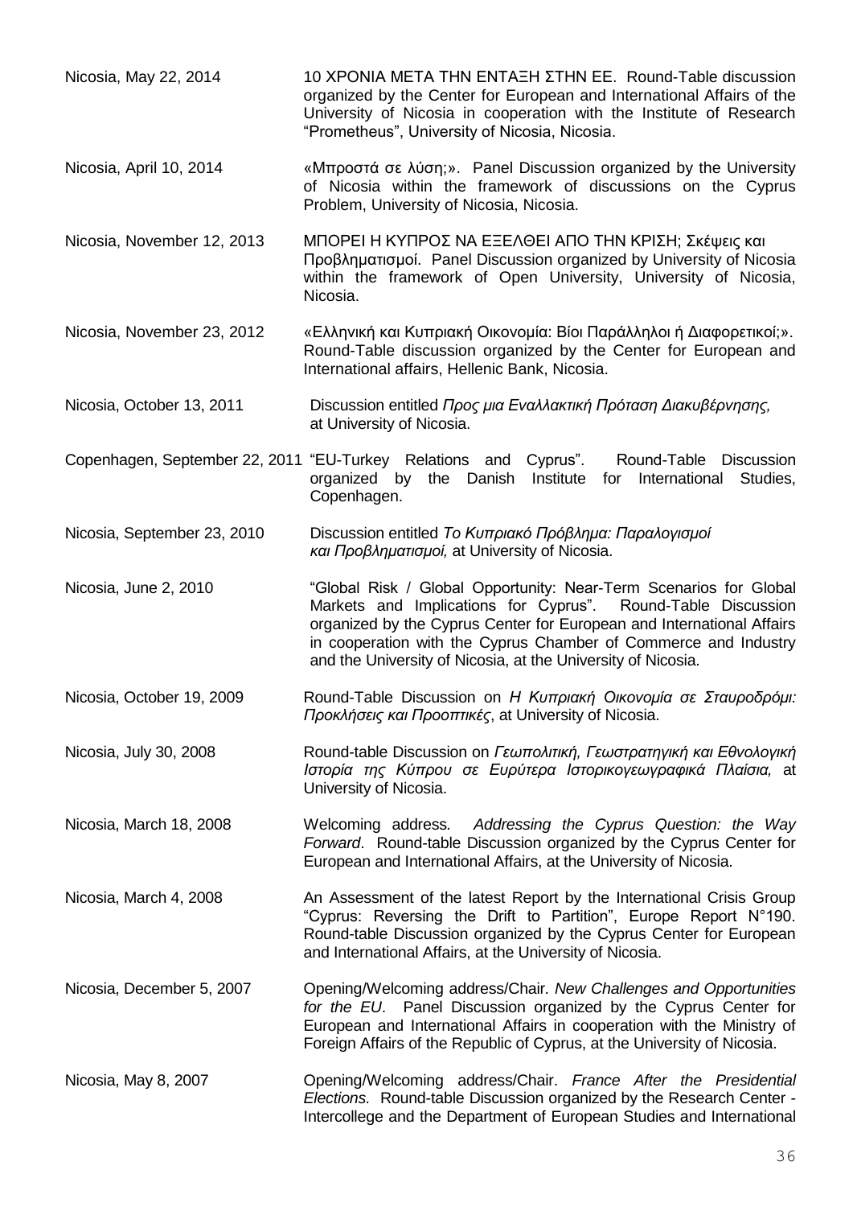Nicosia, May 22, 2014 — 10 ΧΡΟΝΙΑ ΜΕΤΑ ΤΗΝ ΕΝΤΑΞΗ ΣΤΗΝ ΕΕ. Round-Table discussion organized by the Center for European and International Affairs of the University of Nicosia in cooperation with the Institute of Research "Prometheus", University of Nicosia, Nicosia.

Nicosia, April 10, 2014 — «Μπροστά σε λύση;». Panel Discussion organized by the University of Nicosia within the framework of discussions on the Cyprus Problem, University of Nicosia, Nicosia.

Nicosia, November 12, 2013 — ΜΠΟΡΕΙ Η ΚΥΠΡΟΣ ΝΑ ΕΞΕΛΘΕΙ ΑΠΟ ΤΗΝ ΚΡΙΣΗ; Σκέψεις και Προβληματισμοί. Panel Discussion organized by University of Nicosia within the framework of Open University, University of Nicosia, Nicosia.

Nicosia, November 23, 2012 — «Ελληνική και Κυπριακή Οικονομία: Βίοι Παράλληλοι ή Διαφορετικοί;». Round-Table discussion organized by the Center for European and International affairs, Hellenic Bank, Nicosia.

Nicosia, October 13, 2011 — Discussion entitled *Προς μια Εναλλακτική Πρόταση Διακυβέρνησης,* at University of Nicosia.

Copenhagen, September 22, 2011 — "EU-Turkey Relations and Cyprus". Round-Table Discussion organized by the Danish Institute for International Studies, Copenhagen.

Nicosia, September 23, 2010 — Discussion entitled *Το Κυπριακό Πρόβλημα: Παραλογισμοί και Προβληματισμοί,* at University of Nicosia.

Nicosia, June 2, 2010 — "Global Risk / Global Opportunity: Near-Term Scenarios for Global Markets and Implications for Cyprus". Round-Table Discussion organized by the Cyprus Center for European and International Affairs in cooperation with the Cyprus Chamber of Commerce and Industry and the University of Nicosia, at the University of Nicosia.

Nicosia, October 19, 2009 — Round-Table Discussion on *Η Κυπριακή Οικονομία σε Σταυροδρόμι: Προκλήσεις και Προοπτικές*, at University of Nicosia.

Nicosia, July 30, 2008 — Round-table Discussion on *Γεωπολιτική, Γεωστρατηγική και Εθνολογική Ιστορία της Κύπρου σε Ευρύτερα Ιστορικογεωγραφικά Πλαίσια,* at University of Nicosia.

Nicosia, March 18, 2008 — Welcoming address*. Addressing the Cyprus Question: the Way Forward*. Round-table Discussion organized by the Cyprus Center for European and International Affairs, at the University of Nicosia.

Nicosia, March 4, 2008 — An Assessment of the latest Report by the International Crisis Group "Cyprus: Reversing the Drift to Partition", Europe Report N°190. Round-table Discussion organized by the Cyprus Center for European and International Affairs, at the University of Nicosia.

Nicosia, December 5, 2007 — Opening/Welcoming address/Chair*. New Challenges and Opportunities for the EU*. Panel Discussion organized by the Cyprus Center for European and International Affairs in cooperation with the Ministry of Foreign Affairs of the Republic of Cyprus, at the University of Nicosia.

Nicosia, May 8, 2007 — Opening/Welcoming address/Chair. *France After the Presidential Elections.* Round-table Discussion organized by the Research Center - Intercollege and the Department of European Studies and International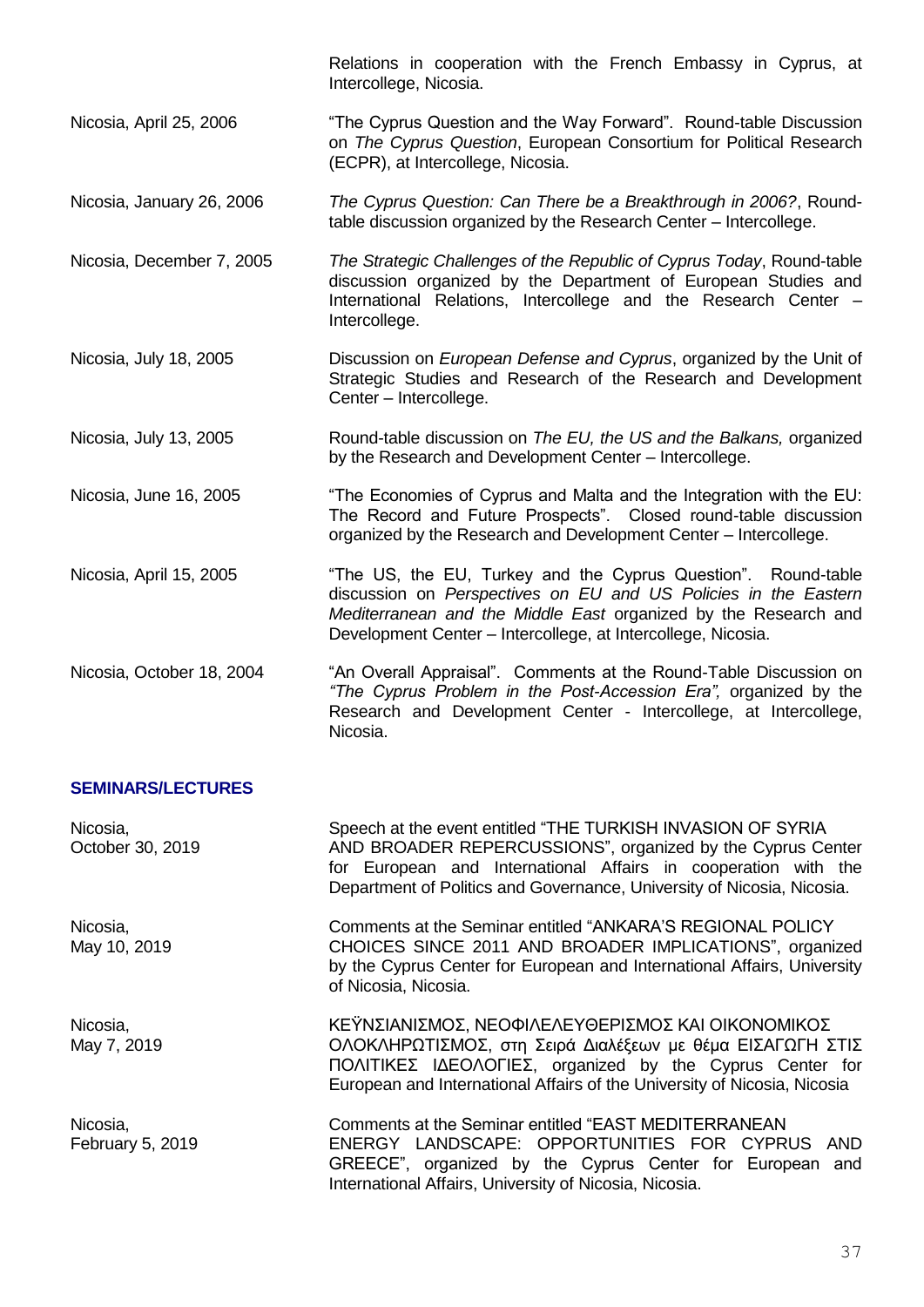| | |
|---|---|
| | Relations in cooperation with the French Embassy in Cyprus, at Intercollege, Nicosia. |
| Nicosia, April 25, 2006 | "The Cyprus Question and the Way Forward". Round-table Discussion on *The Cyprus Question*, European Consortium for Political Research (ECPR), at Intercollege, Nicosia. |
| Nicosia, January 26, 2006 | *The Cyprus Question: Can There be a Breakthrough in 2006?*, Round-table discussion organized by the Research Center – Intercollege. |
| Nicosia, December 7, 2005 | *The Strategic Challenges of the Republic of Cyprus Today*, Round-table discussion organized by the Department of European Studies and International Relations, Intercollege and the Research Center – Intercollege. |
| Nicosia, July 18, 2005 | Discussion on *European Defense and Cyprus*, organized by the Unit of Strategic Studies and Research of the Research and Development Center – Intercollege. |
| Nicosia, July 13, 2005 | Round-table discussion on *The EU, the US and the Balkans,* organized by the Research and Development Center – Intercollege. |
| Nicosia, June 16, 2005 | "The Economies of Cyprus and Malta and the Integration with the EU: The Record and Future Prospects". Closed round-table discussion organized by the Research and Development Center – Intercollege. |
| Nicosia, April 15, 2005 | "The US, the EU, Turkey and the Cyprus Question". Round-table discussion on *Perspectives on EU and US Policies in the Eastern Mediterranean and the Middle East* organized by the Research and Development Center – Intercollege, at Intercollege, Nicosia. |
| Nicosia, October 18, 2004 | "An Overall Appraisal". Comments at the Round-Table Discussion on *"The Cyprus Problem in the Post-Accession Era",* organized by the Research and Development Center - Intercollege, at Intercollege, Nicosia. |

**SEMINARS/LECTURES**

| | |
|---|---|
| Nicosia, October 30, 2019 | Speech at the event entitled "THE TURKISH INVASION OF SYRIA AND BROADER REPERCUSSIONS", organized by the Cyprus Center for European and International Affairs in cooperation with the Department of Politics and Governance, University of Nicosia, Nicosia. |
| Nicosia, May 10, 2019 | Comments at the Seminar entitled "ANKARA'S REGIONAL POLICY CHOICES SINCE 2011 AND BROADER IMPLICATIONS", organized by the Cyprus Center for European and International Affairs, University of Nicosia, Nicosia. |
| Nicosia, May 7, 2019 | ΚΕΫΝΣΙΑΝΙΣΜΟΣ, ΝΕΟΦΙΛΕΛΕΥΘΕΡΙΣΜΟΣ ΚΑΙ ΟΙΚΟΝΟΜΙΚΟΣ ΟΛΟΚΛΗΡΩΤΙΣΜΟΣ, στη Σειρά Διαλέξεων με θέμα ΕΙΣΑΓΩΓΗ ΣΤΙΣ ΠΟΛΙΤΙΚΕΣ ΙΔΕΟΛΟΓΙΕΣ, organized by the Cyprus Center for European and International Affairs of the University of Nicosia, Nicosia |
| Nicosia, February 5, 2019 | Comments at the Seminar entitled "EAST MEDITERRANEAN ENERGY LANDSCAPE: OPPORTUNITIES FOR CYPRUS AND GREECE", organized by the Cyprus Center for European and International Affairs, University of Nicosia, Nicosia. |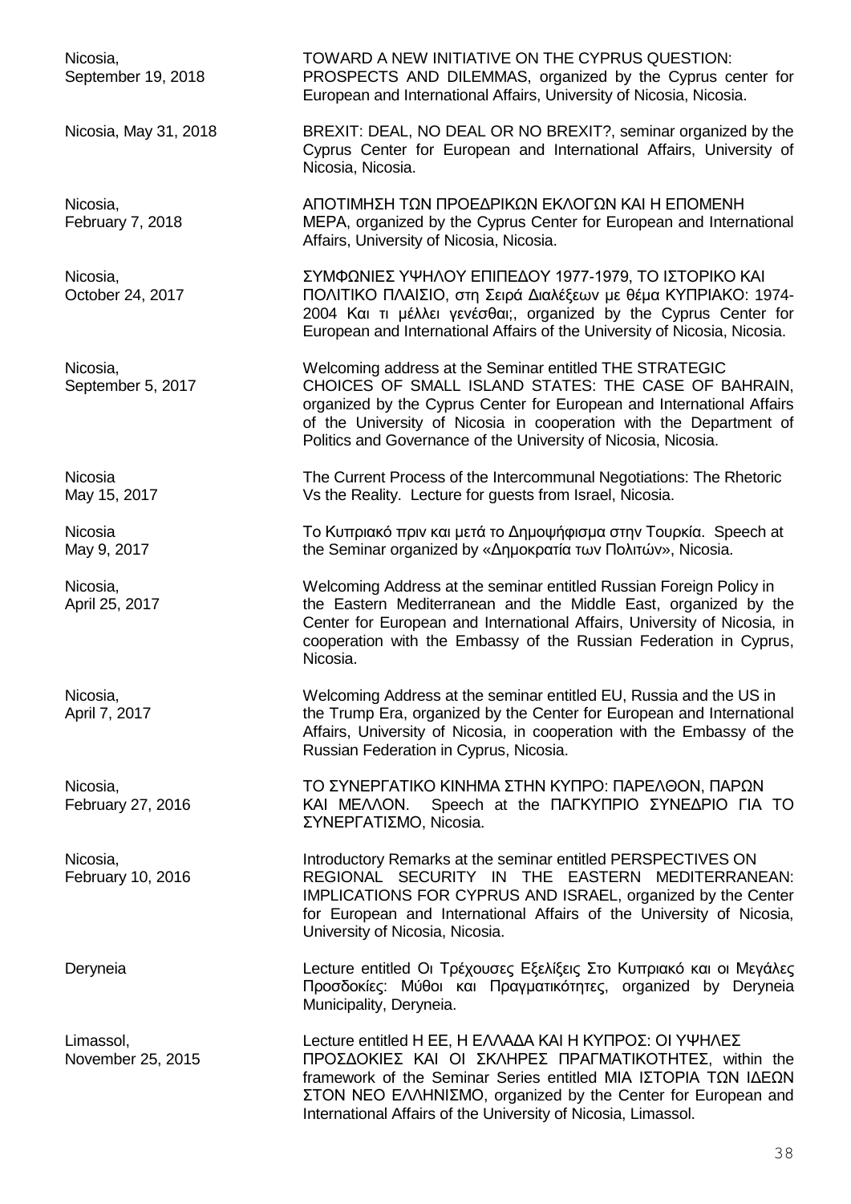| | |
|---|---|
| Nicosia, September 19, 2018 | TOWARD A NEW INITIATIVE ON THE CYPRUS QUESTION: PROSPECTS AND DILEMMAS, organized by the Cyprus center for European and International Affairs, University of Nicosia, Nicosia. |
| Nicosia, May 31, 2018 | BREXIT: DEAL, NO DEAL OR NO BREXIT?, seminar organized by the Cyprus Center for European and International Affairs, University of Nicosia, Nicosia. |
| Nicosia, February 7, 2018 | ΑΠΟΤΙΜΗΣΗ ΤΩΝ ΠΡΟΕΔΡΙΚΩΝ ΕΚΛΟΓΩΝ ΚΑΙ Η ΕΠΟΜΕΝΗ ΜΕΡΑ, organized by the Cyprus Center for European and International Affairs, University of Nicosia, Nicosia. |
| Nicosia, October 24, 2017 | ΣΥΜΦΩΝΙΕΣ ΥΨΗΛΟΥ ΕΠΙΠΕΔΟΥ 1977-1979, ΤΟ ΙΣΤΟΡΙΚΟ ΚΑΙ ΠΟΛΙΤΙΚΟ ΠΛΑΙΣΙΟ, στη Σειρά Διαλέξεων με θέμα ΚΥΠΡΙΑΚΟ: 1974-2004 Και τι μέλλει γενέσθαι;, organized by the Cyprus Center for European and International Affairs of the University of Nicosia, Nicosia. |
| Nicosia, September 5, 2017 | Welcoming address at the Seminar entitled THE STRATEGIC CHOICES OF SMALL ISLAND STATES: THE CASE OF BAHRAIN, organized by the Cyprus Center for European and International Affairs of the University of Nicosia in cooperation with the Department of Politics and Governance of the University of Nicosia, Nicosia. |
| Nicosia May 15, 2017 | The Current Process of the Intercommunal Negotiations: The Rhetoric Vs the Reality. Lecture for guests from Israel, Nicosia. |
| Nicosia May 9, 2017 | Το Κυπριακό πριν και μετά το Δημοψήφισμα στην Τουρκία. Speech at the Seminar organized by «Δημοκρατία των Πολιτών», Nicosia. |
| Nicosia, April 25, 2017 | Welcoming Address at the seminar entitled Russian Foreign Policy in the Eastern Mediterranean and the Middle East, organized by the Center for European and International Affairs, University of Nicosia, in cooperation with the Embassy of the Russian Federation in Cyprus, Nicosia. |
| Nicosia, April 7, 2017 | Welcoming Address at the seminar entitled EU, Russia and the US in the Trump Era, organized by the Center for European and International Affairs, University of Nicosia, in cooperation with the Embassy of the Russian Federation in Cyprus, Nicosia. |
| Nicosia, February 27, 2016 | ΤΟ ΣΥΝΕΡΓΑΤΙΚΟ ΚΙΝΗΜΑ ΣΤΗΝ ΚΥΠΡΟ: ΠΑΡΕΛΘΟΝ, ΠΑΡΩΝ ΚΑΙ ΜΕΛΛΟΝ. Speech at the ΠΑΓΚΥΠΡΙΟ ΣΥΝΕΔΡΙΟ ΓΙΑ ΤΟ ΣΥΝΕΡΓΑΤΙΣΜΟ, Nicosia. |
| Nicosia, February 10, 2016 | Introductory Remarks at the seminar entitled PERSPECTIVES ON REGIONAL SECURITY IN THE EASTERN MEDITERRANEAN: IMPLICATIONS FOR CYPRUS AND ISRAEL, organized by the Center for European and International Affairs of the University of Nicosia, University of Nicosia, Nicosia. |
| Deryneia | Lecture entitled Οι Τρέχουσες Εξελίξεις Στο Κυπριακό και οι Μεγάλες Προσδοκίες: Μύθοι και Πραγματικότητες, organized by Deryneia Municipality, Deryneia. |
| Limassol, November 25, 2015 | Lecture entitled Η ΕΕ, Η ΕΛΛΑΔΑ ΚΑΙ Η ΚΥΠΡΟΣ: ΟΙ ΥΨΗΛΕΣ ΠΡΟΣΔΟΚΙΕΣ ΚΑΙ ΟΙ ΣΚΛΗΡΕΣ ΠΡΑΓΜΑΤΙΚΟΤΗΤΕΣ, within the framework of the Seminar Series entitled ΜΙΑ ΙΣΤΟΡΙΑ ΤΩΝ ΙΔΕΩΝ ΣΤΟΝ ΝΕΟ ΕΛΛΗΝΙΣΜΟ, organized by the Center for European and International Affairs of the University of Nicosia, Limassol. |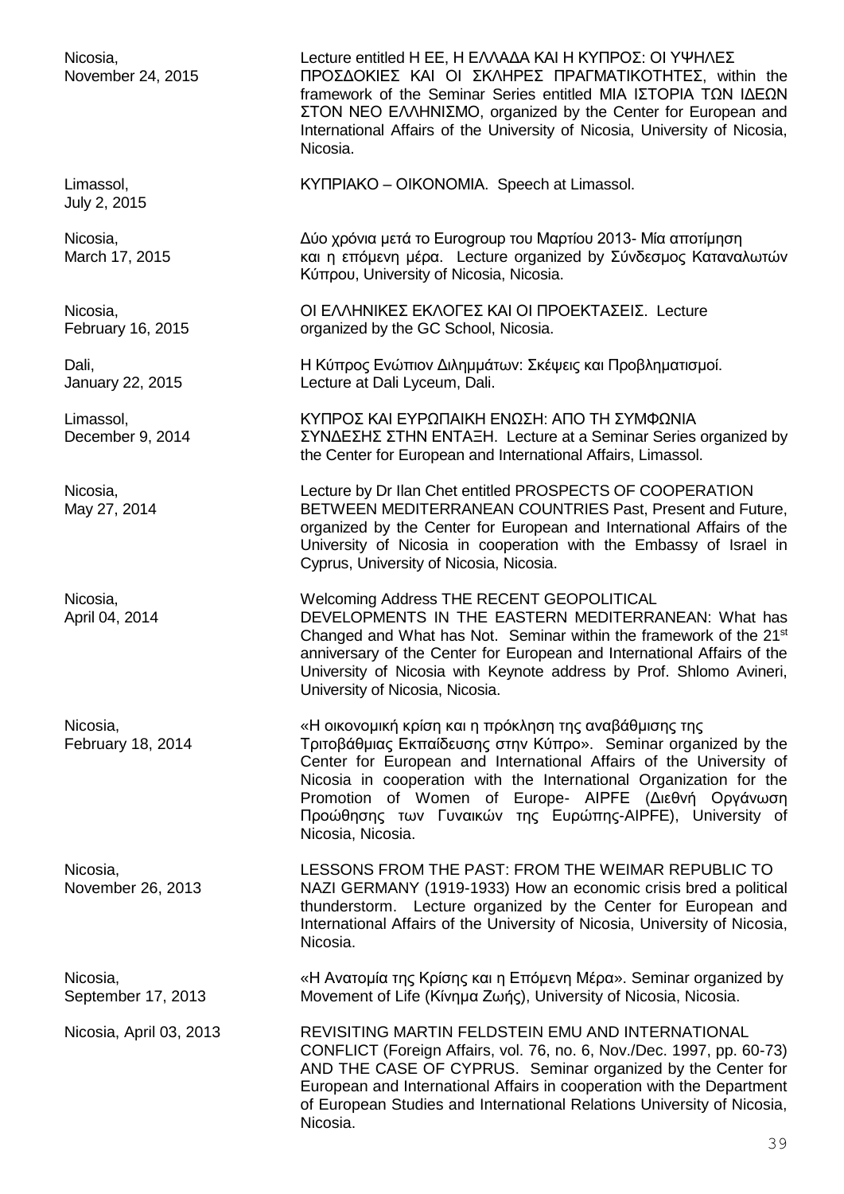| | |
|---|---|
| Nicosia, November 24, 2015 | Lecture entitled Η ΕΕ, Η ΕΛΛΑΔΑ ΚΑΙ Η ΚΥΠΡΟΣ: ΟΙ ΥΨΗΛΕΣ ΠΡΟΣΔΟΚΙΕΣ ΚΑΙ ΟΙ ΣΚΛΗΡΕΣ ΠΡΑΓΜΑΤΙΚΟΤΗΤΕΣ, within the framework of the Seminar Series entitled ΜΙΑ ΙΣΤΟΡΙΑ ΤΩΝ ΙΔΕΩΝ ΣΤΟΝ ΝΕΟ ΕΛΛΗΝΙΣΜΟ, organized by the Center for European and International Affairs of the University of Nicosia, University of Nicosia, Nicosia. |
| Limassol, July 2, 2015 | ΚΥΠΡΙΑΚΟ – ΟΙΚΟΝΟΜΙΑ. Speech at Limassol. |
| Nicosia, March 17, 2015 | Δύο χρόνια μετά το Eurogroup του Μαρτίου 2013- Μία αποτίμηση και η επόμενη μέρα. Lecture organized by Σύνδεσμος Καταναλωτών Κύπρου, University of Nicosia, Nicosia. |
| Nicosia, February 16, 2015 | ΟΙ ΕΛΛΗΝΙΚΕΣ ΕΚΛΟΓΕΣ ΚΑΙ ΟΙ ΠΡΟΕΚΤΑΣΕΙΣ. Lecture organized by the GC School, Nicosia. |
| Dali, January 22, 2015 | Η Κύπρος Ενώπιον Διλημμάτων: Σκέψεις και Προβληματισμοί. Lecture at Dali Lyceum, Dali. |
| Limassol, December 9, 2014 | ΚΥΠΡΟΣ ΚΑΙ ΕΥΡΩΠΑΙΚΗ ΕΝΩΣΗ: ΑΠΟ ΤΗ ΣΥΜΦΩΝΙΑ ΣΥΝΔΕΣΗΣ ΣΤΗΝ ΕΝΤΑΞΗ. Lecture at a Seminar Series organized by the Center for European and International Affairs, Limassol. |
| Nicosia, May 27, 2014 | Lecture by Dr Ilan Chet entitled PROSPECTS OF COOPERATION BETWEEN MEDITERRANEAN COUNTRIES Past, Present and Future, organized by the Center for European and International Affairs of the University of Nicosia in cooperation with the Embassy of Israel in Cyprus, University of Nicosia, Nicosia. |
| Nicosia, April 04, 2014 | Welcoming Address THE RECENT GEOPOLITICAL DEVELOPMENTS IN THE EASTERN MEDITERRANEAN: What has Changed and What has Not. Seminar within the framework of the 21st anniversary of the Center for European and International Affairs of the University of Nicosia with Keynote address by Prof. Shlomo Avineri, University of Nicosia, Nicosia. |
| Nicosia, February 18, 2014 | «Η οικονομική κρίση και η πρόκληση της αναβάθμισης της Τριτοβάθμιας Εκπαίδευσης στην Κύπρο». Seminar organized by the Center for European and International Affairs of the University of Nicosia in cooperation with the International Organization for the Promotion of Women of Europe- AIPFE (Διεθνή Οργάνωση Προώθησης των Γυναικών της Ευρώπης-AIPFE), University of Nicosia, Nicosia. |
| Nicosia, November 26, 2013 | LESSONS FROM THE PAST: FROM THE WEIMAR REPUBLIC TO NAZI GERMANY (1919-1933) How an economic crisis bred a political thunderstorm. Lecture organized by the Center for European and International Affairs of the University of Nicosia, University of Nicosia, Nicosia. |
| Nicosia, September 17, 2013 | «Η Ανατομία της Κρίσης και η Επόμενη Μέρα». Seminar organized by Movement of Life (Κίνημα Ζωής), University of Nicosia, Nicosia. |
| Nicosia, April 03, 2013 | REVISITING MARTIN FELDSTEIN EMU AND INTERNATIONAL CONFLICT (Foreign Affairs, vol. 76, no. 6, Nov./Dec. 1997, pp. 60-73) AND THE CASE OF CYPRUS. Seminar organized by the Center for European and International Affairs in cooperation with the Department of European Studies and International Relations University of Nicosia, Nicosia. |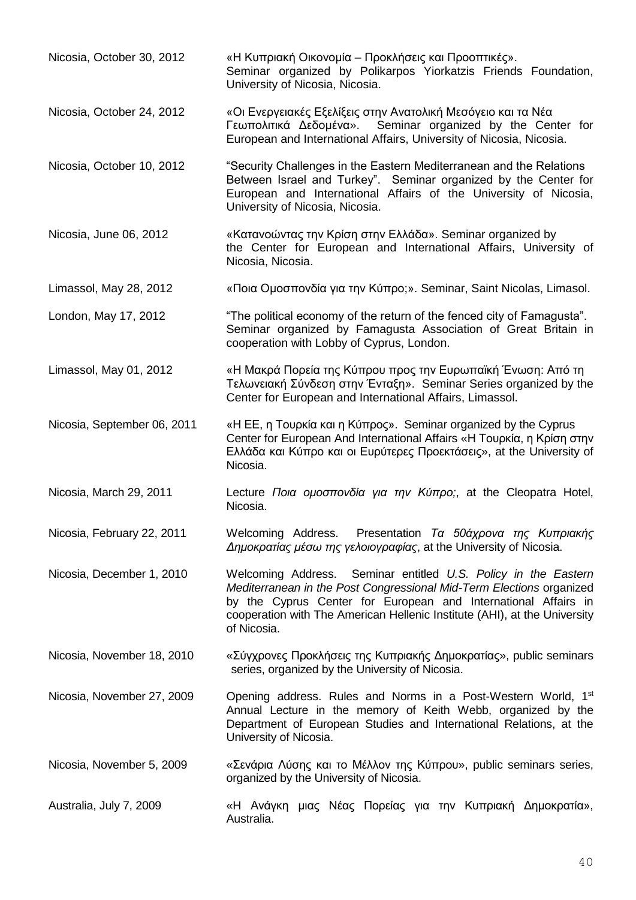| | |
|---|---|
| Nicosia, October 30, 2012 | «Η Κυπριακή Οικονομία – Προκλήσεις και Προοπτικές». Seminar organized by Polikarpos Yiorkatzis Friends Foundation, University of Nicosia, Nicosia. |
| Nicosia, October 24, 2012 | «Οι Ενεργειακές Εξελίξεις στην Ανατολική Μεσόγειο και τα Νέα Γεωπολιτικά Δεδομένα». Seminar organized by the Center for European and International Affairs, University of Nicosia, Nicosia. |
| Nicosia, October 10, 2012 | "Security Challenges in the Eastern Mediterranean and the Relations Between Israel and Turkey". Seminar organized by the Center for European and International Affairs of the University of Nicosia, University of Nicosia, Nicosia. |
| Nicosia, June 06, 2012 | «Κατανοώντας την Κρίση στην Ελλάδα». Seminar organized by the Center for European and International Affairs, University of Nicosia, Nicosia. |
| Limassol, May 28, 2012 | «Ποια Ομοσπονδία για την Κύπρο;». Seminar, Saint Nicolas, Limasol. |
| London, May 17, 2012 | "The political economy of the return of the fenced city of Famagusta". Seminar organized by Famagusta Association of Great Britain in cooperation with Lobby of Cyprus, London. |
| Limassol, May 01, 2012 | «Η Μακρά Πορεία της Κύπρου προς την Ευρωπαϊκή Ένωση: Από τη Τελωνειακή Σύνδεση στην Ένταξη». Seminar Series organized by the Center for European and International Affairs, Limassol. |
| Nicosia, September 06, 2011 | «Η ΕΕ, η Τουρκία και η Κύπρος». Seminar organized by the Cyprus Center for European And International Affairs «Η Τουρκία, η Κρίση στην Ελλάδα και Κύπρο και οι Ευρύτερες Προεκτάσεις», at the University of Nicosia. |
| Nicosia, March 29, 2011 | Lecture *Ποια ομοσπονδία για την Κύπρο;*, at the Cleopatra Hotel, Nicosia. |
| Nicosia, February 22, 2011 | Welcoming Address. Presentation *Τα 50άχρονα της Κυπριακής Δημοκρατίας μέσω της γελοιογραφίας*, at the University of Nicosia. |
| Nicosia, December 1, 2010 | Welcoming Address. Seminar entitled *U.S. Policy in the Eastern Mediterranean in the Post Congressional Mid-Term Elections* organized by the Cyprus Center for European and International Affairs in cooperation with The American Hellenic Institute (AHI), at the University of Nicosia. |
| Nicosia, November 18, 2010 | «Σύγχρονες Προκλήσεις της Κυπριακής Δημοκρατίας», public seminars series, organized by the University of Nicosia. |
| Nicosia, November 27, 2009 | Opening address. Rules and Norms in a Post-Western World, 1st Annual Lecture in the memory of Keith Webb, organized by the Department of European Studies and International Relations, at the University of Nicosia. |
| Nicosia, November 5, 2009 | «Σενάρια Λύσης και το Μέλλον της Κύπρου», public seminars series, organized by the University of Nicosia. |
| Australia, July 7, 2009 | «Η Ανάγκη μιας Νέας Πορείας για την Κυπριακή Δημοκρατία», Australia. |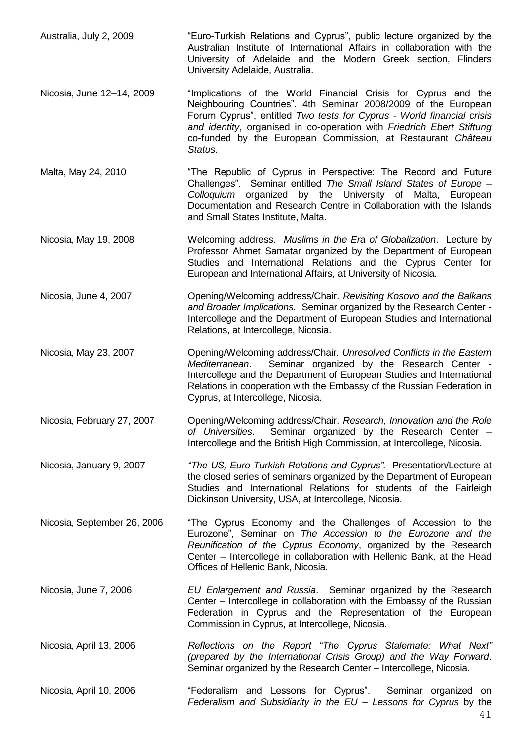Australia, July 2, 2009 — "Euro-Turkish Relations and Cyprus", public lecture organized by the Australian Institute of International Affairs in collaboration with the University of Adelaide and the Modern Greek section, Flinders University Adelaide, Australia.

Nicosia, June 12–14, 2009 — "Implications of the World Financial Crisis for Cyprus and the Neighbouring Countries". 4th Seminar 2008/2009 of the European Forum Cyprus", entitled *Two tests for Cyprus - World financial crisis and identity*, organised in co-operation with *Friedrich Ebert Stiftung* co-funded by the European Commission, at Restaurant *Château Status.*

Malta, May 24, 2010 — "The Republic of Cyprus in Perspective: The Record and Future Challenges". Seminar entitled *The Small Island States of Europe – Colloquium* organized by the University of Malta, European Documentation and Research Centre in Collaboration with the Islands and Small States Institute, Malta.

Nicosia, May 19, 2008 — Welcoming address. *Muslims in the Era of Globalization*. Lecture by Professor Ahmet Samatar organized by the Department of European Studies and International Relations and the Cyprus Center for European and International Affairs, at University of Nicosia.

Nicosia, June 4, 2007 — Opening/Welcoming address/Chair. *Revisiting Kosovo and the Balkans and Broader Implications.* Seminar organized by the Research Center - Intercollege and the Department of European Studies and International Relations, at Intercollege, Nicosia.

Nicosia, May 23, 2007 — Opening/Welcoming address/Chair. *Unresolved Conflicts in the Eastern Mediterranean*. Seminar organized by the Research Center - Intercollege and the Department of European Studies and International Relations in cooperation with the Embassy of the Russian Federation in Cyprus, at Intercollege, Nicosia.

Nicosia, February 27, 2007 — Opening/Welcoming address/Chair. *Research, Innovation and the Role of Universities*. Seminar organized by the Research Center – Intercollege and the British High Commission, at Intercollege, Nicosia.

Nicosia, January 9, 2007 — *"The US, Euro-Turkish Relations and Cyprus".* Presentation/Lecture at the closed series of seminars organized by the Department of European Studies and International Relations for students of the Fairleigh Dickinson University, USA, at Intercollege, Nicosia.

Nicosia, September 26, 2006 — "The Cyprus Economy and the Challenges of Accession to the Eurozone", Seminar on *The Accession to the Eurozone and the Reunification of the Cyprus Economy*, organized by the Research Center – Intercollege in collaboration with Hellenic Bank, at the Head Offices of Hellenic Bank, Nicosia.

Nicosia, June 7, 2006 — *EU Enlargement and Russia*. Seminar organized by the Research Center – Intercollege in collaboration with the Embassy of the Russian Federation in Cyprus and the Representation of the European Commission in Cyprus, at Intercollege, Nicosia.

Nicosia, April 13, 2006 — *Reflections on the Report "The Cyprus Stalemate: What Next" (prepared by the International Crisis Group) and the Way Forward*. Seminar organized by the Research Center – Intercollege, Nicosia.

Nicosia, April 10, 2006 — "Federalism and Lessons for Cyprus". Seminar organized on *Federalism and Subsidiarity in the EU – Lessons for Cyprus* by the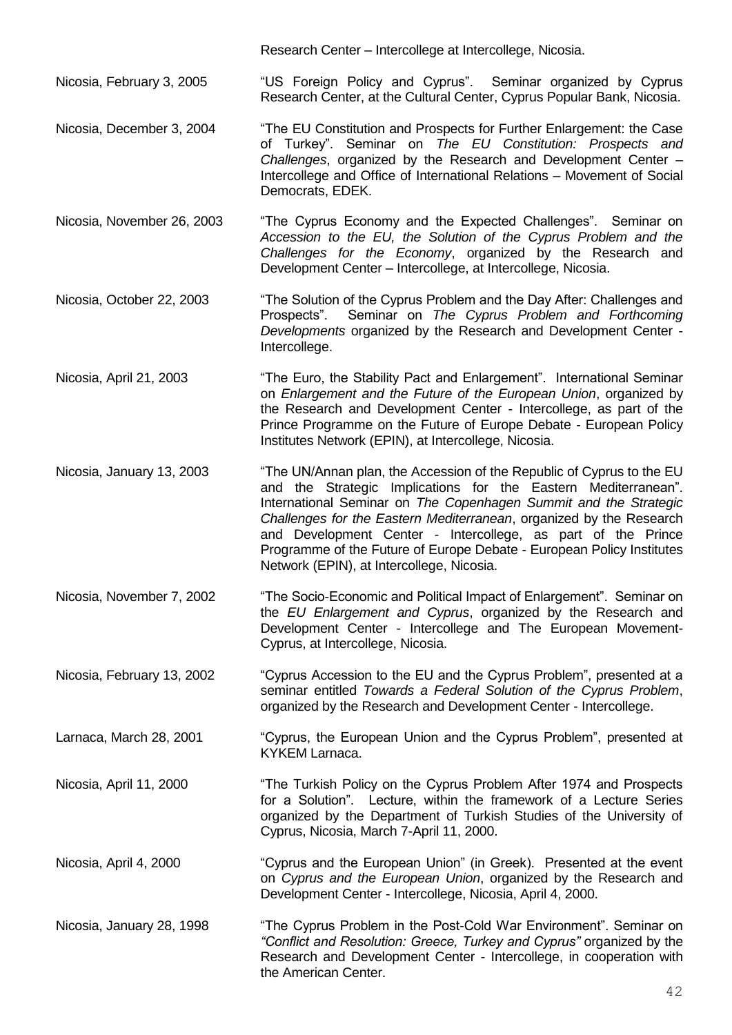Research Center – Intercollege at Intercollege, Nicosia.

Nicosia, February 3, 2005 — "US Foreign Policy and Cyprus". Seminar organized by Cyprus Research Center, at the Cultural Center, Cyprus Popular Bank, Nicosia.

Nicosia, December 3, 2004 — "The EU Constitution and Prospects for Further Enlargement: the Case of Turkey". Seminar on *The EU Constitution: Prospects and Challenges*, organized by the Research and Development Center – Intercollege and Office of International Relations – Movement of Social Democrats, EDEK.

Nicosia, November 26, 2003 — "The Cyprus Economy and the Expected Challenges". Seminar on *Accession to the EU, the Solution of the Cyprus Problem and the Challenges for the Economy*, organized by the Research and Development Center – Intercollege, at Intercollege, Nicosia.

Nicosia, October 22, 2003 — "The Solution of the Cyprus Problem and the Day After: Challenges and Prospects". Seminar on *The Cyprus Problem and Forthcoming Developments* organized by the Research and Development Center - Intercollege.

Nicosia, April 21, 2003 — "The Euro, the Stability Pact and Enlargement". International Seminar on *Enlargement and the Future of the European Union*, organized by the Research and Development Center - Intercollege, as part of the Prince Programme on the Future of Europe Debate - European Policy Institutes Network (EPIN), at Intercollege, Nicosia.

Nicosia, January 13, 2003 — "The UN/Annan plan, the Accession of the Republic of Cyprus to the EU and the Strategic Implications for the Eastern Mediterranean". International Seminar on *The Copenhagen Summit and the Strategic Challenges for the Eastern Mediterranean*, organized by the Research and Development Center - Intercollege, as part of the Prince Programme of the Future of Europe Debate - European Policy Institutes Network (EPIN), at Intercollege, Nicosia.

Nicosia, November 7, 2002 — "The Socio-Economic and Political Impact of Enlargement". Seminar on the *EU Enlargement and Cyprus*, organized by the Research and Development Center - Intercollege and The European Movement-Cyprus, at Intercollege, Nicosia.

Nicosia, February 13, 2002 — "Cyprus Accession to the EU and the Cyprus Problem", presented at a seminar entitled *Towards a Federal Solution of the Cyprus Problem*, organized by the Research and Development Center - Intercollege.

Larnaca, March 28, 2001 — "Cyprus, the European Union and the Cyprus Problem", presented at KYKEM Larnaca.

Nicosia, April 11, 2000 — "The Turkish Policy on the Cyprus Problem After 1974 and Prospects for a Solution". Lecture, within the framework of a Lecture Series organized by the Department of Turkish Studies of the University of Cyprus, Nicosia, March 7-April 11, 2000.

Nicosia, April 4, 2000 — "Cyprus and the European Union" (in Greek). Presented at the event on *Cyprus and the European Union*, organized by the Research and Development Center - Intercollege, Nicosia, April 4, 2000.

Nicosia, January 28, 1998 — "The Cyprus Problem in the Post-Cold War Environment". Seminar on *"Conflict and Resolution: Greece, Turkey and Cyprus"* organized by the Research and Development Center - Intercollege, in cooperation with the American Center.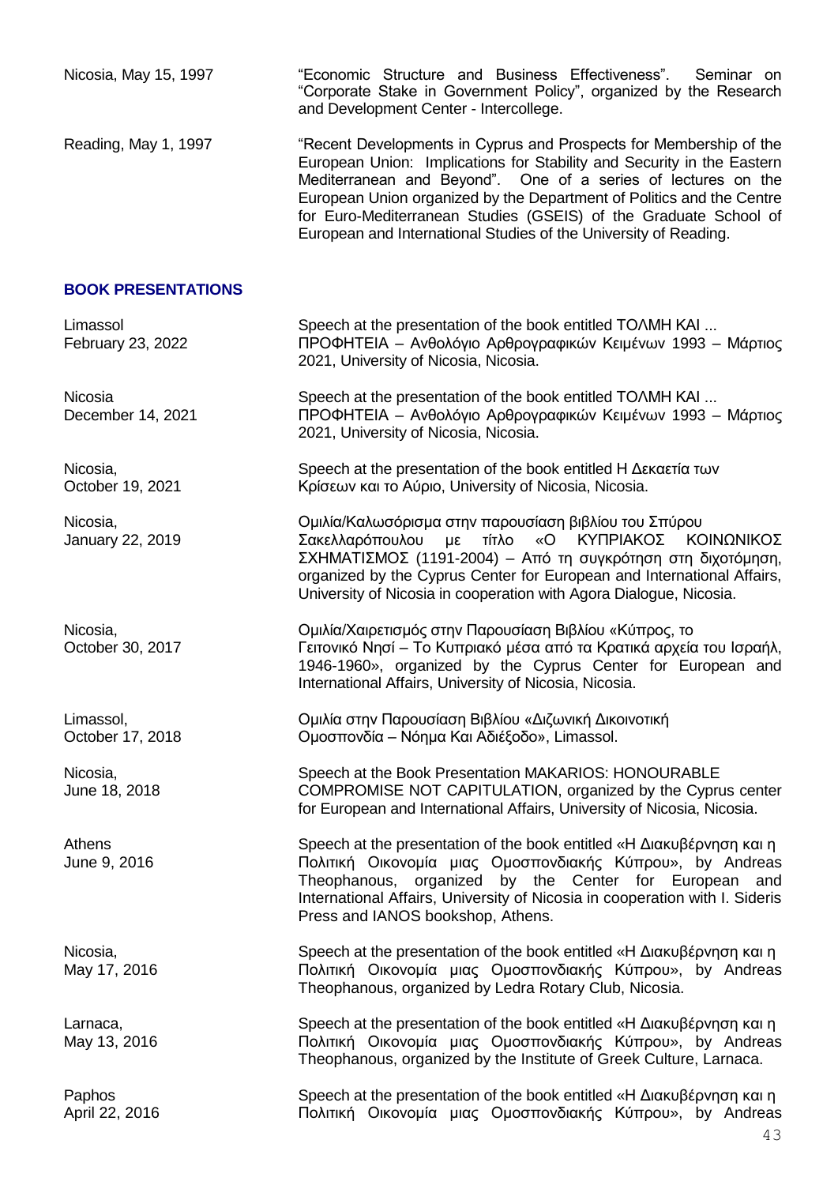| | |
|---|---|
| Nicosia, May 15, 1997 | "Economic Structure and Business Effectiveness". Seminar on "Corporate Stake in Government Policy", organized by the Research and Development Center - Intercollege. |
| Reading, May 1, 1997 | "Recent Developments in Cyprus and Prospects for Membership of the European Union: Implications for Stability and Security in the Eastern Mediterranean and Beyond". One of a series of lectures on the European Union organized by the Department of Politics and the Centre for Euro-Mediterranean Studies (GSEIS) of the Graduate School of European and International Studies of the University of Reading. |

## BOOK PRESENTATIONS

| | |
|---|---|
| Limassol<br>February 23, 2022 | Speech at the presentation of the book entitled ΤΟΛΜΗ ΚΑΙ ... ΠΡΟΦΗΤΕΙΑ – Ανθολόγιο Αρθρογραφικών Κειμένων 1993 – Μάρτιος 2021, University of Nicosia, Nicosia. |
| Nicosia<br>December 14, 2021 | Speech at the presentation of the book entitled ΤΟΛΜΗ ΚΑΙ ... ΠΡΟΦΗΤΕΙΑ – Ανθολόγιο Αρθρογραφικών Κειμένων 1993 – Μάρτιος 2021, University of Nicosia, Nicosia. |
| Nicosia,<br>October 19, 2021 | Speech at the presentation of the book entitled Η Δεκαετία των Κρίσεων και το Αύριο, University of Nicosia, Nicosia. |
| Nicosia,<br>January 22, 2019 | Ομιλία/Καλωσόρισμα στην παρουσίαση βιβλίου του Σπύρου Σακελλαρόπουλου με τίτλο «Ο ΚΥΠΡΙΑΚΟΣ ΚΟΙΝΩΝΙΚΟΣ ΣΧΗΜΑΤΙΣΜΟΣ (1191-2004) – Από τη συγκρότηση στη διχοτόμηση, organized by the Cyprus Center for European and International Affairs, University of Nicosia in cooperation with Agora Dialogue, Nicosia. |
| Nicosia,<br>October 30, 2017 | Ομιλία/Χαιρετισμός στην Παρουσίαση Βιβλίου «Κύπρος, το Γειτονικό Νησί – Το Κυπριακό μέσα από τα Κρατικά αρχεία του Ισραήλ, 1946-1960», organized by the Cyprus Center for European and International Affairs, University of Nicosia, Nicosia. |
| Limassol,<br>October 17, 2018 | Ομιλία στην Παρουσίαση Βιβλίου «Διζωνική Δικοινοτική Ομοσπονδία – Νόημα Και Αδιέξοδο», Limassol. |
| Nicosia,<br>June 18, 2018 | Speech at the Book Presentation MAKARIOS: HONOURABLE COMPROMISE NOT CAPITULATION, organized by the Cyprus center for European and International Affairs, University of Nicosia, Nicosia. |
| Athens<br>June 9, 2016 | Speech at the presentation of the book entitled «Η Διακυβέρνηση και η Πολιτική Οικονομία μιας Ομοσπονδιακής Κύπρου», by Andreas Theophanous, organized by the Center for European and International Affairs, University of Nicosia in cooperation with I. Sideris Press and IANOS bookshop, Athens. |
| Nicosia,<br>May 17, 2016 | Speech at the presentation of the book entitled «Η Διακυβέρνηση και η Πολιτική Οικονομία μιας Ομοσπονδιακής Κύπρου», by Andreas Theophanous, organized by Ledra Rotary Club, Nicosia. |
| Larnaca,<br>May 13, 2016 | Speech at the presentation of the book entitled «Η Διακυβέρνηση και η Πολιτική Οικονομία μιας Ομοσπονδιακής Κύπρου», by Andreas Theophanous, organized by the Institute of Greek Culture, Larnaca. |
| Paphos<br>April 22, 2016 | Speech at the presentation of the book entitled «Η Διακυβέρνηση και η Πολιτική Οικονομία μιας Ομοσπονδιακής Κύπρου», by Andreas |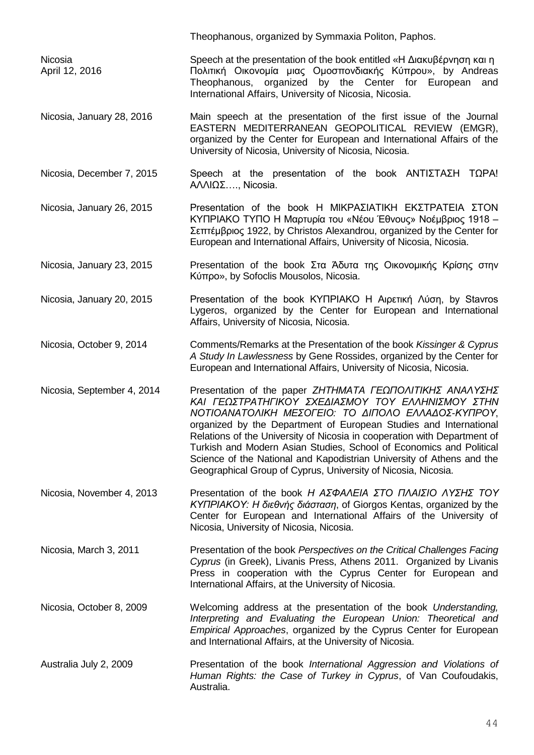Theophanous, organized by Symmaxia Politon, Paphos.

Nicosia
April 12, 2016

Speech at the presentation of the book entitled «Η Διακυβέρνηση και η Πολιτική Οικονομία μιας Ομοσπονδιακής Κύπρου», by Andreas Theophanous, organized by the Center for European and International Affairs, University of Nicosia, Nicosia.

Nicosia, January 28, 2016

Main speech at the presentation of the first issue of the Journal EASTERN MEDITERRANEAN GEOPOLITICAL REVIEW (EMGR), organized by the Center for European and International Affairs of the University of Nicosia, University of Nicosia, Nicosia.

Nicosia, December 7, 2015

Speech at the presentation of the book ΑΝΤΙΣΤΑΣΗ ΤΩΡΑ! ΑΛΛΙΩΣ…., Nicosia.

Nicosia, January 26, 2015

Presentation of the book Η ΜΙΚΡΑΣΙΑΤΙΚΗ ΕΚΣΤΡΑΤΕΙΑ ΣΤΟΝ ΚΥΠΡΙΑΚΟ ΤΥΠΟ Η Μαρτυρία του «Νέου Έθνους» Νοέμβριος 1918 – Σεπτέμβριος 1922, by Christos Alexandrou, organized by the Center for European and International Affairs, University of Nicosia, Nicosia.

Nicosia, January 23, 2015

Presentation of the book Στα Άδυτα της Οικονομικής Κρίσης στην Κύπρο», by Sofoclis Mousolos, Nicosia.

Nicosia, January 20, 2015

Presentation of the book ΚΥΠΡΙΑΚΟ Η Αιρετική Λύση, by Stavros Lygeros, organized by the Center for European and International Affairs, University of Nicosia, Nicosia.

Nicosia, October 9, 2014

Comments/Remarks at the Presentation of the book *Kissinger & Cyprus A Study In Lawlessness* by Gene Rossides, organized by the Center for European and International Affairs, University of Nicosia, Nicosia.

Nicosia, September 4, 2014

Presentation of the paper *ΖΗΤΗΜΑΤΑ ΓΕΩΠΟΛΙΤΙΚΗΣ ΑΝΑΛΥΣΗΣ ΚΑΙ ΓΕΩΣΤΡΑΤΗΓΙΚΟΥ ΣΧΕΔΙΑΣΜΟΥ ΤΟΥ ΕΛΛΗΝΙΣΜΟΥ ΣΤΗΝ ΝΟΤΙΟΑΝΑΤΟΛΙΚΗ ΜΕΣΟΓΕΙΟ: ΤΟ ΔΙΠΟΛΟ ΕΛΛΑΔΟΣ-ΚΥΠΡΟΥ*, organized by the Department of European Studies and International Relations of the University of Nicosia in cooperation with Department of Turkish and Modern Asian Studies, School of Economics and Political Science of the National and Kapodistrian University of Athens and the Geographical Group of Cyprus, University of Nicosia, Nicosia.

Nicosia, November 4, 2013

Presentation of the book *Η ΑΣΦΑΛΕΙΑ ΣΤΟ ΠΛΑΙΣΙΟ ΛΥΣΗΣ ΤΟΥ ΚΥΠΡΙΑΚΟΥ: Η διεθνής διάσταση*, of Giorgos Kentas, organized by the Center for European and International Affairs of the University of Nicosia, University of Nicosia, Nicosia.

Nicosia, March 3, 2011

Presentation of the book *Perspectives on the Critical Challenges Facing Cyprus* (in Greek), Livanis Press, Athens 2011. Organized by Livanis Press in cooperation with the Cyprus Center for European and International Affairs, at the University of Nicosia.

Nicosia, October 8, 2009

Welcoming address at the presentation of the book *Understanding, Interpreting and Evaluating the European Union: Theoretical and Empirical Approaches*, organized by the Cyprus Center for European and International Affairs, at the University of Nicosia.

Australia July 2, 2009

Presentation of the book *International Aggression and Violations of Human Rights: the Case of Turkey in Cyprus*, of Van Coufoudakis, Australia.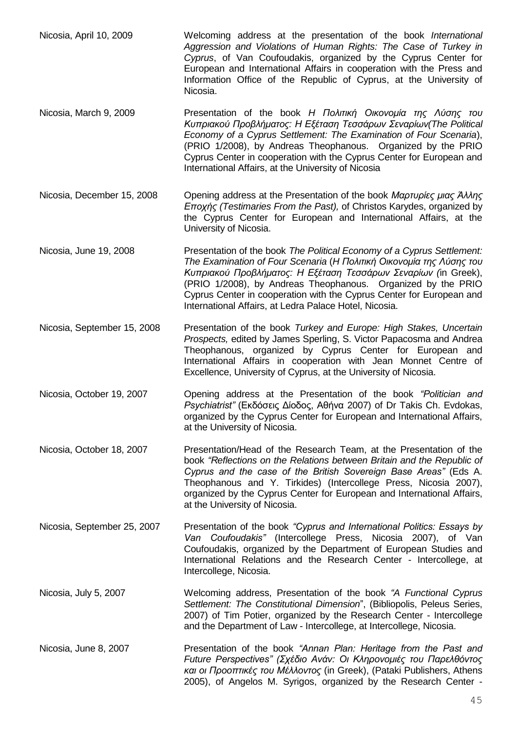Nicosia, April 10, 2009 — Welcoming address at the presentation of the book *International Aggression and Violations of Human Rights: The Case of Turkey in Cyprus*, of Van Coufoudakis, organized by the Cyprus Center for European and International Affairs in cooperation with the Press and Information Office of the Republic of Cyprus, at the University of Nicosia.

Nicosia, March 9, 2009 — Presentation of the book *Η Πολιτική Οικονομία της Λύσης του Κυπριακού Προβλήματος: Η Εξέταση Τεσσάρων Σεναρίων(The Political Economy of a Cyprus Settlement: The Examination of Four Scenaria*), (PRIO 1/2008), by Andreas Theophanous. Organized by the PRIO Cyprus Center in cooperation with the Cyprus Center for European and International Affairs, at the University of Nicosia

Nicosia, December 15, 2008 — Opening address at the Presentation of the book *Μαρτυρίες μιας Άλλης Εποχής (Testimaries From the Past),* of Christos Karydes, organized by the Cyprus Center for European and International Affairs, at the University of Nicosia.

Nicosia, June 19, 2008 — Presentation of the book *The Political Economy of a Cyprus Settlement: The Examination of Four Scenaria* (*Η Πολιτική Οικονομία της Λύσης του Κυπριακού Προβλήματος: Η Εξέταση Τεσσάρων Σεναρίων (*in Greek), (PRIO 1/2008), by Andreas Theophanous. Organized by the PRIO Cyprus Center in cooperation with the Cyprus Center for European and International Affairs, at Ledra Palace Hotel, Nicosia.

Nicosia, September 15, 2008 — Presentation of the book *Turkey and Europe: High Stakes, Uncertain Prospects,* edited by James Sperling, S. Victor Papacosma and Andrea Theophanous, organized by Cyprus Center for European and International Affairs in cooperation with Jean Monnet Centre of Excellence, University of Cyprus, at the University of Nicosia.

Nicosia, October 19, 2007 — Opening address at the Presentation of the book *"Politician and Psychiatrist"* (Εκδόσεις Δίοδος, Αθήνα 2007) of Dr Takis Ch. Evdokas, organized by the Cyprus Center for European and International Affairs, at the University of Nicosia.

Nicosia, October 18, 2007 — Presentation/Head of the Research Team, at the Presentation of the book *"Reflections on the Relations between Britain and the Republic of Cyprus and the case of the British Sovereign Base Areas"* (Eds A. Theophanous and Y. Tirkides) (Intercollege Press, Nicosia 2007), organized by the Cyprus Center for European and International Affairs, at the University of Nicosia.

Nicosia, September 25, 2007 — Presentation of the book *"Cyprus and International Politics: Essays by Van Coufoudakis"* (Intercollege Press, Nicosia 2007), of Van Coufoudakis, organized by the Department of European Studies and International Relations and the Research Center - Intercollege, at Intercollege, Nicosia.

Nicosia, July 5, 2007 — Welcoming address, Presentation of the book *"A Functional Cyprus Settlement: The Constitutional Dimension*", (Bibliopolis, Peleus Series, 2007) of Tim Potier, organized by the Research Center - Intercollege and the Department of Law - Intercollege, at Intercollege, Nicosia.

Nicosia, June 8, 2007 — Presentation of the book *"Annan Plan: Heritage from the Past and Future Perspectives" (Σχέδιο Ανάν: Οι Κληρονομιές του Παρελθόντος και οι Προοπτικές του Μέλλοντος* (in Greek), (Pataki Publishers, Athens 2005), of Angelos M. Syrigos, organized by the Research Center -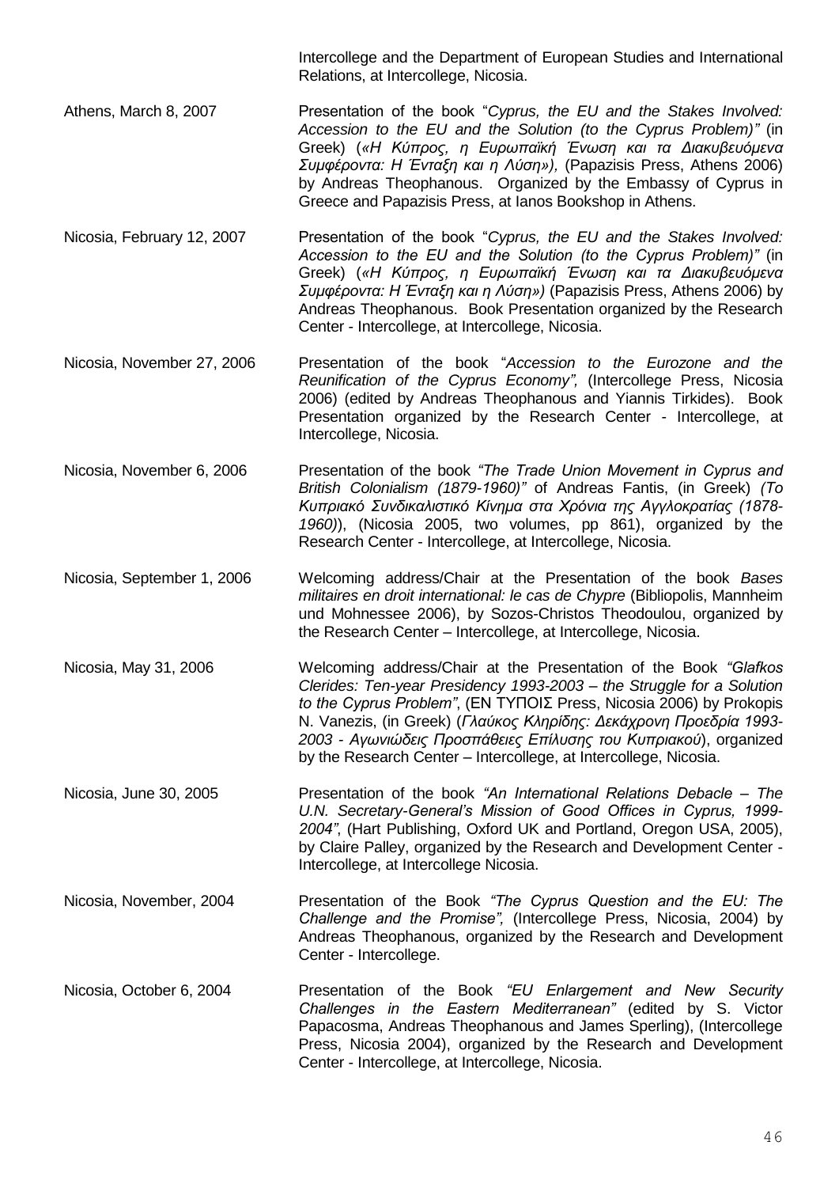Intercollege and the Department of European Studies and International Relations, at Intercollege, Nicosia.

Athens, March 8, 2007 — Presentation of the book "*Cyprus, the EU and the Stakes Involved: Accession to the EU and the Solution (to the Cyprus Problem)"* (in Greek) (*«Η Κύπρος, η Ευρωπαϊκή Ένωση και τα Διακυβευόμενα Συμφέροντα: Η Ένταξη και η Λύση»),* (Papazisis Press, Athens 2006) by Andreas Theophanous. Organized by the Embassy of Cyprus in Greece and Papazisis Press, at Ianos Bookshop in Athens.

Nicosia, February 12, 2007 — Presentation of the book "*Cyprus, the EU and the Stakes Involved: Accession to the EU and the Solution (to the Cyprus Problem)"* (in Greek) (*«Η Κύπρος, η Ευρωπαϊκή Ένωση και τα Διακυβευόμενα Συμφέροντα: Η Ένταξη και η Λύση»)* (Papazisis Press, Athens 2006) by Andreas Theophanous. Book Presentation organized by the Research Center - Intercollege, at Intercollege, Nicosia.

Nicosia, November 27, 2006 — Presentation of the book "*Accession to the Eurozone and the Reunification of the Cyprus Economy",* (Intercollege Press, Nicosia 2006) (edited by Andreas Theophanous and Yiannis Tirkides). Book Presentation organized by the Research Center - Intercollege, at Intercollege, Nicosia.

Nicosia, November 6, 2006 — Presentation of the book *"The Trade Union Movement in Cyprus and British Colonialism (1879-1960)"* of Andreas Fantis, (in Greek) *(Το Κυπριακό Συνδικαλιστικό Κίνημα στα Χρόνια της Αγγλοκρατίας (1878-1960)*), (Nicosia 2005, two volumes, pp 861), organized by the Research Center - Intercollege, at Intercollege, Nicosia.

Nicosia, September 1, 2006 — Welcoming address/Chair at the Presentation of the book *Bases militaires en droit international: le cas de Chypre* (Bibliopolis, Mannheim und Mohnessee 2006), by Sozos-Christos Theodoulou, organized by the Research Center – Intercollege, at Intercollege, Nicosia.

Nicosia, May 31, 2006 — Welcoming address/Chair at the Presentation of the Book *"Glafkos Clerides: Ten-year Presidency 1993-2003 – the Struggle for a Solution to the Cyprus Problem"*, (ΕΝ ΤΥΠΟΙΣ Press, Nicosia 2006) by Prokopis N. Vanezis, (in Greek) (*Γλαύκος Κληρίδης: Δεκάχρονη Προεδρία 1993-2003 - Αγωνιώδεις Προσπάθειες Επίλυσης του Κυπριακού*), organized by the Research Center – Intercollege, at Intercollege, Nicosia.

Nicosia, June 30, 2005 — Presentation of the book *"An International Relations Debacle – The U.N. Secretary-General's Mission of Good Offices in Cyprus, 1999-2004"*, (Hart Publishing, Oxford UK and Portland, Oregon USA, 2005), by Claire Palley, organized by the Research and Development Center - Intercollege, at Intercollege Nicosia.

Nicosia, November, 2004 — Presentation of the Book *"The Cyprus Question and the EU: The Challenge and the Promise",* (Intercollege Press, Nicosia, 2004) by Andreas Theophanous, organized by the Research and Development Center - Intercollege.

Nicosia, October 6, 2004 — Presentation of the Book *"EU Enlargement and New Security Challenges in the Eastern Mediterranean"* (edited by S. Victor Papacosma, Andreas Theophanous and James Sperling), (Intercollege Press, Nicosia 2004), organized by the Research and Development Center - Intercollege, at Intercollege, Nicosia.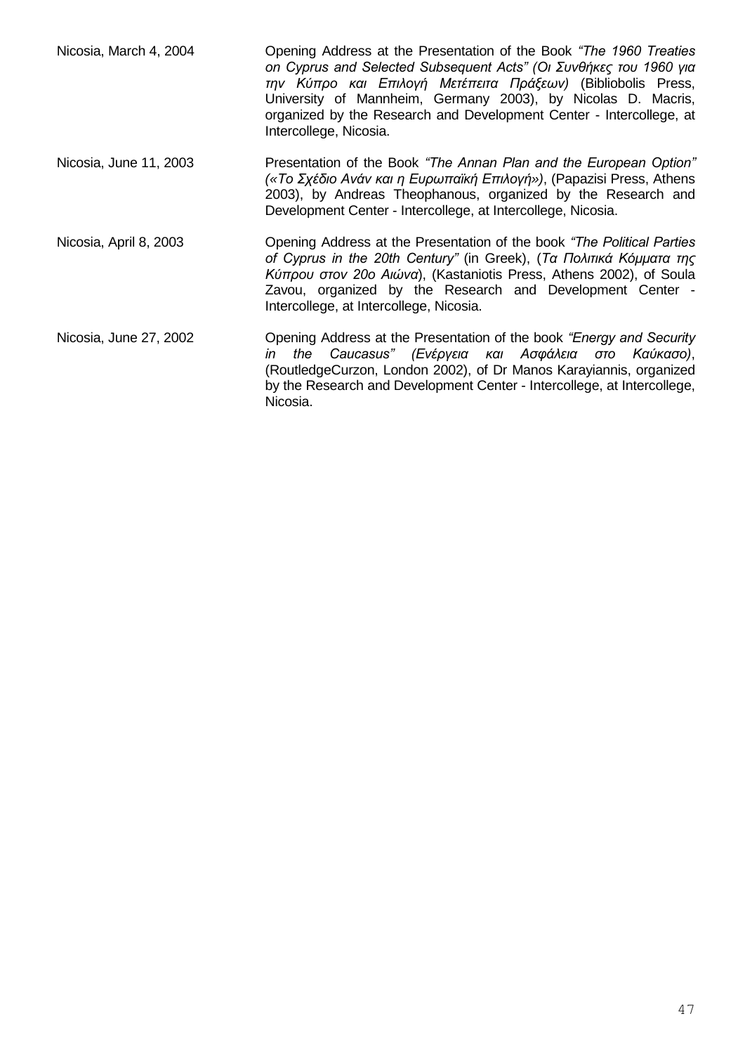| | |
|---|---|
| Nicosia, March 4, 2004 | Opening Address at the Presentation of the Book *"The 1960 Treaties on Cyprus and Selected Subsequent Acts" (Οι Συνθήκες του 1960 για την Κύπρο και Επιλογή Μετέπειτα Πράξεων)* (Bibliobolis Press, University of Mannheim, Germany 2003), by Nicolas D. Macris, organized by the Research and Development Center - Intercollege, at Intercollege, Nicosia. |
| Nicosia, June 11, 2003 | Presentation of the Book *"The Annan Plan and the European Option" («Το Σχέδιο Ανάν και η Ευρωπαϊκή Επιλογή»)*, (Papazisi Press, Athens 2003), by Andreas Theophanous, organized by the Research and Development Center - Intercollege, at Intercollege, Nicosia. |
| Nicosia, April 8, 2003 | Opening Address at the Presentation of the book *"The Political Parties of Cyprus in the 20th Century"* (in Greek), (*Τα Πολιτικά Κόμματα της Κύπρου στον 20ο Αιώνα*), (Kastaniotis Press, Athens 2002), of Soula Zavou, organized by the Research and Development Center - Intercollege, at Intercollege, Nicosia. |
| Nicosia, June 27, 2002 | Opening Address at the Presentation of the book *"Energy and Security in the Caucasus" (Ενέργεια και Ασφάλεια στο Καύκασο)*, (RoutledgeCurzon, London 2002), of Dr Manos Karayiannis, organized by the Research and Development Center - Intercollege, at Intercollege, Nicosia. |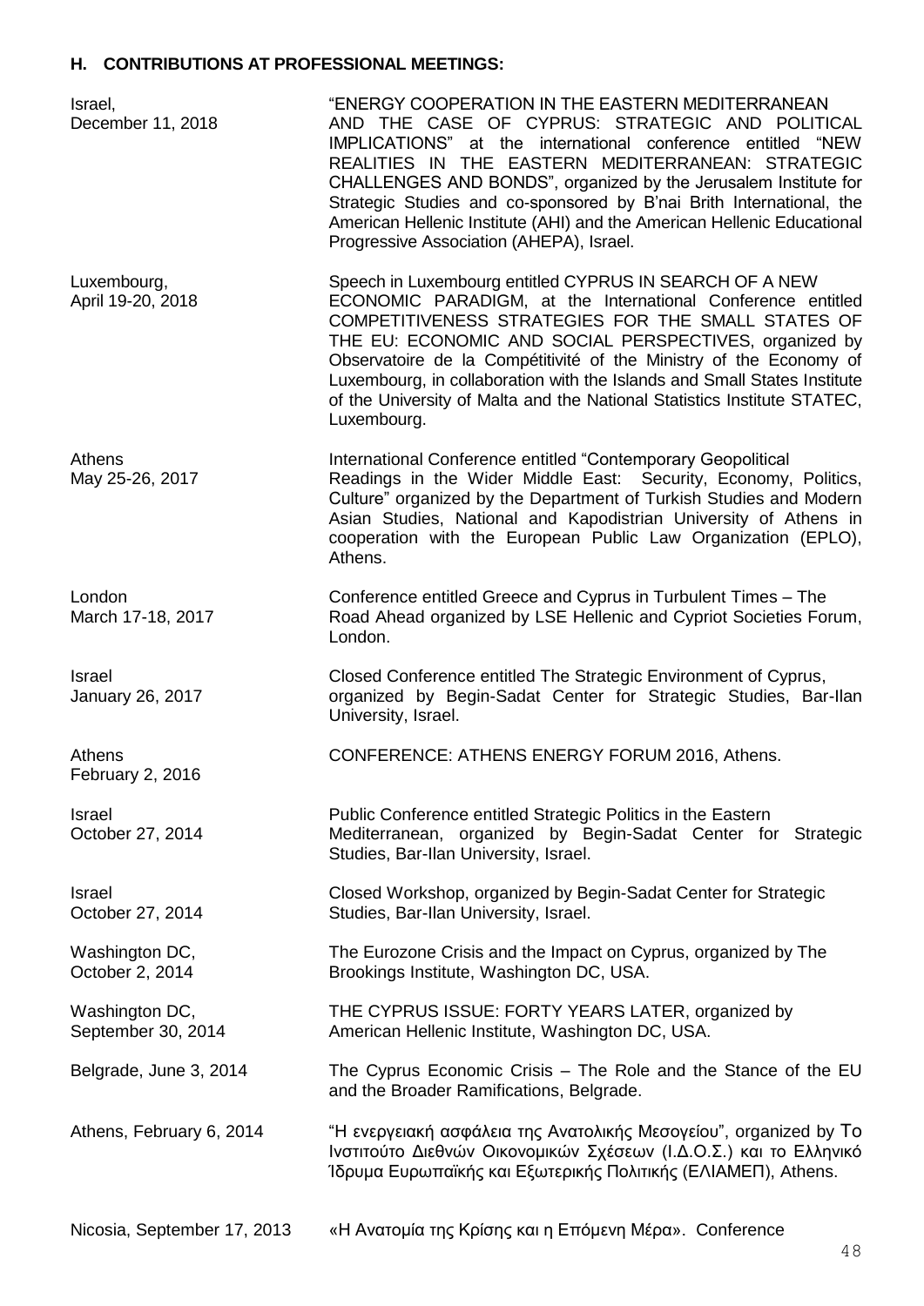## H. CONTRIBUTIONS AT PROFESSIONAL MEETINGS:

| | |
|---|---|
| Israel, December 11, 2018 | "ENERGY COOPERATION IN THE EASTERN MEDITERRANEAN AND THE CASE OF CYPRUS: STRATEGIC AND POLITICAL IMPLICATIONS" at the international conference entitled "NEW REALITIES IN THE EASTERN MEDITERRANEAN: STRATEGIC CHALLENGES AND BONDS", organized by the Jerusalem Institute for Strategic Studies and co-sponsored by B'nai Brith International, the American Hellenic Institute (AHI) and the American Hellenic Educational Progressive Association (AHEPA), Israel. |
| Luxembourg, April 19-20, 2018 | Speech in Luxembourg entitled CYPRUS IN SEARCH OF A NEW ECONOMIC PARADIGM, at the International Conference entitled COMPETITIVENESS STRATEGIES FOR THE SMALL STATES OF THE EU: ECONOMIC AND SOCIAL PERSPECTIVES, organized by Observatoire de la Compétitivité of the Ministry of the Economy of Luxembourg, in collaboration with the Islands and Small States Institute of the University of Malta and the National Statistics Institute STATEC, Luxembourg. |
| Athens May 25-26, 2017 | International Conference entitled "Contemporary Geopolitical Readings in the Wider Middle East: Security, Economy, Politics, Culture" organized by the Department of Turkish Studies and Modern Asian Studies, National and Kapodistrian University of Athens in cooperation with the European Public Law Organization (EPLO), Athens. |
| London March 17-18, 2017 | Conference entitled Greece and Cyprus in Turbulent Times – The Road Ahead organized by LSE Hellenic and Cypriot Societies Forum, London. |
| Israel January 26, 2017 | Closed Conference entitled The Strategic Environment of Cyprus, organized by Begin-Sadat Center for Strategic Studies, Bar-Ilan University, Israel. |
| Athens February 2, 2016 | CONFERENCE: ATHENS ENERGY FORUM 2016, Athens. |
| Israel October 27, 2014 | Public Conference entitled Strategic Politics in the Eastern Mediterranean, organized by Begin-Sadat Center for Strategic Studies, Bar-Ilan University, Israel. |
| Israel October 27, 2014 | Closed Workshop, organized by Begin-Sadat Center for Strategic Studies, Bar-Ilan University, Israel. |
| Washington DC, October 2, 2014 | The Eurozone Crisis and the Impact on Cyprus, organized by The Brookings Institute, Washington DC, USA. |
| Washington DC, September 30, 2014 | THE CYPRUS ISSUE: FORTY YEARS LATER, organized by American Hellenic Institute, Washington DC, USA. |
| Belgrade, June 3, 2014 | The Cyprus Economic Crisis – The Role and the Stance of the EU and the Broader Ramifications, Belgrade. |
| Athens, February 6, 2014 | "Η ενεργειακή ασφάλεια της Ανατολικής Μεσογείου", organized by Το Ινστιτούτο Διεθνών Οικονομικών Σχέσεων (Ι.Δ.Ο.Σ.) και το Ελληνικό Ίδρυμα Ευρωπαϊκής και Εξωτερικής Πολιτικής (ΕΛΙΑΜΕΠ), Athens. |
| Nicosia, September 17, 2013 | «Η Ανατομία της Κρίσης και η Επόμενη Μέρα». Conference |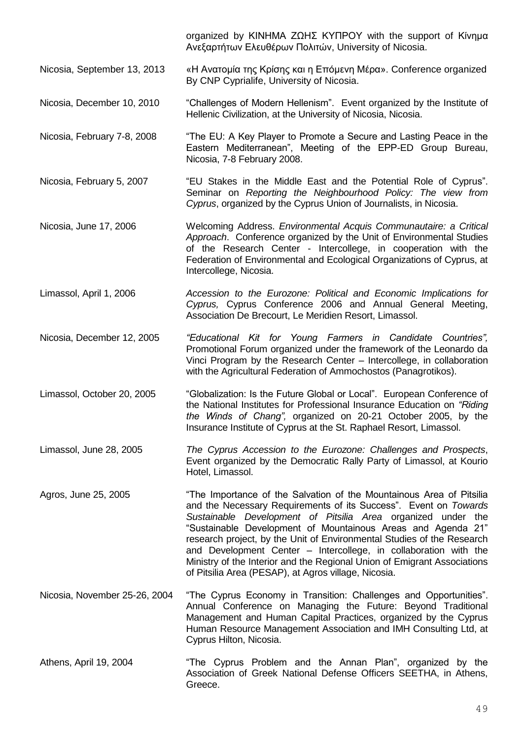organized by ΚΙΝΗΜΑ ΖΩΗΣ ΚΥΠΡΟΥ with the support of Κίνημα Ανεξαρτήτων Ελευθέρων Πολιτών, University of Nicosia.

Nicosia, September 13, 2013 — «Η Ανατομία της Κρίσης και η Επόμενη Μέρα». Conference organized By CNP Cyprialife, University of Nicosia.

Nicosia, December 10, 2010 — "Challenges of Modern Hellenism". Event organized by the Institute of Hellenic Civilization, at the University of Nicosia, Nicosia.

Nicosia, February 7-8, 2008 — "The EU: A Key Player to Promote a Secure and Lasting Peace in the Eastern Mediterranean", Meeting of the EPP-ED Group Bureau, Nicosia, 7-8 February 2008.

Nicosia, February 5, 2007 — "EU Stakes in the Middle East and the Potential Role of Cyprus". Seminar on *Reporting the Neighbourhood Policy: The view from Cyprus*, organized by the Cyprus Union of Journalists, in Nicosia.

Nicosia, June 17, 2006 — Welcoming Address. *Environmental Acquis Communautaire: a Critical Approach*. Conference organized by the Unit of Environmental Studies of the Research Center - Intercollege, in cooperation with the Federation of Environmental and Ecological Organizations of Cyprus, at Intercollege, Nicosia.

Limassol, April 1, 2006 — *Accession to the Eurozone: Political and Economic Implications for Cyprus,* Cyprus Conference 2006 and Annual General Meeting, Association De Brecourt, Le Meridien Resort, Limassol.

Nicosia, December 12, 2005 — *"Educational Kit for Young Farmers in Candidate Countries",* Promotional Forum organized under the framework of the Leonardo da Vinci Program by the Research Center – Intercollege, in collaboration with the Agricultural Federation of Ammochostos (Panagrotikos).

Limassol, October 20, 2005 — "Globalization: Is the Future Global or Local". European Conference of the National Institutes for Professional Insurance Education on *"Riding the Winds of Chang",* organized on 20-21 October 2005, by the Insurance Institute of Cyprus at the St. Raphael Resort, Limassol.

Limassol, June 28, 2005 — *The Cyprus Accession to the Eurozone: Challenges and Prospects*, Event organized by the Democratic Rally Party of Limassol, at Kourio Hotel, Limassol.

Agros, June 25, 2005 — "The Importance of the Salvation of the Mountainous Area of Pitsilia and the Necessary Requirements of its Success". Event on *Towards Sustainable Development of Pitsilia Area* organized under the "Sustainable Development of Mountainous Areas and Agenda 21" research project, by the Unit of Environmental Studies of the Research and Development Center – Intercollege, in collaboration with the Ministry of the Interior and the Regional Union of Emigrant Associations of Pitsilia Area (PESAP), at Agros village, Nicosia.

Nicosia, November 25-26, 2004 — "The Cyprus Economy in Transition: Challenges and Opportunities". Annual Conference on Managing the Future: Beyond Traditional Management and Human Capital Practices, organized by the Cyprus Human Resource Management Association and IMH Consulting Ltd, at Cyprus Hilton, Nicosia.

Athens, April 19, 2004 — "The Cyprus Problem and the Annan Plan", organized by the Association of Greek National Defense Officers SEETHA, in Athens, Greece.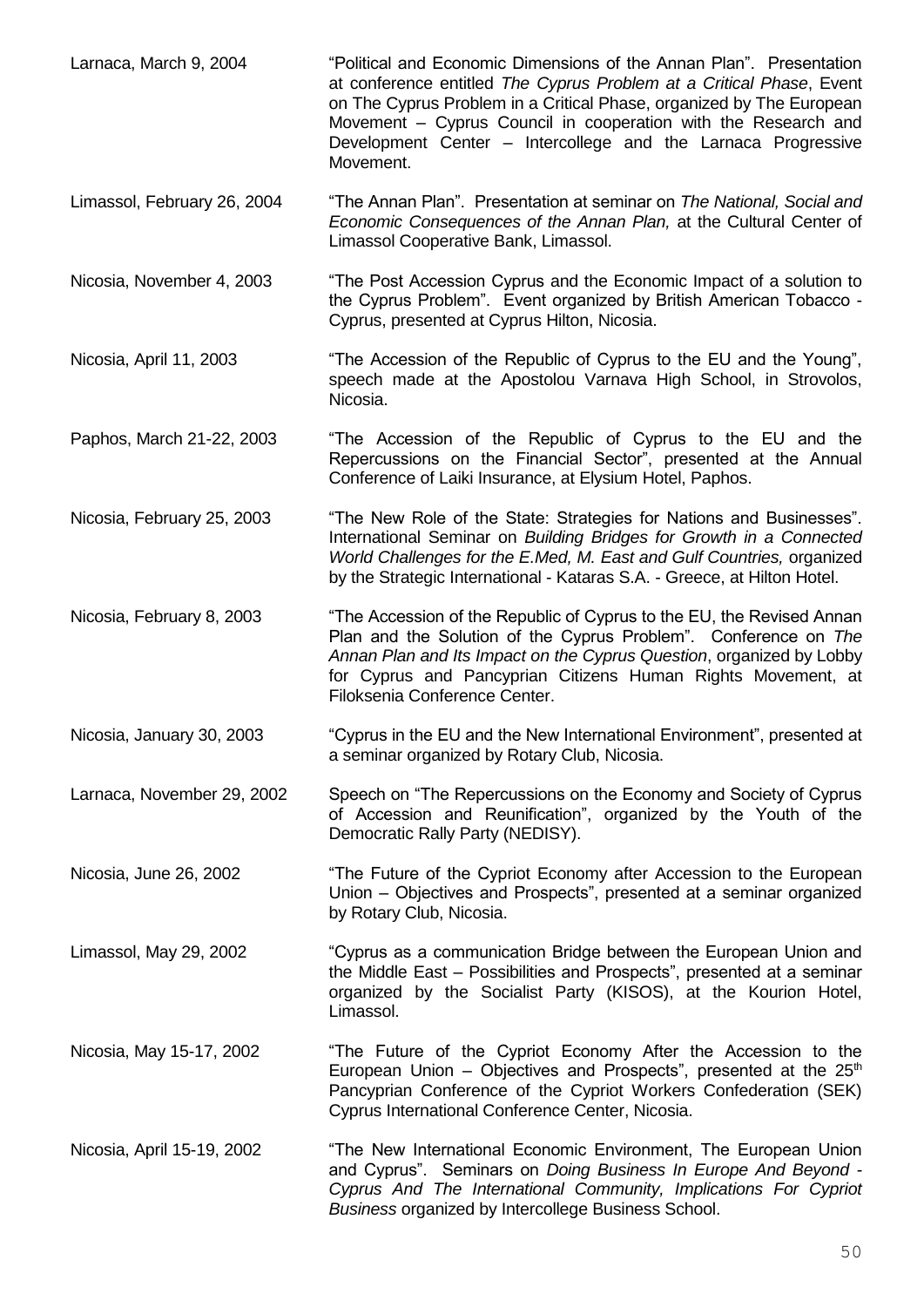| | |
|---|---|
| Larnaca, March 9, 2004 | "Political and Economic Dimensions of the Annan Plan". Presentation at conference entitled *The Cyprus Problem at a Critical Phase*, Event on The Cyprus Problem in a Critical Phase, organized by The European Movement – Cyprus Council in cooperation with the Research and Development Center – Intercollege and the Larnaca Progressive Movement. |
| Limassol, February 26, 2004 | "The Annan Plan". Presentation at seminar on *The National, Social and Economic Consequences of the Annan Plan,* at the Cultural Center of Limassol Cooperative Bank, Limassol. |
| Nicosia, November 4, 2003 | "The Post Accession Cyprus and the Economic Impact of a solution to the Cyprus Problem". Event organized by British American Tobacco - Cyprus, presented at Cyprus Hilton, Nicosia. |
| Nicosia, April 11, 2003 | "The Accession of the Republic of Cyprus to the EU and the Young", speech made at the Apostolou Varnava High School, in Strovolos, Nicosia. |
| Paphos, March 21-22, 2003 | "The Accession of the Republic of Cyprus to the EU and the Repercussions on the Financial Sector", presented at the Annual Conference of Laiki Insurance, at Elysium Hotel, Paphos. |
| Nicosia, February 25, 2003 | "The New Role of the State: Strategies for Nations and Businesses". International Seminar on *Building Bridges for Growth in a Connected World Challenges for the E.Med, M. East and Gulf Countries,* organized by the Strategic International - Kataras S.A. - Greece, at Hilton Hotel. |
| Nicosia, February 8, 2003 | "The Accession of the Republic of Cyprus to the EU, the Revised Annan Plan and the Solution of the Cyprus Problem". Conference on *The Annan Plan and Its Impact on the Cyprus Question*, organized by Lobby for Cyprus and Pancyprian Citizens Human Rights Movement, at Filoksenia Conference Center. |
| Nicosia, January 30, 2003 | "Cyprus in the EU and the New International Environment", presented at a seminar organized by Rotary Club, Nicosia. |
| Larnaca, November 29, 2002 | Speech on "The Repercussions on the Economy and Society of Cyprus of Accession and Reunification", organized by the Youth of the Democratic Rally Party (NEDISY). |
| Nicosia, June 26, 2002 | "The Future of the Cypriot Economy after Accession to the European Union – Objectives and Prospects", presented at a seminar organized by Rotary Club, Nicosia. |
| Limassol, May 29, 2002 | "Cyprus as a communication Bridge between the European Union and the Middle East – Possibilities and Prospects", presented at a seminar organized by the Socialist Party (KISOS), at the Kourion Hotel, Limassol. |
| Nicosia, May 15-17, 2002 | "The Future of the Cypriot Economy After the Accession to the European Union – Objectives and Prospects", presented at the 25th Pancyprian Conference of the Cypriot Workers Confederation (SEK) Cyprus International Conference Center, Nicosia. |
| Nicosia, April 15-19, 2002 | "The New International Economic Environment, The European Union and Cyprus". Seminars on *Doing Business In Europe And Beyond - Cyprus And The International Community, Implications For Cypriot Business* organized by Intercollege Business School. |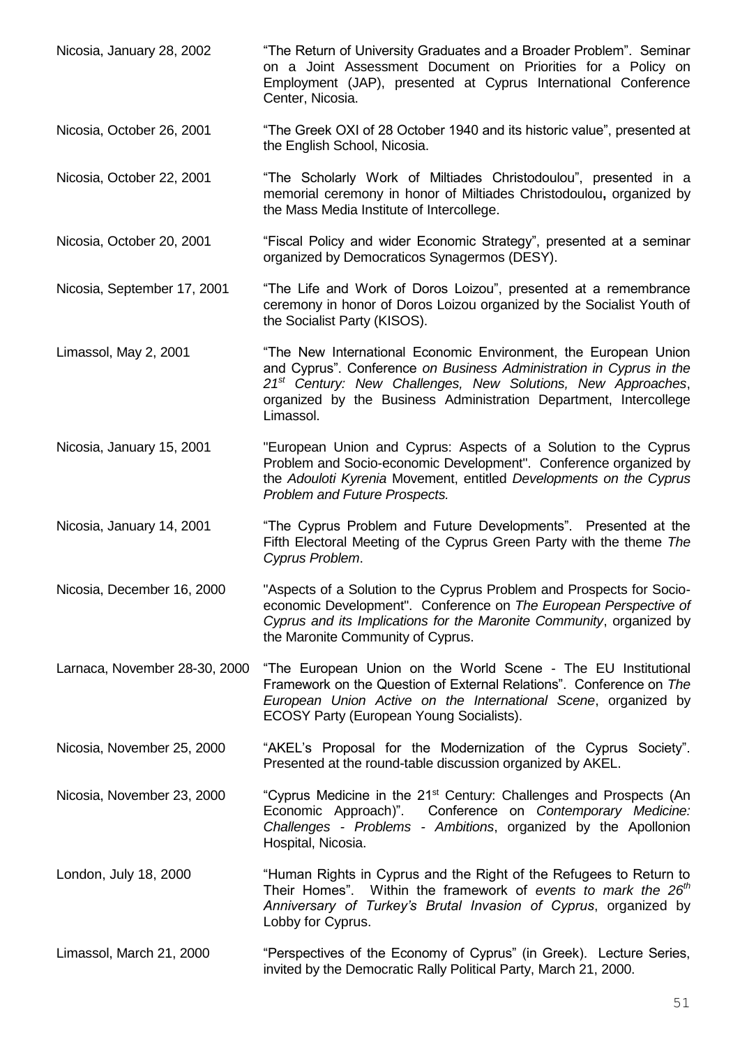Nicosia, January 28, 2002 — "The Return of University Graduates and a Broader Problem". Seminar on a Joint Assessment Document on Priorities for a Policy on Employment (JAP), presented at Cyprus International Conference Center, Nicosia.

Nicosia, October 26, 2001 — "The Greek OXI of 28 October 1940 and its historic value", presented at the English School, Nicosia.

Nicosia, October 22, 2001 — "The Scholarly Work of Miltiades Christodoulou", presented in a memorial ceremony in honor of Miltiades Christodoulou**,** organized by the Mass Media Institute of Intercollege.

Nicosia, October 20, 2001 — "Fiscal Policy and wider Economic Strategy", presented at a seminar organized by Democraticos Synagermos (DESY).

Nicosia, September 17, 2001 — "The Life and Work of Doros Loizou", presented at a remembrance ceremony in honor of Doros Loizou organized by the Socialist Youth of the Socialist Party (KISOS).

Limassol, May 2, 2001 — "The New International Economic Environment, the European Union and Cyprus". Conference *on Business Administration in Cyprus in the 21st Century: New Challenges, New Solutions, New Approaches*, organized by the Business Administration Department, Intercollege Limassol.

Nicosia, January 15, 2001 — "European Union and Cyprus: Aspects of a Solution to the Cyprus Problem and Socio-economic Development". Conference organized by the *Adouloti Kyrenia* Movement, entitled *Developments on the Cyprus Problem and Future Prospects.*

Nicosia, January 14, 2001 — "The Cyprus Problem and Future Developments". Presented at the Fifth Electoral Meeting of the Cyprus Green Party with the theme *The Cyprus Problem*.

Nicosia, December 16, 2000 — "Aspects of a Solution to the Cyprus Problem and Prospects for Socio-economic Development". Conference on *The European Perspective of Cyprus and its Implications for the Maronite Community*, organized by the Maronite Community of Cyprus.

Larnaca, November 28-30, 2000 — "The European Union on the World Scene - The EU Institutional Framework on the Question of External Relations". Conference on *The European Union Active on the International Scene*, organized by ECOSY Party (European Young Socialists).

Nicosia, November 25, 2000 — "AKEL's Proposal for the Modernization of the Cyprus Society". Presented at the round-table discussion organized by AKEL.

Nicosia, November 23, 2000 — "Cyprus Medicine in the 21st Century: Challenges and Prospects (An Economic Approach)". Conference on *Contemporary Medicine: Challenges - Problems - Ambitions*, organized by the Apollonion Hospital, Nicosia.

London, July 18, 2000 — "Human Rights in Cyprus and the Right of the Refugees to Return to Their Homes". Within the framework of *events to mark the 26th Anniversary of Turkey's Brutal Invasion of Cyprus*, organized by Lobby for Cyprus.

Limassol, March 21, 2000 — "Perspectives of the Economy of Cyprus" (in Greek). Lecture Series, invited by the Democratic Rally Political Party, March 21, 2000.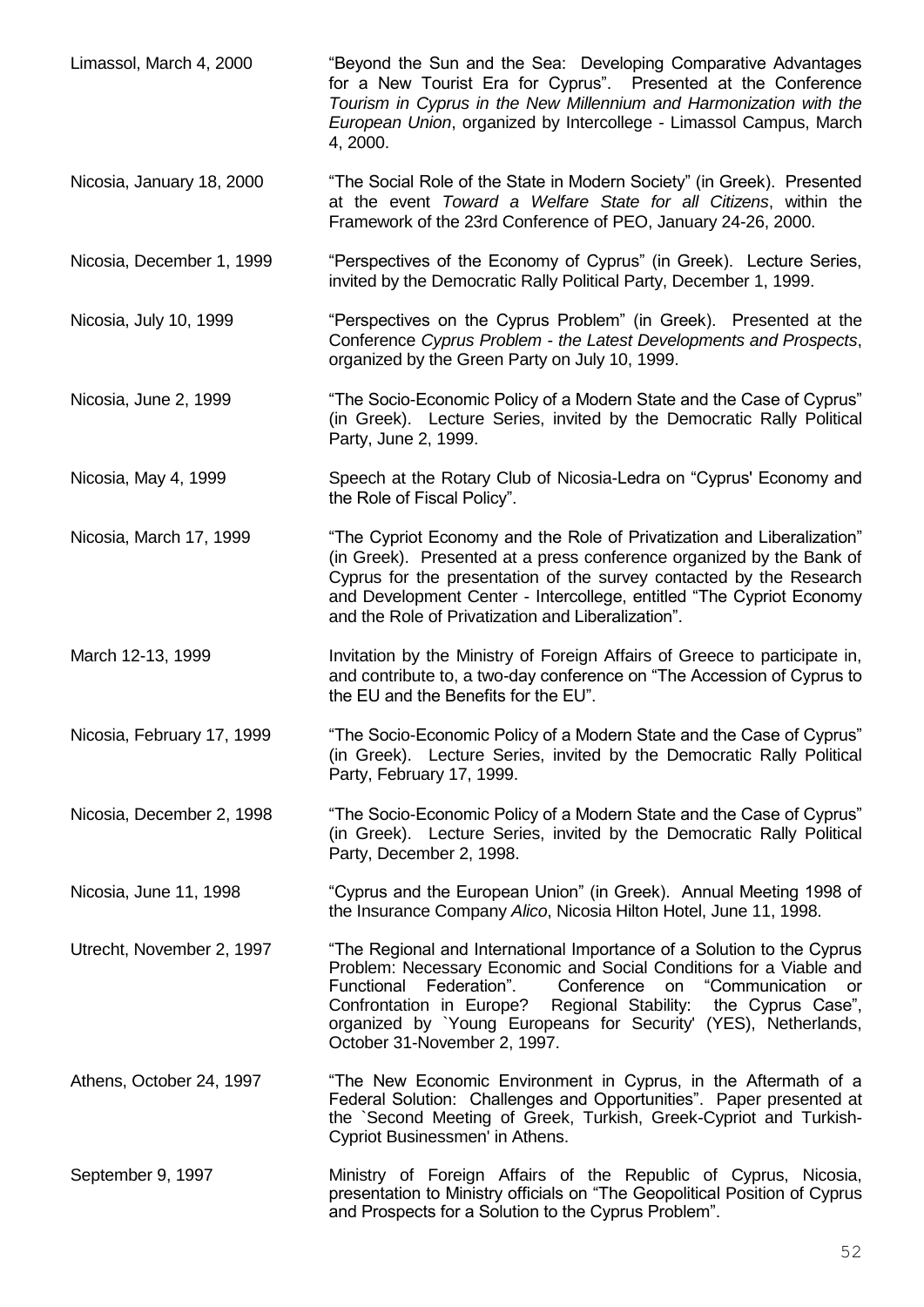Limassol, March 4, 2000 — "Beyond the Sun and the Sea: Developing Comparative Advantages for a New Tourist Era for Cyprus". Presented at the Conference *Tourism in Cyprus in the New Millennium and Harmonization with the European Union*, organized by Intercollege - Limassol Campus, March 4, 2000.

Nicosia, January 18, 2000 — "The Social Role of the State in Modern Society" (in Greek). Presented at the event *Toward a Welfare State for all Citizens*, within the Framework of the 23rd Conference of PEO, January 24-26, 2000.

Nicosia, December 1, 1999 — "Perspectives of the Economy of Cyprus" (in Greek). Lecture Series, invited by the Democratic Rally Political Party, December 1, 1999.

Nicosia, July 10, 1999 — "Perspectives on the Cyprus Problem" (in Greek). Presented at the Conference *Cyprus Problem - the Latest Developments and Prospects*, organized by the Green Party on July 10, 1999.

Nicosia, June 2, 1999 — "The Socio-Economic Policy of a Modern State and the Case of Cyprus" (in Greek). Lecture Series, invited by the Democratic Rally Political Party, June 2, 1999.

Nicosia, May 4, 1999 — Speech at the Rotary Club of Nicosia-Ledra on "Cyprus' Economy and the Role of Fiscal Policy".

Nicosia, March 17, 1999 — "The Cypriot Economy and the Role of Privatization and Liberalization" (in Greek). Presented at a press conference organized by the Bank of Cyprus for the presentation of the survey contacted by the Research and Development Center - Intercollege, entitled "The Cypriot Economy and the Role of Privatization and Liberalization".

March 12-13, 1999 — Invitation by the Ministry of Foreign Affairs of Greece to participate in, and contribute to, a two-day conference on "The Accession of Cyprus to the EU and the Benefits for the EU".

Nicosia, February 17, 1999 — "The Socio-Economic Policy of a Modern State and the Case of Cyprus" (in Greek). Lecture Series, invited by the Democratic Rally Political Party, February 17, 1999.

Nicosia, December 2, 1998 — "The Socio-Economic Policy of a Modern State and the Case of Cyprus" (in Greek). Lecture Series, invited by the Democratic Rally Political Party, December 2, 1998.

Nicosia, June 11, 1998 — "Cyprus and the European Union" (in Greek). Annual Meeting 1998 of the Insurance Company *Alico*, Nicosia Hilton Hotel, June 11, 1998.

Utrecht, November 2, 1997 — "The Regional and International Importance of a Solution to the Cyprus Problem: Necessary Economic and Social Conditions for a Viable and Functional Federation". Conference on "Communication or Confrontation in Europe? Regional Stability: the Cyprus Case", organized by `Young Europeans for Security' (YES), Netherlands, October 31-November 2, 1997.

Athens, October 24, 1997 — "The New Economic Environment in Cyprus, in the Aftermath of a Federal Solution: Challenges and Opportunities". Paper presented at the `Second Meeting of Greek, Turkish, Greek-Cypriot and Turkish-Cypriot Businessmen' in Athens.

September 9, 1997 — Ministry of Foreign Affairs of the Republic of Cyprus, Nicosia, presentation to Ministry officials on "The Geopolitical Position of Cyprus and Prospects for a Solution to the Cyprus Problem".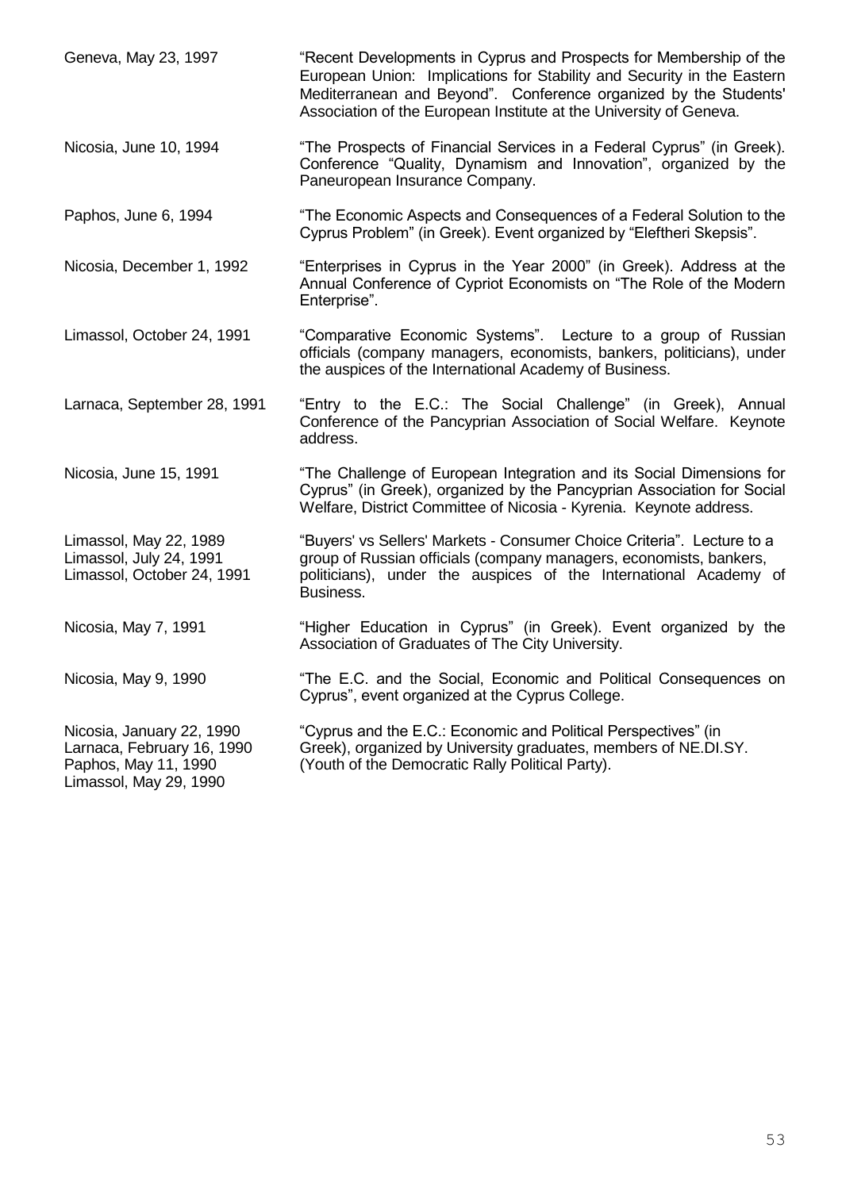| | |
|---|---|
| Geneva, May 23, 1997 | "Recent Developments in Cyprus and Prospects for Membership of the European Union: Implications for Stability and Security in the Eastern Mediterranean and Beyond". Conference organized by the Students' Association of the European Institute at the University of Geneva. |
| Nicosia, June 10, 1994 | "The Prospects of Financial Services in a Federal Cyprus" (in Greek). Conference "Quality, Dynamism and Innovation", organized by the Paneuropean Insurance Company. |
| Paphos, June 6, 1994 | "The Economic Aspects and Consequences of a Federal Solution to the Cyprus Problem" (in Greek). Event organized by "Eleftheri Skepsis". |
| Nicosia, December 1, 1992 | "Enterprises in Cyprus in the Year 2000" (in Greek). Address at the Annual Conference of Cypriot Economists on "The Role of the Modern Enterprise". |
| Limassol, October 24, 1991 | "Comparative Economic Systems". Lecture to a group of Russian officials (company managers, economists, bankers, politicians), under the auspices of the International Academy of Business. |
| Larnaca, September 28, 1991 | "Entry to the E.C.: The Social Challenge" (in Greek), Annual Conference of the Pancyprian Association of Social Welfare. Keynote address. |
| Nicosia, June 15, 1991 | "The Challenge of European Integration and its Social Dimensions for Cyprus" (in Greek), organized by the Pancyprian Association for Social Welfare, District Committee of Nicosia - Kyrenia. Keynote address. |
| Limassol, May 22, 1989<br>Limassol, July 24, 1991<br>Limassol, October 24, 1991 | "Buyers' vs Sellers' Markets - Consumer Choice Criteria". Lecture to a group of Russian officials (company managers, economists, bankers, politicians), under the auspices of the International Academy of Business. |
| Nicosia, May 7, 1991 | "Higher Education in Cyprus" (in Greek). Event organized by the Association of Graduates of The City University. |
| Nicosia, May 9, 1990 | "The E.C. and the Social, Economic and Political Consequences on Cyprus", event organized at the Cyprus College. |
| Nicosia, January 22, 1990<br>Larnaca, February 16, 1990<br>Paphos, May 11, 1990<br>Limassol, May 29, 1990 | "Cyprus and the E.C.: Economic and Political Perspectives" (in Greek), organized by University graduates, members of NE.DI.SY. (Youth of the Democratic Rally Political Party). |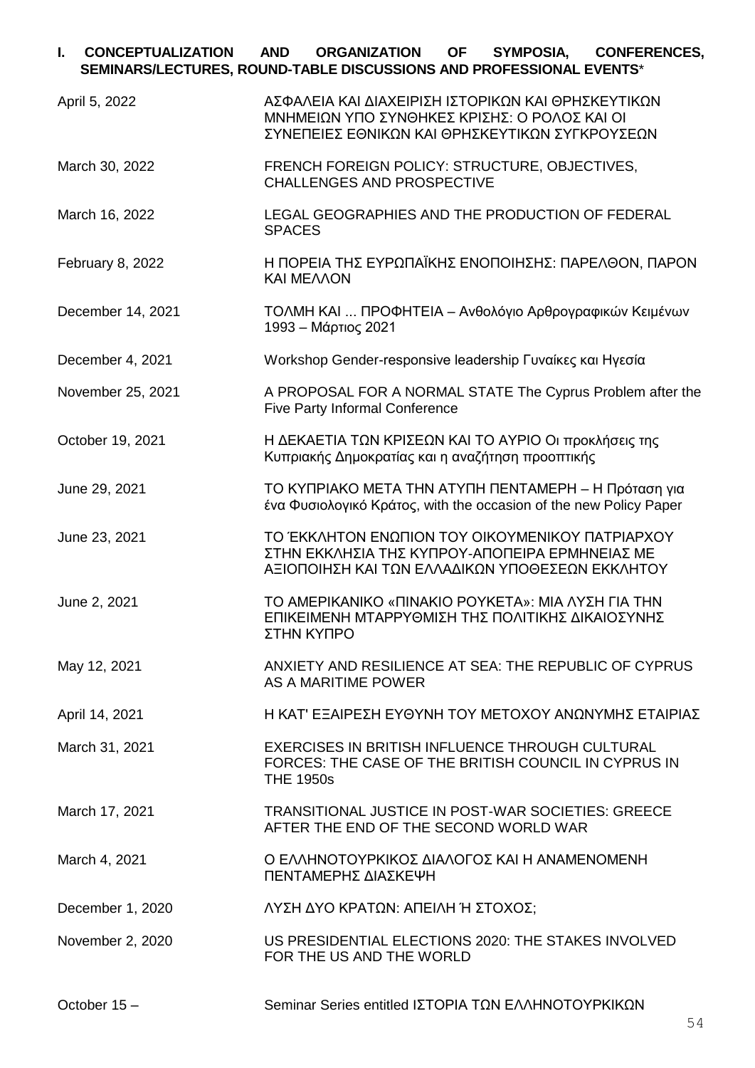## I. CONCEPTUALIZATION AND ORGANIZATION OF SYMPOSIA, CONFERENCES, SEMINARS/LECTURES, ROUND-TABLE DISCUSSIONS AND PROFESSIONAL EVENTS*

| | |
|---|---|
| April 5, 2022 | ΑΣΦΑΛΕΙΑ ΚΑΙ ΔΙΑΧΕΙΡΙΣΗ ΙΣΤΟΡΙΚΩΝ ΚΑΙ ΘΡΗΣΚΕΥΤΙΚΩΝ ΜΝΗΜΕΙΩΝ ΥΠΟ ΣΥΝΘΗΚΕΣ ΚΡΙΣΗΣ: Ο ΡΟΛΟΣ ΚΑΙ ΟΙ ΣΥΝΕΠΕΙΕΣ ΕΘΝΙΚΩΝ ΚΑΙ ΘΡΗΣΚΕΥΤΙΚΩΝ ΣΥΓΚΡΟΥΣΕΩΝ |
| March 30, 2022 | FRENCH FOREIGN POLICY: STRUCTURE, OBJECTIVES, CHALLENGES AND PROSPECTIVE |
| March 16, 2022 | LEGAL GEOGRAPHIES AND THE PRODUCTION OF FEDERAL SPACES |
| February 8, 2022 | Η ΠΟΡΕΙΑ ΤΗΣ ΕΥΡΩΠΑΪΚΗΣ ΕΝΟΠΟΙΗΣΗΣ: ΠΑΡΕΛΘΟΝ, ΠΑΡΟΝ ΚΑΙ ΜΕΛΛΟΝ |
| December 14, 2021 | ΤΟΛΜΗ ΚΑΙ ... ΠΡΟΦΗΤΕΙΑ – Ανθολόγιο Αρθρογραφικών Κειμένων 1993 – Μάρτιος 2021 |
| December 4, 2021 | Workshop Gender-responsive leadership Γυναίκες και Ηγεσία |
| November 25, 2021 | A PROPOSAL FOR A NORMAL STATE The Cyprus Problem after the Five Party Informal Conference |
| October 19, 2021 | Η ΔΕΚΑΕΤΙΑ ΤΩΝ ΚΡΙΣΕΩΝ ΚΑΙ ΤΟ ΑΥΡΙΟ Οι προκλήσεις της Κυπριακής Δημοκρατίας και η αναζήτηση προοπτικής |
| June 29, 2021 | ΤΟ ΚΥΠΡΙΑΚΟ ΜΕΤΑ ΤΗΝ ΑΤΥΠΗ ΠΕΝΤΑΜΕΡΗ – Η Πρόταση για ένα Φυσιολογικό Κράτος, with the occasion of the new Policy Paper |
| June 23, 2021 | ΤΟ ΈΚΚΛΗΤΟΝ ΕΝΩΠΙΟΝ ΤΟΥ ΟΙΚΟΥΜΕΝΙΚΟΥ ΠΑΤΡΙΑΡΧΟΥ ΣΤΗΝ ΕΚΚΛΗΣΙΑ ΤΗΣ ΚΥΠΡΟΥ-ΑΠΟΠΕΙΡΑ ΕΡΜΗΝΕΙΑΣ ΜΕ ΑΞΙΟΠΟΙΗΣΗ ΚΑΙ ΤΩΝ ΕΛΛΑΔΙΚΩΝ ΥΠΟΘΕΣΕΩΝ ΕΚΚΛΗΤΟΥ |
| June 2, 2021 | ΤΟ ΑΜΕΡΙΚΑΝΙΚΟ «ΠΙΝΑΚΙΟ ΡΟΥΚΕΤΑ»: ΜΙΑ ΛΥΣΗ ΓΙΑ ΤΗΝ ΕΠΙΚΕΙΜΕΝΗ ΜΤΑΡΡΥΘΜΙΣΗ ΤΗΣ ΠΟΛΙΤΙΚΗΣ ΔΙΚΑΙΟΣΥΝΗΣ ΣΤΗΝ ΚΥΠΡΟ |
| May 12, 2021 | ANXIETY AND RESILIENCE AT SEA: THE REPUBLIC OF CYPRUS AS A MARITIME POWER |
| April 14, 2021 | Η ΚΑΤ' ΕΞΑΙΡΕΣΗ ΕΥΘΥΝΗ ΤΟΥ ΜΕΤΟΧΟΥ ΑΝΩΝΥΜΗΣ ΕΤΑΙΡΙΑΣ |
| March 31, 2021 | EXERCISES IN BRITISH INFLUENCE THROUGH CULTURAL FORCES: THE CASE OF THE BRITISH COUNCIL IN CYPRUS IN THE 1950s |
| March 17, 2021 | TRANSITIONAL JUSTICE IN POST-WAR SOCIETIES: GREECE AFTER THE END OF THE SECOND WORLD WAR |
| March 4, 2021 | Ο ΕΛΛΗΝΟΤΟΥΡΚΙΚΟΣ ΔΙΑΛΟΓΟΣ ΚΑΙ Η ΑΝΑΜΕΝΟΜΕΝΗ ΠΕΝΤΑΜΕΡΗΣ ΔΙΑΣΚΕΨΗ |
| December 1, 2020 | ΛΥΣΗ ΔΥΟ ΚΡΑΤΩΝ: ΑΠΕΙΛΗ Ή ΣΤΟΧΟΣ; |
| November 2, 2020 | US PRESIDENTIAL ELECTIONS 2020: THE STAKES INVOLVED FOR THE US AND THE WORLD |
| October 15 – | Seminar Series entitled ΙΣΤΟΡΙΑ ΤΩΝ ΕΛΛΗΝΟΤΟΥΡΚΙΚΩΝ |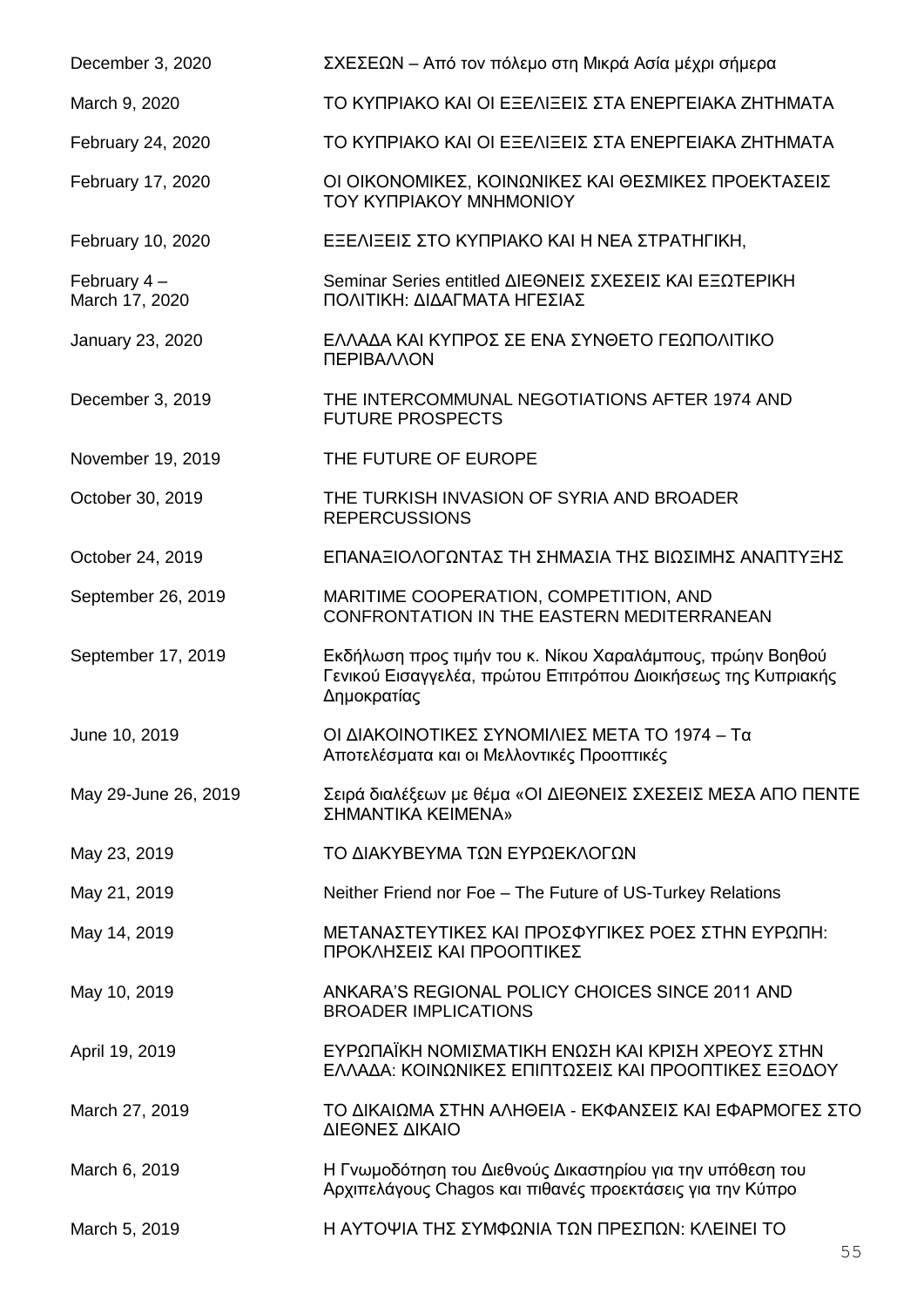| | |
|---|---|
| December 3, 2020 | ΣΧΕΣΕΩΝ – Από τον πόλεμο στη Μικρά Ασία μέχρι σήμερα |
| March 9, 2020 | ΤΟ ΚΥΠΡΙΑΚΟ ΚΑΙ ΟΙ ΕΞΕΛΙΞΕΙΣ ΣΤΑ ΕΝΕΡΓΕΙΑΚΑ ΖΗΤΗΜΑΤΑ |
| February 24, 2020 | ΤΟ ΚΥΠΡΙΑΚΟ ΚΑΙ ΟΙ ΕΞΕΛΙΞΕΙΣ ΣΤΑ ΕΝΕΡΓΕΙΑΚΑ ΖΗΤΗΜΑΤΑ |
| February 17, 2020 | ΟΙ ΟΙΚΟΝΟΜΙΚΕΣ, ΚΟΙΝΩΝΙΚΕΣ ΚΑΙ ΘΕΣΜΙΚΕΣ ΠΡΟΕΚΤΑΣΕΙΣ ΤΟΥ ΚΥΠΡΙΑΚΟΥ ΜΝΗΜΟΝΙΟΥ |
| February 10, 2020 | ΕΞΕΛΙΞΕΙΣ ΣΤΟ ΚΥΠΡΙΑΚΟ ΚΑΙ Η ΝΕΑ ΣΤΡΑΤΗΓΙΚΗ, |
| February 4 – March 17, 2020 | Seminar Series entitled ΔΙΕΘΝΕΙΣ ΣΧΕΣΕΙΣ ΚΑΙ ΕΞΩΤΕΡΙΚΗ ΠΟΛΙΤΙΚΗ: ΔΙΔΑΓΜΑΤΑ ΗΓΕΣΙΑΣ |
| January 23, 2020 | ΕΛΛΑΔΑ ΚΑΙ ΚΥΠΡΟΣ ΣΕ ΕΝΑ ΣΥΝΘΕΤΟ ΓΕΩΠΟΛΙΤΙΚΟ ΠΕΡΙΒΑΛΛΟΝ |
| December 3, 2019 | THE INTERCOMMUNAL NEGOTIATIONS AFTER 1974 AND FUTURE PROSPECTS |
| November 19, 2019 | THE FUTURE OF EUROPE |
| October 30, 2019 | THE TURKISH INVASION OF SYRIA AND BROADER REPERCUSSIONS |
| October 24, 2019 | ΕΠΑΝΑΞΙΟΛΟΓΩΝΤΑΣ ΤΗ ΣΗΜΑΣΙΑ ΤΗΣ ΒΙΩΣΙΜΗΣ ΑΝΑΠΤΥΞΗΣ |
| September 26, 2019 | MARITIME COOPERATION, COMPETITION, AND CONFRONTATION IN THE EASTERN MEDITERRANEAN |
| September 17, 2019 | Εκδήλωση προς τιμήν του κ. Νίκου Χαραλάμπους, πρώην Βοηθού Γενικού Εισαγγελέα, πρώτου Επιτρόπου Διοικήσεως της Κυπριακής Δημοκρατίας |
| June 10, 2019 | ΟΙ ΔΙΑΚΟΙΝΟΤΙΚΕΣ ΣΥΝΟΜΙΛΙΕΣ ΜΕΤΑ ΤΟ 1974 – Τα Αποτελέσματα και οι Μελλοντικές Προοπτικές |
| May 29-June 26, 2019 | Σειρά διαλέξεων με θέμα «ΟΙ ΔΙΕΘΝΕΙΣ ΣΧΕΣΕΙΣ ΜΕΣΑ ΑΠΟ ΠΕΝΤΕ ΣΗΜΑΝΤΙΚΑ ΚΕΙΜΕΝΑ» |
| May 23, 2019 | ΤΟ ΔΙΑΚΥΒΕΥΜΑ ΤΩΝ ΕΥΡΩΕΚΛΟΓΩΝ |
| May 21, 2019 | Neither Friend nor Foe – The Future of US-Turkey Relations |
| May 14, 2019 | ΜΕΤΑΝΑΣΤΕΥΤΙΚΕΣ ΚΑΙ ΠΡΟΣΦΥΓΙΚΕΣ ΡΟΕΣ ΣΤΗΝ ΕΥΡΩΠΗ: ΠΡΟΚΛΗΣΕΙΣ ΚΑΙ ΠΡΟΟΠΤΙΚΕΣ |
| May 10, 2019 | ANKARA'S REGIONAL POLICY CHOICES SINCE 2011 AND BROADER IMPLICATIONS |
| April 19, 2019 | ΕΥΡΩΠΑΪΚΗ ΝΟΜΙΣΜΑΤΙΚΗ ΕΝΩΣΗ ΚΑΙ ΚΡΙΣΗ ΧΡΕΟΥΣ ΣΤΗΝ ΕΛΛΑΔΑ: ΚΟΙΝΩΝΙΚΕΣ ΕΠΙΠΤΩΣΕΙΣ ΚΑΙ ΠΡΟΟΠΤΙΚΕΣ ΕΞΟΔΟΥ |
| March 27, 2019 | ΤΟ ΔΙΚΑΙΩΜΑ ΣΤΗΝ ΑΛΗΘΕΙΑ - ΕΚΦΑΝΣΕΙΣ ΚΑΙ ΕΦΑΡΜΟΓΕΣ ΣΤΟ ΔΙΕΘΝΕΣ ΔΙΚΑΙΟ |
| March 6, 2019 | Η Γνωμοδότηση του Διεθνούς Δικαστηρίου για την υπόθεση του Αρχιπελάγους Chagos και πιθανές προεκτάσεις για την Κύπρο |
| March 5, 2019 | Η ΑΥΤΟΨΙΑ ΤΗΣ ΣΥΜΦΩΝΙΑ ΤΩΝ ΠΡΕΣΠΩΝ: ΚΛΕΙΝΕΙ ΤΟ |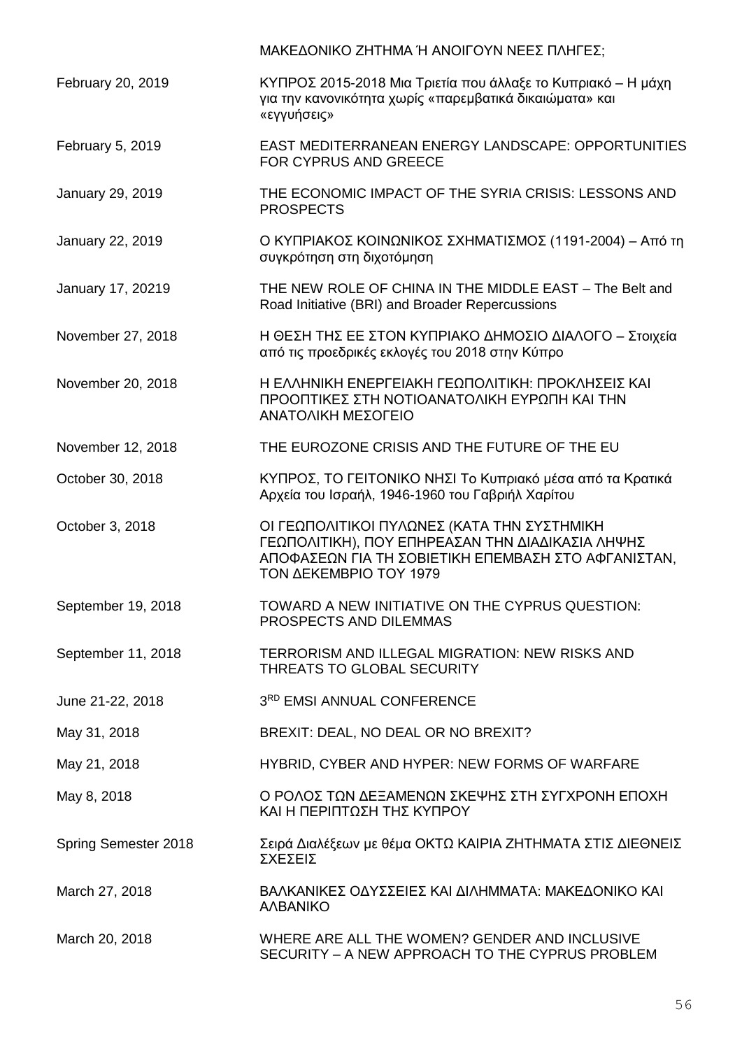| | |
|---|---|
| | ΜΑΚΕΔΟΝΙΚΟ ΖΗΤΗΜΑ Ή ΑΝΟΙΓΟΥΝ ΝΕΕΣ ΠΛΗΓΕΣ; |
| February 20, 2019 | ΚΥΠΡΟΣ 2015-2018 Μια Τριετία που άλλαξε το Κυπριακό – Η μάχη για την κανονικότητα χωρίς «παρεμβατικά δικαιώματα» και «εγγυήσεις» |
| February 5, 2019 | EAST MEDITERRANEAN ENERGY LANDSCAPE: OPPORTUNITIES FOR CYPRUS AND GREECE |
| January 29, 2019 | THE ECONOMIC IMPACT OF THE SYRIA CRISIS: LESSONS AND PROSPECTS |
| January 22, 2019 | Ο ΚΥΠΡΙΑΚΟΣ ΚΟΙΝΩΝΙΚΟΣ ΣΧΗΜΑΤΙΣΜΟΣ (1191-2004) – Από τη συγκρότηση στη διχοτόμηση |
| January 17, 20219 | THE NEW ROLE OF CHINA IN THE MIDDLE EAST – The Belt and Road Initiative (BRI) and Broader Repercussions |
| November 27, 2018 | Η ΘΕΣΗ ΤΗΣ ΕΕ ΣΤΟΝ ΚΥΠΡΙΑΚΟ ΔΗΜΟΣΙΟ ΔΙΑΛΟΓΟ – Στοιχεία από τις προεδρικές εκλογές του 2018 στην Κύπρο |
| November 20, 2018 | Η ΕΛΛΗΝΙΚΗ ΕΝΕΡΓΕΙΑΚΗ ΓΕΩΠΟΛΙΤΙΚΗ: ΠΡΟΚΛΗΣΕΙΣ ΚΑΙ ΠΡΟΟΠΤΙΚΕΣ ΣΤΗ ΝΟΤΙΟΑΝΑΤΟΛΙΚΗ ΕΥΡΩΠΗ ΚΑΙ ΤΗΝ ΑΝΑΤΟΛΙΚΗ ΜΕΣΟΓΕΙΟ |
| November 12, 2018 | THE EUROZONE CRISIS AND THE FUTURE OF THE EU |
| October 30, 2018 | ΚΥΠΡΟΣ, ΤΟ ΓΕΙΤΟΝΙΚΟ ΝΗΣΙ Το Κυπριακό μέσα από τα Κρατικά Αρχεία του Ισραήλ, 1946-1960 του Γαβριήλ Χαρίτου |
| October 3, 2018 | ΟΙ ΓΕΩΠΟΛΙΤΙΚΟΙ ΠΥΛΩΝΕΣ (ΚΑΤΑ ΤΗΝ ΣΥΣΤΗΜΙΚΗ ΓΕΩΠΟΛΙΤΙΚΗ), ΠΟΥ ΕΠΗΡΕΑΣΑΝ ΤΗΝ ΔΙΑΔΙΚΑΣΙΑ ΛΗΨΗΣ ΑΠΟΦΑΣΕΩΝ ΓΙΑ ΤΗ ΣΟΒΙΕΤΙΚΗ ΕΠΕΜΒΑΣΗ ΣΤΟ ΑΦΓΑΝΙΣΤΑΝ, ΤΟΝ ΔΕΚΕΜΒΡΙΟ ΤΟΥ 1979 |
| September 19, 2018 | TOWARD A NEW INITIATIVE ON THE CYPRUS QUESTION: PROSPECTS AND DILEMMAS |
| September 11, 2018 | TERRORISM AND ILLEGAL MIGRATION: NEW RISKS AND THREATS TO GLOBAL SECURITY |
| June 21-22, 2018 | 3RD EMSI ANNUAL CONFERENCE |
| May 31, 2018 | BREXIT: DEAL, NO DEAL OR NO BREXIT? |
| May 21, 2018 | HYBRID, CYBER AND HYPER: NEW FORMS OF WARFARE |
| May 8, 2018 | Ο ΡΟΛΟΣ ΤΩΝ ΔΕΞΑΜΕΝΩΝ ΣΚΕΨΗΣ ΣΤΗ ΣΥΓΧΡΟΝΗ ΕΠΟΧΗ ΚΑΙ Η ΠΕΡΙΠΤΩΣΗ ΤΗΣ ΚΥΠΡΟΥ |
| Spring Semester 2018 | Σειρά Διαλέξεων με θέμα ΟΚΤΩ ΚΑΙΡΙΑ ΖΗΤΗΜΑΤΑ ΣΤΙΣ ΔΙΕΘΝΕΙΣ ΣΧΕΣΕΙΣ |
| March 27, 2018 | ΒΑΛΚΑΝΙΚΕΣ ΟΔΥΣΣΕΙΕΣ ΚΑΙ ΔΙΛΗΜΜΑΤΑ: ΜΑΚΕΔΟΝΙΚΟ ΚΑΙ ΑΛΒΑΝΙΚΟ |
| March 20, 2018 | WHERE ARE ALL THE WOMEN? GENDER AND INCLUSIVE SECURITY – A NEW APPROACH TO THE CYPRUS PROBLEM |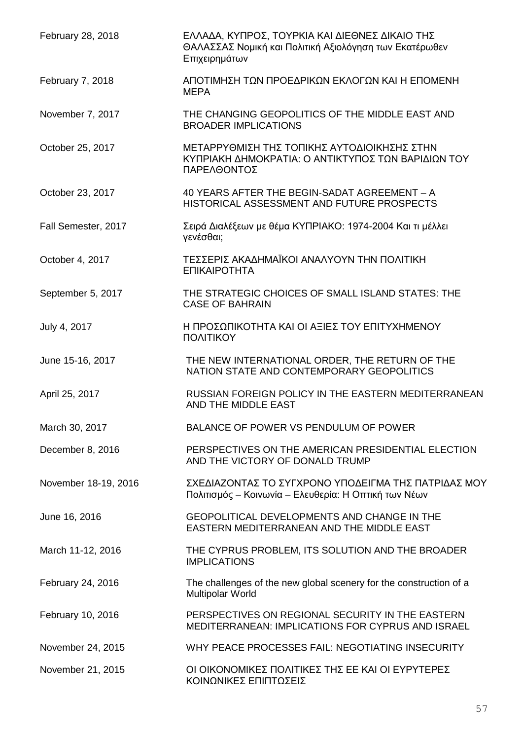| | |
|---|---|
| February 28, 2018 | ΕΛΛΑΔΑ, ΚΥΠΡΟΣ, ΤΟΥΡΚΙΑ ΚΑΙ ΔΙΕΘΝΕΣ ΔΙΚΑΙΟ ΤΗΣ ΘΑΛΑΣΣΑΣ Νομική και Πολιτική Αξιολόγηση των Εκατέρωθεν Επιχειρημάτων |
| February 7, 2018 | ΑΠΟΤΙΜΗΣΗ ΤΩΝ ΠΡΟΕΔΡΙΚΩΝ ΕΚΛΟΓΩΝ ΚΑΙ Η ΕΠΟΜΕΝΗ ΜΕΡΑ |
| November 7, 2017 | THE CHANGING GEOPOLITICS OF THE MIDDLE EAST AND BROADER IMPLICATIONS |
| October 25, 2017 | ΜΕΤΑΡΡΥΘΜΙΣΗ ΤΗΣ ΤΟΠΙΚΗΣ ΑΥΤΟΔΙΟΙΚΗΣΗΣ ΣΤΗΝ ΚΥΠΡΙΑΚΗ ΔΗΜΟΚΡΑΤΙΑ: Ο ΑΝΤΙΚΤΥΠΟΣ ΤΩΝ ΒΑΡΙΔΙΩΝ ΤΟΥ ΠΑΡΕΛΘΟΝΤΟΣ |
| October 23, 2017 | 40 YEARS AFTER THE BEGIN-SADAT AGREEMENT – A HISTORICAL ASSESSMENT AND FUTURE PROSPECTS |
| Fall Semester, 2017 | Σειρά Διαλέξεων με θέμα ΚΥΠΡΙΑΚΟ: 1974-2004 Και τι μέλλει γενέσθαι; |
| October 4, 2017 | ΤΕΣΣΕΡΙΣ ΑΚΑΔΗΜΑΪΚΟΙ ΑΝΑΛΥΟΥΝ ΤΗΝ ΠΟΛΙΤΙΚΗ ΕΠΙΚΑΙΡΟΤΗΤΑ |
| September 5, 2017 | THE STRATEGIC CHOICES OF SMALL ISLAND STATES: THE CASE OF BAHRAIN |
| July 4, 2017 | Η ΠΡΟΣΩΠΙΚΟΤΗΤΑ ΚΑΙ ΟΙ ΑΞΙΕΣ ΤΟΥ ΕΠΙΤΥΧΗΜΕΝΟΥ ΠΟΛΙΤΙΚΟΥ |
| June 15-16, 2017 | THE NEW INTERNATIONAL ORDER, THE RETURN OF THE NATION STATE AND CONTEMPORARY GEOPOLITICS |
| April 25, 2017 | RUSSIAN FOREIGN POLICY IN THE EASTERN MEDITERRANEAN AND THE MIDDLE EAST |
| March 30, 2017 | BALANCE OF POWER VS PENDULUM OF POWER |
| December 8, 2016 | PERSPECTIVES ON THE AMERICAN PRESIDENTIAL ELECTION AND THE VICTORY OF DONALD TRUMP |
| November 18-19, 2016 | ΣΧΕΔΙΑΖΟΝΤΑΣ ΤΟ ΣΥΓΧΡΟΝΟ ΥΠΟΔΕΙΓΜΑ ΤΗΣ ΠΑΤΡΙΔΑΣ ΜΟΥ Πολιτισμός – Κοινωνία – Ελευθερία: Η Οπτική των Νέων |
| June 16, 2016 | GEOPOLITICAL DEVELOPMENTS AND CHANGE IN THE EASTERN MEDITERRANEAN AND THE MIDDLE EAST |
| March 11-12, 2016 | THE CYPRUS PROBLEM, ITS SOLUTION AND THE BROADER IMPLICATIONS |
| February 24, 2016 | The challenges of the new global scenery for the construction of a Multipolar World |
| February 10, 2016 | PERSPECTIVES ON REGIONAL SECURITY IN THE EASTERN MEDITERRANEAN: IMPLICATIONS FOR CYPRUS AND ISRAEL |
| November 24, 2015 | WHY PEACE PROCESSES FAIL: NEGOTIATING INSECURITY |
| November 21, 2015 | ΟΙ ΟΙΚΟΝΟΜΙΚΕΣ ΠΟΛΙΤΙΚΕΣ ΤΗΣ ΕΕ ΚΑΙ ΟΙ ΕΥΡΥΤΕΡΕΣ ΚΟΙΝΩΝΙΚΕΣ ΕΠΙΠΤΩΣΕΙΣ |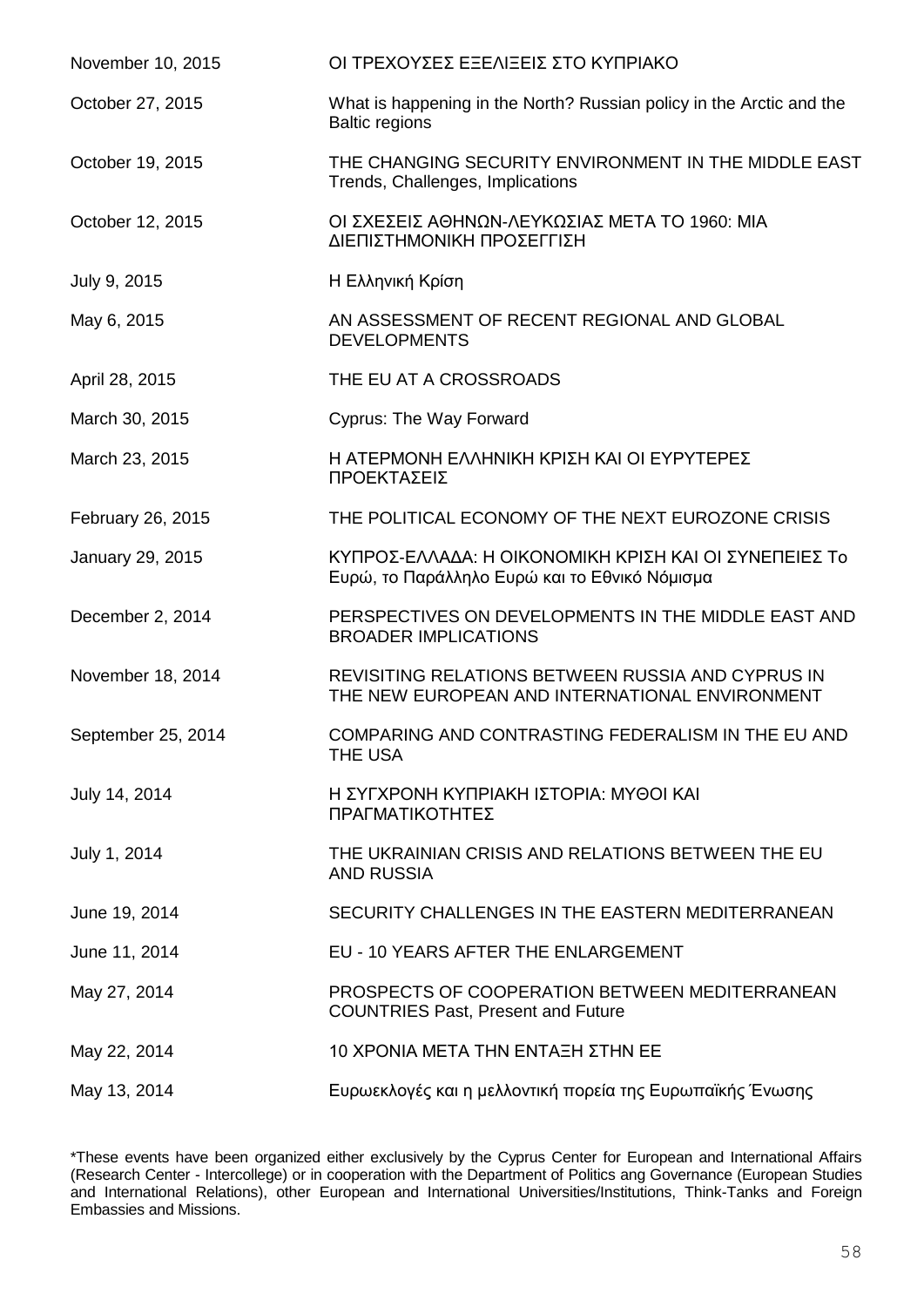| | |
|---|---|
| November 10, 2015 | ΟΙ ΤΡΕΧΟΥΣΕΣ ΕΞΕΛΙΞΕΙΣ ΣΤΟ ΚΥΠΡΙΑΚΟ |
| October 27, 2015 | What is happening in the North? Russian policy in the Arctic and the Baltic regions |
| October 19, 2015 | THE CHANGING SECURITY ENVIRONMENT IN THE MIDDLE EAST Trends, Challenges, Implications |
| October 12, 2015 | ΟΙ ΣΧΕΣΕΙΣ ΑΘΗΝΩΝ-ΛΕΥΚΩΣΙΑΣ ΜΕΤΑ ΤΟ 1960: ΜΙΑ ΔΙΕΠΙΣΤΗΜΟΝΙΚΗ ΠΡΟΣΕΓΓΙΣΗ |
| July 9, 2015 | Η Ελληνική Κρίση |
| May 6, 2015 | AN ASSESSMENT OF RECENT REGIONAL AND GLOBAL DEVELOPMENTS |
| April 28, 2015 | THE EU AT A CROSSROADS |
| March 30, 2015 | Cyprus: The Way Forward |
| March 23, 2015 | Η ΑΤΕΡΜΟΝΗ ΕΛΛΗΝΙΚΗ ΚΡΙΣΗ ΚΑΙ ΟΙ ΕΥΡΥΤΕΡΕΣ ΠΡΟΕΚΤΑΣΕΙΣ |
| February 26, 2015 | THE POLITICAL ECONOMY OF THE NEXT EUROZONE CRISIS |
| January 29, 2015 | ΚΥΠΡΟΣ-ΕΛΛΑΔΑ: Η ΟΙΚΟΝΟΜΙΚΗ ΚΡΙΣΗ ΚΑΙ ΟΙ ΣΥΝΕΠΕΙΕΣ Το Ευρώ, το Παράλληλο Ευρώ και το Εθνικό Νόμισμα |
| December 2, 2014 | PERSPECTIVES ON DEVELOPMENTS IN THE MIDDLE EAST AND BROADER IMPLICATIONS |
| November 18, 2014 | REVISITING RELATIONS BETWEEN RUSSIA AND CYPRUS IN THE NEW EUROPEAN AND INTERNATIONAL ENVIRONMENT |
| September 25, 2014 | COMPARING AND CONTRASTING FEDERALISM IN THE EU AND THE USA |
| July 14, 2014 | Η ΣΥΓΧΡΟΝΗ ΚΥΠΡΙΑΚΗ ΙΣΤΟΡΙΑ: ΜΥΘΟΙ ΚΑΙ ΠΡΑΓΜΑΤΙΚΟΤΗΤΕΣ |
| July 1, 2014 | THE UKRAINIAN CRISIS AND RELATIONS BETWEEN THE EU AND RUSSIA |
| June 19, 2014 | SECURITY CHALLENGES IN THE EASTERN MEDITERRANEAN |
| June 11, 2014 | EU - 10 YEARS AFTER THE ENLARGEMENT |
| May 27, 2014 | PROSPECTS OF COOPERATION BETWEEN MEDITERRANEAN COUNTRIES Past, Present and Future |
| May 22, 2014 | 10 ΧΡΟΝΙΑ ΜΕΤΑ ΤΗΝ ΕΝΤΑΞΗ ΣΤΗΝ ΕΕ |
| May 13, 2014 | Ευρωεκλογές και η μελλοντική πορεία της Ευρωπαϊκής Ένωσης |

*These events have been organized either exclusively by the Cyprus Center for European and International Affairs (Research Center - Intercollege) or in cooperation with the Department of Politics ang Governance (European Studies and International Relations), other European and International Universities/Institutions, Think-Tanks and Foreign Embassies and Missions.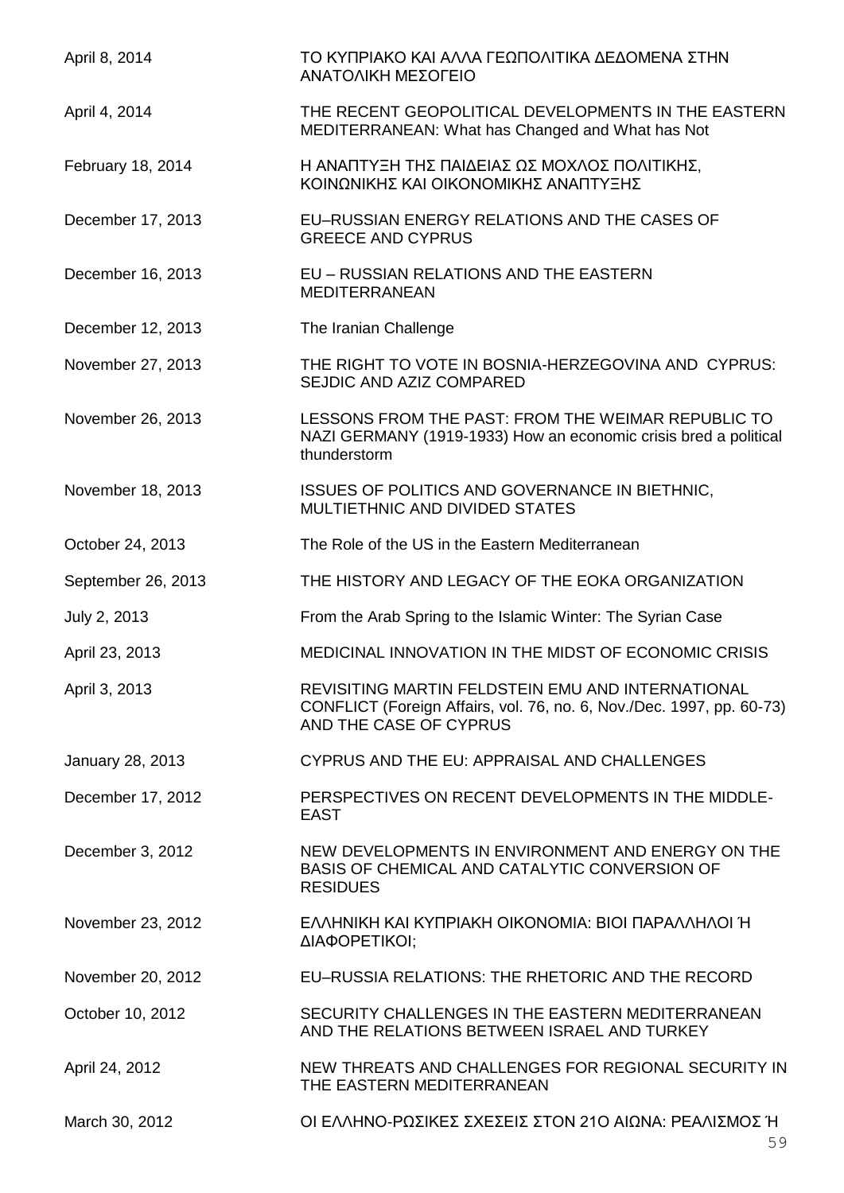| | |
|---|---|
| April 8, 2014 | ΤΟ ΚΥΠΡΙΑΚΟ ΚΑΙ ΑΛΛΑ ΓΕΩΠΟΛΙΤΙΚΑ ΔΕΔΟΜΕΝΑ ΣΤΗΝ ΑΝΑΤΟΛΙΚΗ ΜΕΣΟΓΕΙΟ |
| April 4, 2014 | THE RECENT GEOPOLITICAL DEVELOPMENTS IN THE EASTERN MEDITERRANEAN: What has Changed and What has Not |
| February 18, 2014 | Η ΑΝΑΠΤΥΞΗ ΤΗΣ ΠΑΙΔΕΙΑΣ ΩΣ ΜΟΧΛΟΣ ΠΟΛΙΤΙΚΗΣ, ΚΟΙΝΩΝΙΚΗΣ ΚΑΙ ΟΙΚΟΝΟΜΙΚΗΣ ΑΝΑΠΤΥΞΗΣ |
| December 17, 2013 | EU–RUSSIAN ENERGY RELATIONS AND THE CASES OF GREECE AND CYPRUS |
| December 16, 2013 | EU – RUSSIAN RELATIONS AND THE EASTERN MEDITERRANEAN |
| December 12, 2013 | The Iranian Challenge |
| November 27, 2013 | THE RIGHT TO VOTE IN BOSNIA-HERZEGOVINA AND CYPRUS: SEJDIC AND AZIZ COMPARED |
| November 26, 2013 | LESSONS FROM THE PAST: FROM THE WEIMAR REPUBLIC TO NAZI GERMANY (1919-1933) How an economic crisis bred a political thunderstorm |
| November 18, 2013 | ISSUES OF POLITICS AND GOVERNANCE IN BIETHNIC, MULTIETHNIC AND DIVIDED STATES |
| October 24, 2013 | The Role of the US in the Eastern Mediterranean |
| September 26, 2013 | THE HISTORY AND LEGACY OF THE EOKA ORGANIZATION |
| July 2, 2013 | From the Arab Spring to the Islamic Winter: The Syrian Case |
| April 23, 2013 | MEDICINAL INNOVATION IN THE MIDST OF ECONOMIC CRISIS |
| April 3, 2013 | REVISITING MARTIN FELDSTEIN EMU AND INTERNATIONAL CONFLICT (Foreign Affairs, vol. 76, no. 6, Nov./Dec. 1997, pp. 60-73) AND THE CASE OF CYPRUS |
| January 28, 2013 | CYPRUS AND THE EU: APPRAISAL AND CHALLENGES |
| December 17, 2012 | PERSPECTIVES ON RECENT DEVELOPMENTS IN THE MIDDLE-EAST |
| December 3, 2012 | NEW DEVELOPMENTS IN ENVIRONMENT AND ENERGY ON THE BASIS OF CHEMICAL AND CATALYTIC CONVERSION OF RESIDUES |
| November 23, 2012 | ΕΛΛΗΝΙΚΗ ΚΑΙ ΚΥΠΡΙΑΚΗ ΟΙΚΟΝΟΜΙΑ: ΒΙΟΙ ΠΑΡΑΛΛΗΛΟΙ Ή ΔΙΑΦΟΡΕΤΙΚΟΙ; |
| November 20, 2012 | EU–RUSSIA RELATIONS: THE RHETORIC AND THE RECORD |
| October 10, 2012 | SECURITY CHALLENGES IN THE EASTERN MEDITERRANEAN AND THE RELATIONS BETWEEN ISRAEL AND TURKEY |
| April 24, 2012 | NEW THREATS AND CHALLENGES FOR REGIONAL SECURITY IN THE EASTERN MEDITERRANEAN |
| March 30, 2012 | ΟΙ ΕΛΛΗΝΟ-ΡΩΣΙΚΕΣ ΣΧΕΣΕΙΣ ΣΤΟΝ 21Ο ΑΙΩΝΑ: ΡΕΑΛΙΣΜΟΣ Ή |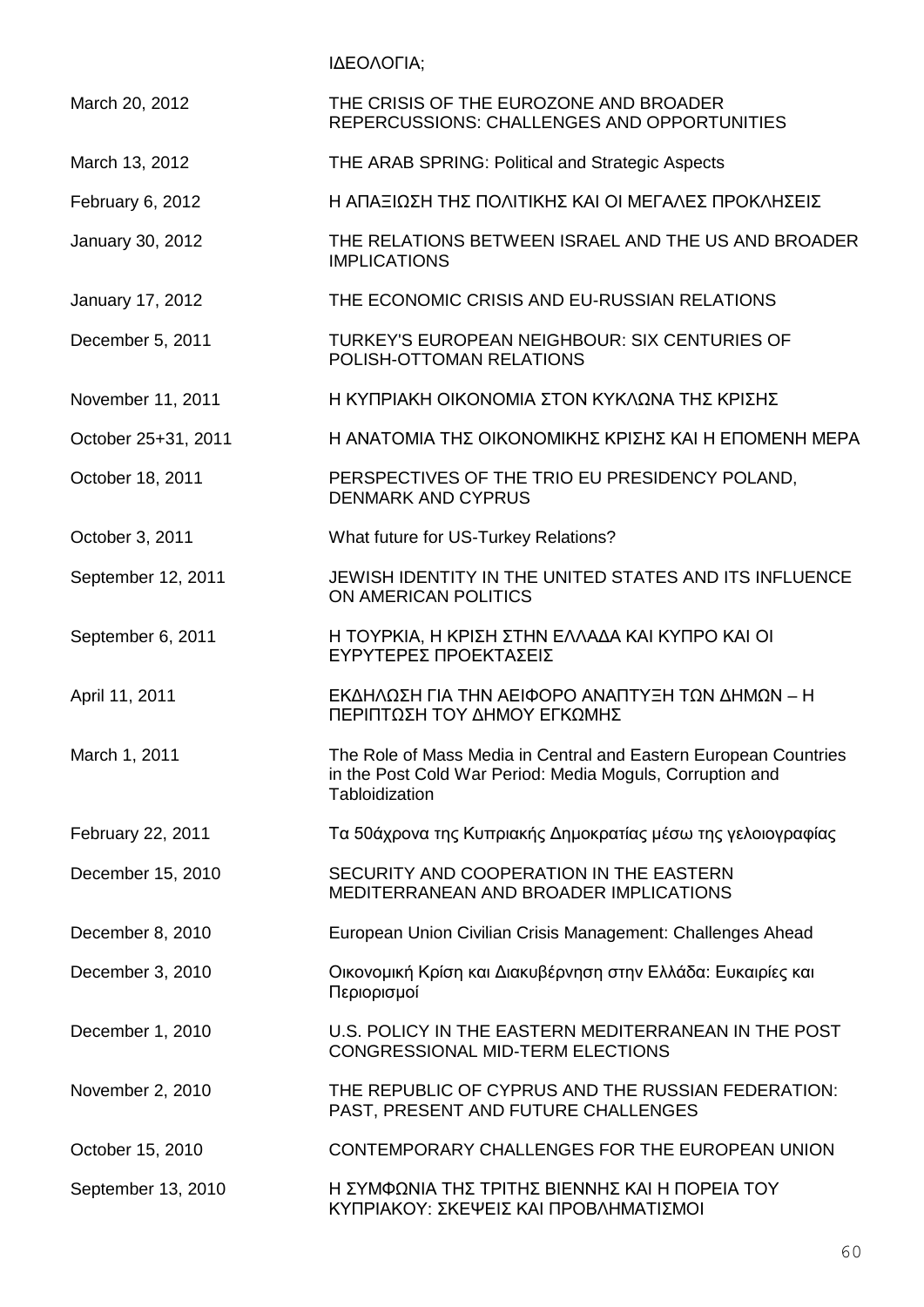ΙΔΕΟΛΟΓΙΑ;

| | |
|---|---|
| March 20, 2012 | THE CRISIS OF THE EUROZONE AND BROADER REPERCUSSIONS: CHALLENGES AND OPPORTUNITIES |
| March 13, 2012 | THE ARAB SPRING: Political and Strategic Aspects |
| February 6, 2012 | Η ΑΠΑΞΙΩΣΗ ΤΗΣ ΠΟΛΙΤΙΚΗΣ ΚΑΙ ΟΙ ΜΕΓΑΛΕΣ ΠΡΟΚΛΗΣΕΙΣ |
| January 30, 2012 | THE RELATIONS BETWEEN ISRAEL AND THE US AND BROADER IMPLICATIONS |
| January 17, 2012 | THE ECONOMIC CRISIS AND EU-RUSSIAN RELATIONS |
| December 5, 2011 | TURKEY'S EUROPEAN NEIGHBOUR: SIX CENTURIES OF POLISH-OTTOMAN RELATIONS |
| November 11, 2011 | Η ΚΥΠΡΙΑΚΗ ΟΙΚΟΝΟΜΙΑ ΣΤΟΝ ΚΥΚΛΩΝΑ ΤΗΣ ΚΡΙΣΗΣ |
| October 25+31, 2011 | Η ΑΝΑΤΟΜΙΑ ΤΗΣ ΟΙΚΟΝΟΜΙΚΗΣ ΚΡΙΣΗΣ ΚΑΙ Η ΕΠΟΜΕΝΗ ΜΕΡΑ |
| October 18, 2011 | PERSPECTIVES OF THE TRIO EU PRESIDENCY POLAND, DENMARK AND CYPRUS |
| October 3, 2011 | What future for US-Turkey Relations? |
| September 12, 2011 | JEWISH IDENTITY IN THE UNITED STATES AND ITS INFLUENCE ON AMERICAN POLITICS |
| September 6, 2011 | Η ΤΟΥΡΚΙΑ, Η ΚΡΙΣΗ ΣΤΗΝ ΕΛΛΑΔΑ ΚΑΙ ΚΥΠΡΟ ΚΑΙ ΟΙ ΕΥΡΥΤΕΡΕΣ ΠΡΟΕΚΤΑΣΕΙΣ |
| April 11, 2011 | ΕΚΔΗΛΩΣΗ ΓΙΑ ΤΗΝ ΑΕΙΦΟΡΟ ΑΝΑΠΤΥΞΗ ΤΩΝ ΔΗΜΩΝ – Η ΠΕΡΙΠΤΩΣΗ ΤΟΥ ΔΗΜΟΥ ΕΓΚΩΜΗΣ |
| March 1, 2011 | The Role of Mass Media in Central and Eastern European Countries in the Post Cold War Period: Media Moguls, Corruption and Tabloidization |
| February 22, 2011 | Τα 50άχρονα της Κυπριακής Δημοκρατίας μέσω της γελοιογραφίας |
| December 15, 2010 | SECURITY AND COOPERATION IN THE EASTERN MEDITERRANEAN AND BROADER IMPLICATIONS |
| December 8, 2010 | European Union Civilian Crisis Management: Challenges Ahead |
| December 3, 2010 | Οικονομική Κρίση και Διακυβέρνηση στην Ελλάδα: Ευκαιρίες και Περιορισμοί |
| December 1, 2010 | U.S. POLICY IN THE EASTERN MEDITERRANEAN IN THE POST CONGRESSIONAL MID-TERM ELECTIONS |
| November 2, 2010 | THE REPUBLIC OF CYPRUS AND THE RUSSIAN FEDERATION: PAST, PRESENT AND FUTURE CHALLENGES |
| October 15, 2010 | CONTEMPORARY CHALLENGES FOR THE EUROPEAN UNION |
| September 13, 2010 | Η ΣΥΜΦΩΝΙΑ ΤΗΣ ΤΡΙΤΗΣ ΒΙΕΝΝΗΣ ΚΑΙ Η ΠΟΡΕΙΑ ΤΟΥ ΚΥΠΡΙΑΚΟΥ: ΣΚΕΨΕΙΣ ΚΑΙ ΠΡΟΒΛΗΜΑΤΙΣΜΟΙ |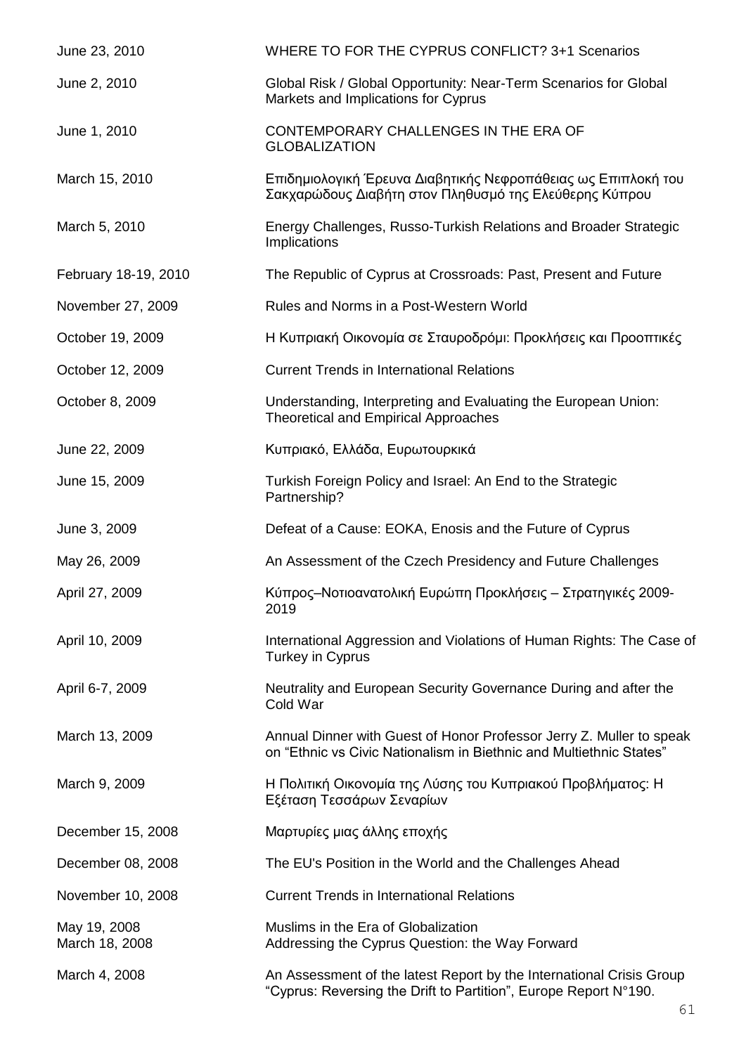| | |
|---|---|
| June 23, 2010 | WHERE TO FOR THE CYPRUS CONFLICT? 3+1 Scenarios |
| June 2, 2010 | Global Risk / Global Opportunity: Near-Term Scenarios for Global Markets and Implications for Cyprus |
| June 1, 2010 | CONTEMPORARY CHALLENGES IN THE ERA OF GLOBALIZATION |
| March 15, 2010 | Επιδημιολογική Έρευνα Διαβητικής Νεφροπάθειας ως Επιπλοκή του Σακχαρώδους Διαβήτη στον Πληθυσμό της Ελεύθερης Κύπρου |
| March 5, 2010 | Energy Challenges, Russo-Turkish Relations and Broader Strategic Implications |
| February 18-19, 2010 | The Republic of Cyprus at Crossroads: Past, Present and Future |
| November 27, 2009 | Rules and Norms in a Post-Western World |
| October 19, 2009 | Η Κυπριακή Οικονομία σε Σταυροδρόμι: Προκλήσεις και Προοπτικές |
| October 12, 2009 | Current Trends in International Relations |
| October 8, 2009 | Understanding, Interpreting and Evaluating the European Union: Theoretical and Empirical Approaches |
| June 22, 2009 | Κυπριακό, Ελλάδα, Ευρωτουρκικά |
| June 15, 2009 | Turkish Foreign Policy and Israel: An End to the Strategic Partnership? |
| June 3, 2009 | Defeat of a Cause: EOKA, Enosis and the Future of Cyprus |
| May 26, 2009 | An Assessment of the Czech Presidency and Future Challenges |
| April 27, 2009 | Κύπρος–Νοτιοανατολική Ευρώπη Προκλήσεις – Στρατηγικές 2009-2019 |
| April 10, 2009 | International Aggression and Violations of Human Rights: The Case of Turkey in Cyprus |
| April 6-7, 2009 | Neutrality and European Security Governance During and after the Cold War |
| March 13, 2009 | Annual Dinner with Guest of Honor Professor Jerry Z. Muller to speak on "Ethnic vs Civic Nationalism in Biethnic and Multiethnic States" |
| March 9, 2009 | Η Πολιτική Οικονομία της Λύσης του Κυπριακού Προβλήματος: Η Εξέταση Τεσσάρων Σεναρίων |
| December 15, 2008 | Μαρτυρίες μιας άλλης εποχής |
| December 08, 2008 | The EU's Position in the World and the Challenges Ahead |
| November 10, 2008 | Current Trends in International Relations |
| May 19, 2008 | Muslims in the Era of Globalization |
| March 18, 2008 | Addressing the Cyprus Question: the Way Forward |
| March 4, 2008 | An Assessment of the latest Report by the International Crisis Group "Cyprus: Reversing the Drift to Partition", Europe Report N°190. |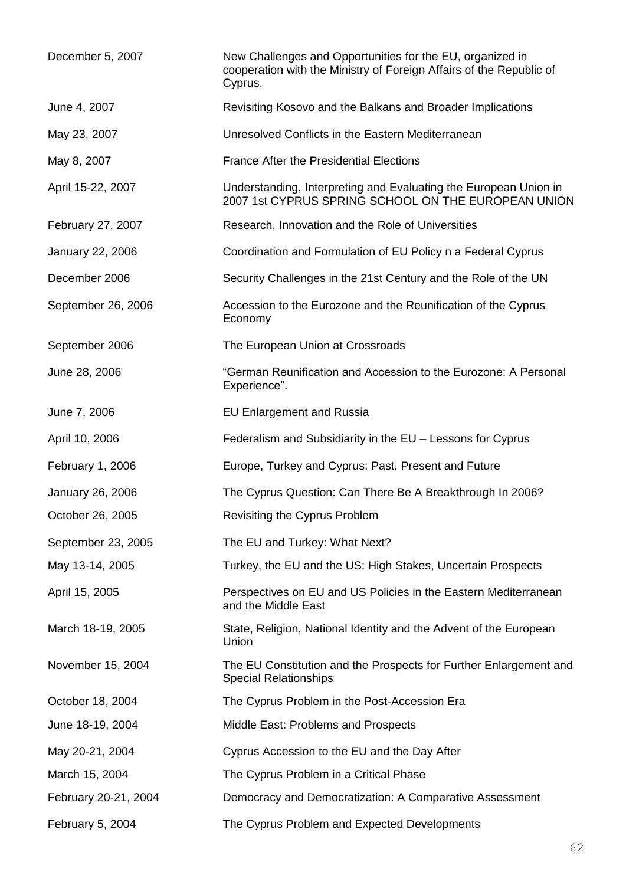| | |
|---|---|
| December 5, 2007 | New Challenges and Opportunities for the EU, organized in cooperation with the Ministry of Foreign Affairs of the Republic of Cyprus. |
| June 4, 2007 | Revisiting Kosovo and the Balkans and Broader Implications |
| May 23, 2007 | Unresolved Conflicts in the Eastern Mediterranean |
| May 8, 2007 | France After the Presidential Elections |
| April 15-22, 2007 | Understanding, Interpreting and Evaluating the European Union in 2007 1st CYPRUS SPRING SCHOOL ON THE EUROPEAN UNION |
| February 27, 2007 | Research, Innovation and the Role of Universities |
| January 22, 2006 | Coordination and Formulation of EU Policy n a Federal Cyprus |
| December 2006 | Security Challenges in the 21st Century and the Role of the UN |
| September 26, 2006 | Accession to the Eurozone and the Reunification of the Cyprus Economy |
| September 2006 | The European Union at Crossroads |
| June 28, 2006 | "German Reunification and Accession to the Eurozone: A Personal Experience". |
| June 7, 2006 | EU Enlargement and Russia |
| April 10, 2006 | Federalism and Subsidiarity in the EU – Lessons for Cyprus |
| February 1, 2006 | Europe, Turkey and Cyprus: Past, Present and Future |
| January 26, 2006 | The Cyprus Question: Can There Be A Breakthrough In 2006? |
| October 26, 2005 | Revisiting the Cyprus Problem |
| September 23, 2005 | The EU and Turkey: What Next? |
| May 13-14, 2005 | Turkey, the EU and the US: High Stakes, Uncertain Prospects |
| April 15, 2005 | Perspectives on EU and US Policies in the Eastern Mediterranean and the Middle East |
| March 18-19, 2005 | State, Religion, National Identity and the Advent of the European Union |
| November 15, 2004 | The EU Constitution and the Prospects for Further Enlargement and Special Relationships |
| October 18, 2004 | The Cyprus Problem in the Post-Accession Era |
| June 18-19, 2004 | Middle East: Problems and Prospects |
| May 20-21, 2004 | Cyprus Accession to the EU and the Day After |
| March 15, 2004 | The Cyprus Problem in a Critical Phase |
| February 20-21, 2004 | Democracy and Democratization: A Comparative Assessment |
| February 5, 2004 | The Cyprus Problem and Expected Developments |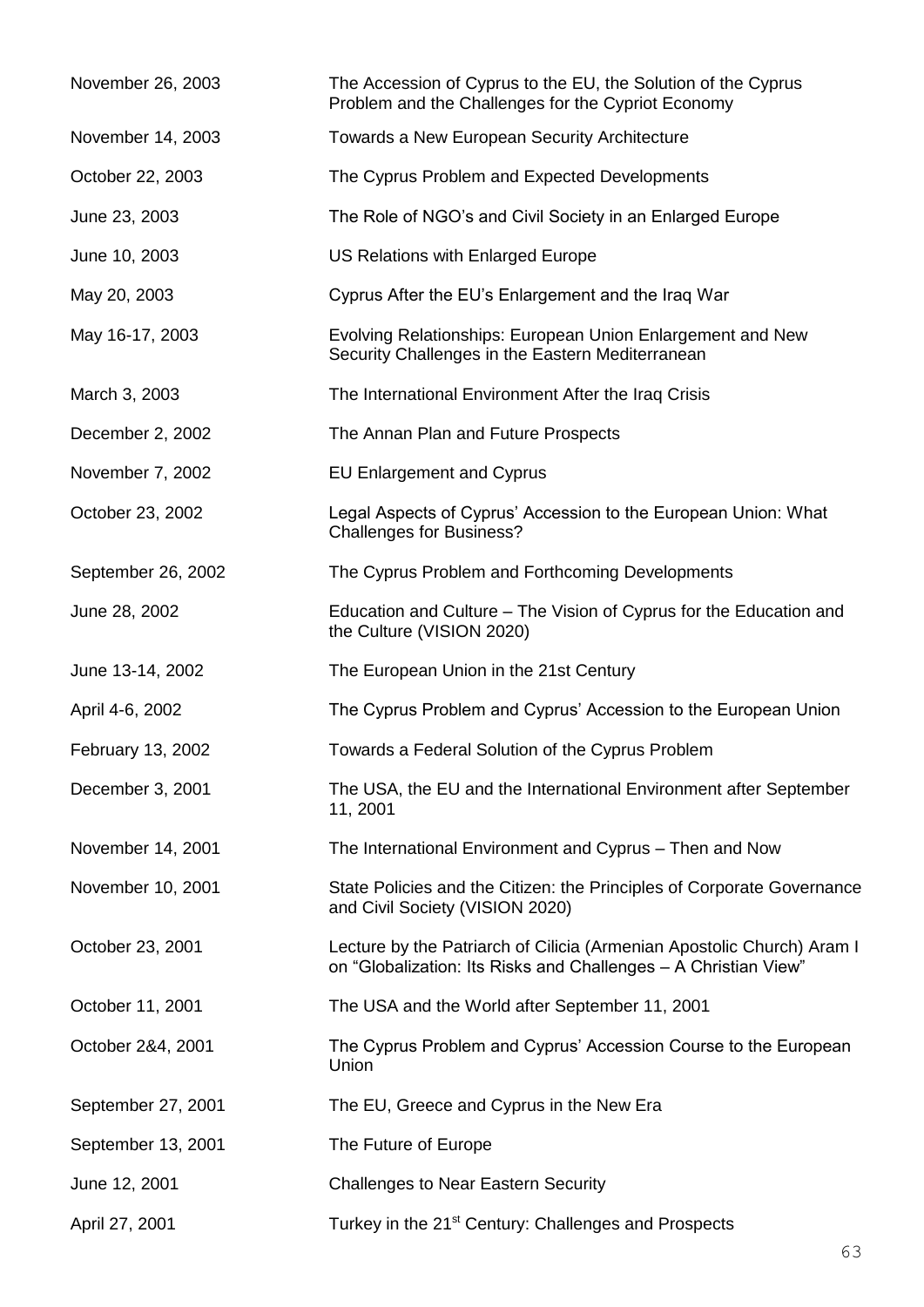| | |
|---|---|
| November 26, 2003 | The Accession of Cyprus to the EU, the Solution of the Cyprus Problem and the Challenges for the Cypriot Economy |
| November 14, 2003 | Towards a New European Security Architecture |
| October 22, 2003 | The Cyprus Problem and Expected Developments |
| June 23, 2003 | The Role of NGO's and Civil Society in an Enlarged Europe |
| June 10, 2003 | US Relations with Enlarged Europe |
| May 20, 2003 | Cyprus After the EU's Enlargement and the Iraq War |
| May 16-17, 2003 | Evolving Relationships: European Union Enlargement and New Security Challenges in the Eastern Mediterranean |
| March 3, 2003 | The International Environment After the Iraq Crisis |
| December 2, 2002 | The Annan Plan and Future Prospects |
| November 7, 2002 | EU Enlargement and Cyprus |
| October 23, 2002 | Legal Aspects of Cyprus' Accession to the European Union: What Challenges for Business? |
| September 26, 2002 | The Cyprus Problem and Forthcoming Developments |
| June 28, 2002 | Education and Culture – The Vision of Cyprus for the Education and the Culture (VISION 2020) |
| June 13-14, 2002 | The European Union in the 21st Century |
| April 4-6, 2002 | The Cyprus Problem and Cyprus' Accession to the European Union |
| February 13, 2002 | Towards a Federal Solution of the Cyprus Problem |
| December 3, 2001 | The USA, the EU and the International Environment after September 11, 2001 |
| November 14, 2001 | The International Environment and Cyprus – Then and Now |
| November 10, 2001 | State Policies and the Citizen: the Principles of Corporate Governance and Civil Society (VISION 2020) |
| October 23, 2001 | Lecture by the Patriarch of Cilicia (Armenian Apostolic Church) Aram I on "Globalization: Its Risks and Challenges – A Christian View" |
| October 11, 2001 | The USA and the World after September 11, 2001 |
| October 2&4, 2001 | The Cyprus Problem and Cyprus' Accession Course to the European Union |
| September 27, 2001 | The EU, Greece and Cyprus in the New Era |
| September 13, 2001 | The Future of Europe |
| June 12, 2001 | Challenges to Near Eastern Security |
| April 27, 2001 | Turkey in the 21st Century: Challenges and Prospects |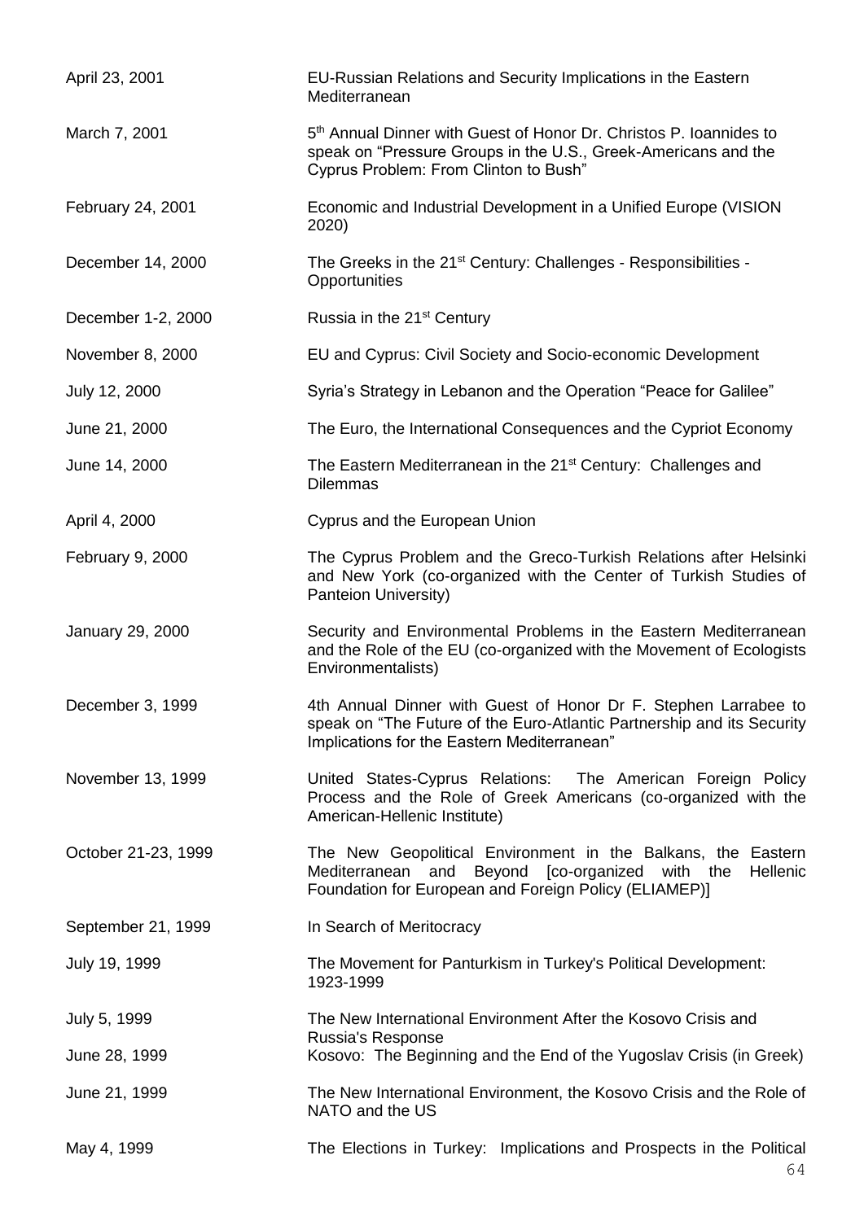| | |
|---|---|
| April 23, 2001 | EU-Russian Relations and Security Implications in the Eastern Mediterranean |
| March 7, 2001 | 5th Annual Dinner with Guest of Honor Dr. Christos P. Ioannides to speak on “Pressure Groups in the U.S., Greek-Americans and the Cyprus Problem: From Clinton to Bush” |
| February 24, 2001 | Economic and Industrial Development in a Unified Europe (VISION 2020) |
| December 14, 2000 | The Greeks in the 21st Century: Challenges - Responsibilities - Opportunities |
| December 1-2, 2000 | Russia in the 21st Century |
| November 8, 2000 | EU and Cyprus: Civil Society and Socio-economic Development |
| July 12, 2000 | Syria’s Strategy in Lebanon and the Operation “Peace for Galilee” |
| June 21, 2000 | The Euro, the International Consequences and the Cypriot Economy |
| June 14, 2000 | The Eastern Mediterranean in the 21st Century: Challenges and Dilemmas |
| April 4, 2000 | Cyprus and the European Union |
| February 9, 2000 | The Cyprus Problem and the Greco-Turkish Relations after Helsinki and New York (co-organized with the Center of Turkish Studies of Panteion University) |
| January 29, 2000 | Security and Environmental Problems in the Eastern Mediterranean and the Role of the EU (co-organized with the Movement of Ecologists Environmentalists) |
| December 3, 1999 | 4th Annual Dinner with Guest of Honor Dr F. Stephen Larrabee to speak on “The Future of the Euro-Atlantic Partnership and its Security Implications for the Eastern Mediterranean” |
| November 13, 1999 | United States-Cyprus Relations: The American Foreign Policy Process and the Role of Greek Americans (co-organized with the American-Hellenic Institute) |
| October 21-23, 1999 | The New Geopolitical Environment in the Balkans, the Eastern Mediterranean and Beyond [co-organized with the Hellenic Foundation for European and Foreign Policy (ELIAMEP)] |
| September 21, 1999 | In Search of Meritocracy |
| July 19, 1999 | The Movement for Panturkism in Turkey's Political Development: 1923-1999 |
| July 5, 1999 | The New International Environment After the Kosovo Crisis and Russia's Response |
| June 28, 1999 | Kosovo: The Beginning and the End of the Yugoslav Crisis (in Greek) |
| June 21, 1999 | The New International Environment, the Kosovo Crisis and the Role of NATO and the US |
| May 4, 1999 | The Elections in Turkey: Implications and Prospects in the Political |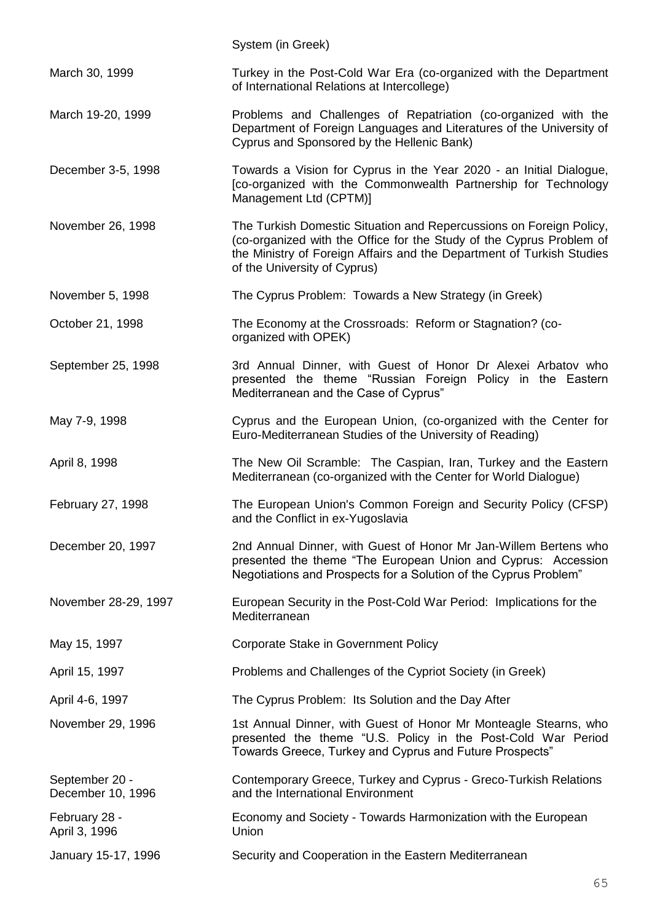System (in Greek)

| | |
|---|---|
| March 30, 1999 | Turkey in the Post-Cold War Era (co-organized with the Department of International Relations at Intercollege) |
| March 19-20, 1999 | Problems and Challenges of Repatriation (co-organized with the Department of Foreign Languages and Literatures of the University of Cyprus and Sponsored by the Hellenic Bank) |
| December 3-5, 1998 | Towards a Vision for Cyprus in the Year 2020 - an Initial Dialogue, [co-organized with the Commonwealth Partnership for Technology Management Ltd (CPTM)] |
| November 26, 1998 | The Turkish Domestic Situation and Repercussions on Foreign Policy, (co-organized with the Office for the Study of the Cyprus Problem of the Ministry of Foreign Affairs and the Department of Turkish Studies of the University of Cyprus) |
| November 5, 1998 | The Cyprus Problem: Towards a New Strategy (in Greek) |
| October 21, 1998 | The Economy at the Crossroads: Reform or Stagnation? (co-organized with OPEK) |
| September 25, 1998 | 3rd Annual Dinner, with Guest of Honor Dr Alexei Arbatov who presented the theme "Russian Foreign Policy in the Eastern Mediterranean and the Case of Cyprus" |
| May 7-9, 1998 | Cyprus and the European Union, (co-organized with the Center for Euro-Mediterranean Studies of the University of Reading) |
| April 8, 1998 | The New Oil Scramble: The Caspian, Iran, Turkey and the Eastern Mediterranean (co-organized with the Center for World Dialogue) |
| February 27, 1998 | The European Union's Common Foreign and Security Policy (CFSP) and the Conflict in ex-Yugoslavia |
| December 20, 1997 | 2nd Annual Dinner, with Guest of Honor Mr Jan-Willem Bertens who presented the theme "The European Union and Cyprus: Accession Negotiations and Prospects for a Solution of the Cyprus Problem" |
| November 28-29, 1997 | European Security in the Post-Cold War Period: Implications for the Mediterranean |
| May 15, 1997 | Corporate Stake in Government Policy |
| April 15, 1997 | Problems and Challenges of the Cypriot Society (in Greek) |
| April 4-6, 1997 | The Cyprus Problem: Its Solution and the Day After |
| November 29, 1996 | 1st Annual Dinner, with Guest of Honor Mr Monteagle Stearns, who presented the theme "U.S. Policy in the Post-Cold War Period Towards Greece, Turkey and Cyprus and Future Prospects" |
| September 20 - December 10, 1996 | Contemporary Greece, Turkey and Cyprus - Greco-Turkish Relations and the International Environment |
| February 28 - April 3, 1996 | Economy and Society - Towards Harmonization with the European Union |
| January 15-17, 1996 | Security and Cooperation in the Eastern Mediterranean |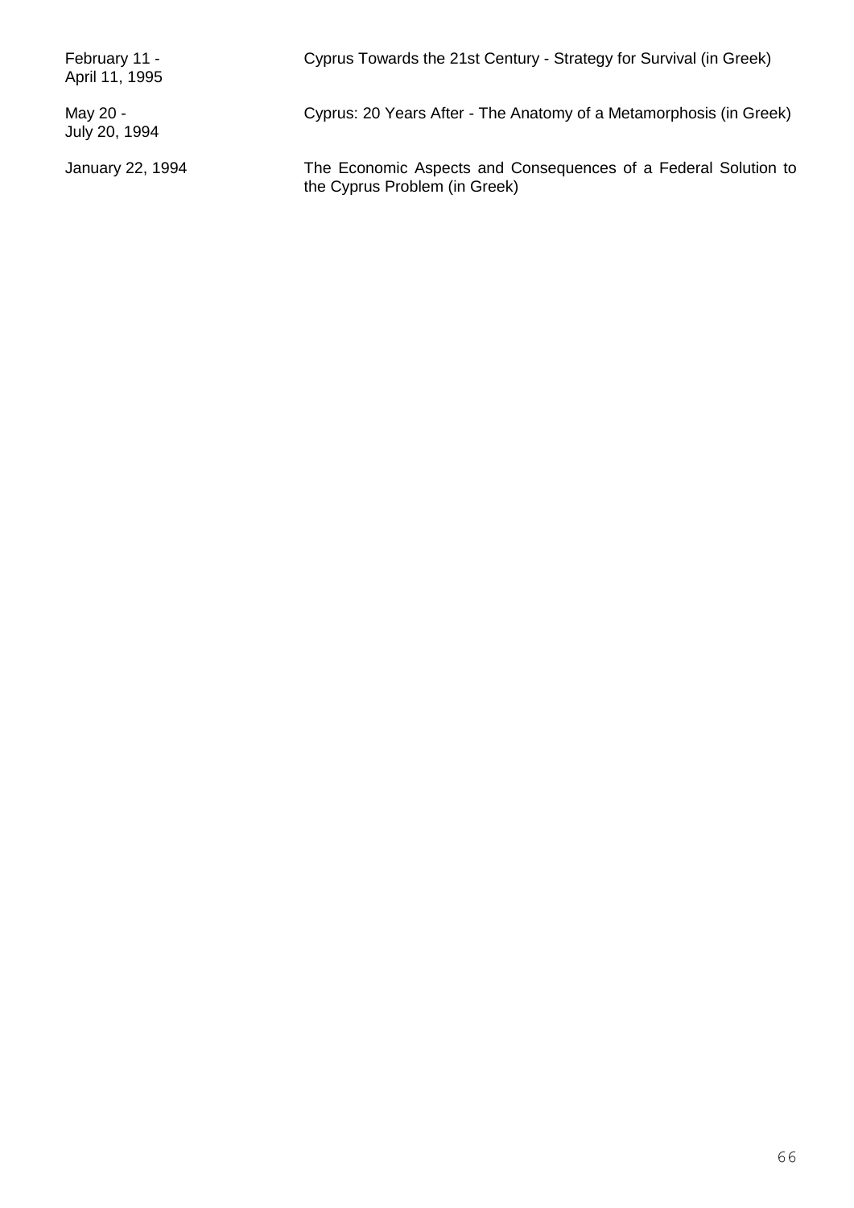| | |
|---|---|
| February 11 - April 11, 1995 | Cyprus Towards the 21st Century - Strategy for Survival (in Greek) |
| May 20 - July 20, 1994 | Cyprus: 20 Years After - The Anatomy of a Metamorphosis (in Greek) |
| January 22, 1994 | The Economic Aspects and Consequences of a Federal Solution to the Cyprus Problem (in Greek) |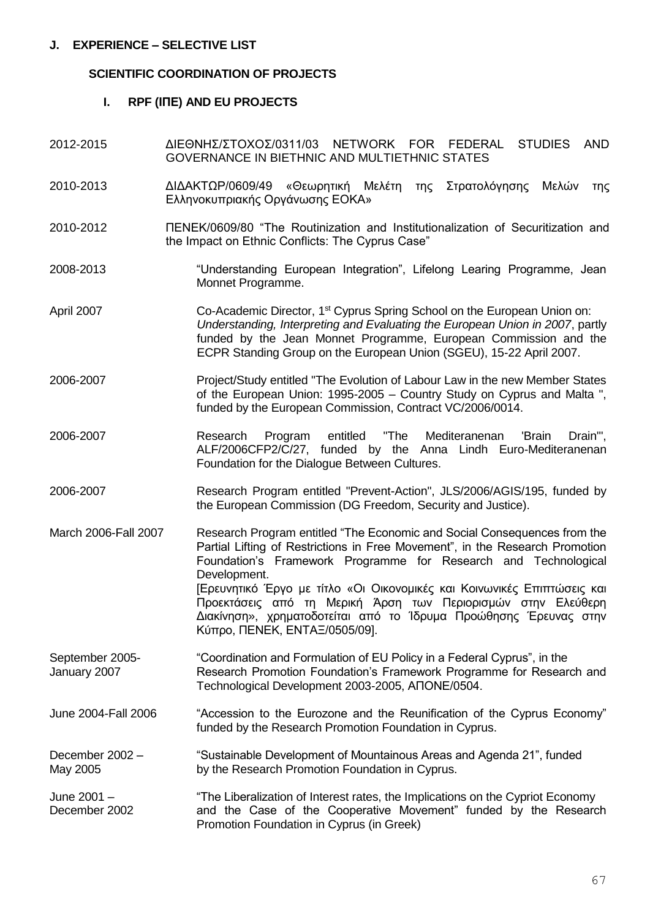## J. EXPERIENCE – SELECTIVE LIST

### SCIENTIFIC COORDINATION OF PROJECTS

#### I. RPF (ΙΠΕ) AND EU PROJECTS

| | |
|---|---|
| 2012-2015 | ΔΙΕΘΝΗΣ/ΣΤΟΧΟΣ/0311/03 NETWORK FOR FEDERAL STUDIES AND GOVERNANCE IN BIETHNIC AND MULTIETHNIC STATES |
| 2010-2013 | ΔΙΔΑΚΤΩΡ/0609/49 «Θεωρητική Μελέτη της Στρατολόγησης Μελών της Ελληνοκυπριακής Οργάνωσης ΕΟΚΑ» |
| 2010-2012 | ΠΕΝΕΚ/0609/80 "The Routinization and Institutionalization of Securitization and the Impact on Ethnic Conflicts: The Cyprus Case" |
| 2008-2013 | "Understanding European Integration", Lifelong Learing Programme, Jean Monnet Programme. |
| April 2007 | Co-Academic Director, 1st Cyprus Spring School on the European Union on: *Understanding, Interpreting and Evaluating the European Union in 2007*, partly funded by the Jean Monnet Programme, European Commission and the ECPR Standing Group on the European Union (SGEU), 15-22 April 2007. |
| 2006-2007 | Project/Study entitled "The Evolution of Labour Law in the new Member States of the European Union: 1995-2005 – Country Study on Cyprus and Malta ", funded by the European Commission, Contract VC/2006/0014. |
| 2006-2007 | Research Program entitled "The Mediteranenan 'Brain Drain'", ALF/2006CFP2/C/27, funded by the Anna Lindh Euro-Mediteranenan Foundation for the Dialogue Between Cultures. |
| 2006-2007 | Research Program entitled "Prevent-Action", JLS/2006/AGIS/195, funded by the European Commission (DG Freedom, Security and Justice). |
| March 2006-Fall 2007 | Research Program entitled "The Economic and Social Consequences from the Partial Lifting of Restrictions in Free Movement", in the Research Promotion Foundation's Framework Programme for Research and Technological Development. [Ερευνητικό Έργο με τίτλο «Οι Οικονομικές και Κοινωνικές Επιπτώσεις και Προεκτάσεις από τη Μερική Άρση των Περιορισμών στην Ελεύθερη Διακίνηση», χρηματοδοτείται από το Ίδρυμα Προώθησης Έρευνας στην Κύπρο, ΠΕΝΕΚ, ΕΝΤΑΞ/0505/09]. |
| September 2005-January 2007 | "Coordination and Formulation of EU Policy in a Federal Cyprus", in the Research Promotion Foundation's Framework Programme for Research and Technological Development 2003-2005, ΑΠΟΝΕ/0504. |
| June 2004-Fall 2006 | "Accession to the Eurozone and the Reunification of the Cyprus Economy" funded by the Research Promotion Foundation in Cyprus. |
| December 2002 – May 2005 | "Sustainable Development of Mountainous Areas and Agenda 21", funded by the Research Promotion Foundation in Cyprus. |
| June 2001 – December 2002 | "The Liberalization of Interest rates, the Implications on the Cypriot Economy and the Case of the Cooperative Movement" funded by the Research Promotion Foundation in Cyprus (in Greek) |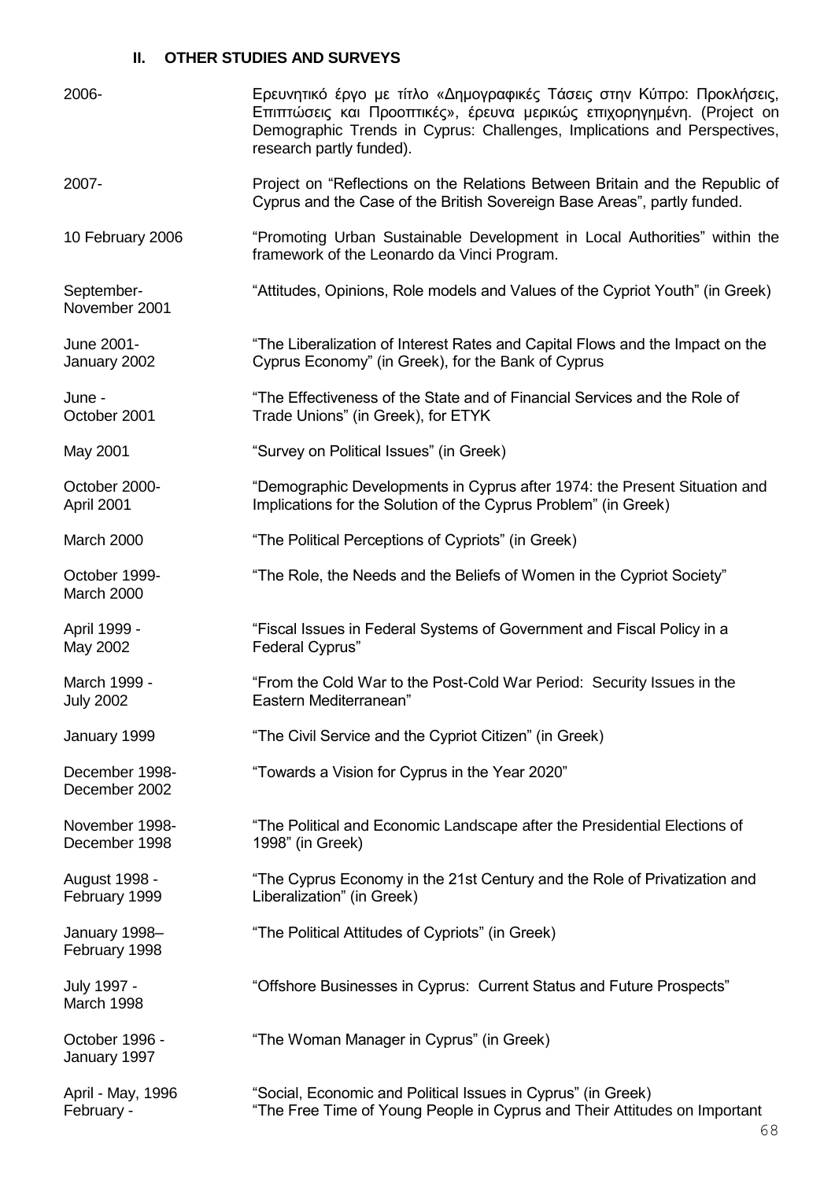### II. OTHER STUDIES AND SURVEYS

| | |
|---|---|
| 2006- | Ερευνητικό έργο με τίτλο «Δημογραφικές Τάσεις στην Κύπρο: Προκλήσεις, Επιπτώσεις και Προοπτικές», έρευνα μερικώς επιχορηγημένη. (Project on Demographic Trends in Cyprus: Challenges, Implications and Perspectives, research partly funded). |
| 2007- | Project on "Reflections on the Relations Between Britain and the Republic of Cyprus and the Case of the British Sovereign Base Areas", partly funded. |
| 10 February 2006 | "Promoting Urban Sustainable Development in Local Authorities" within the framework of the Leonardo da Vinci Program. |
| September-November 2001 | "Attitudes, Opinions, Role models and Values of the Cypriot Youth" (in Greek) |
| June 2001-January 2002 | "The Liberalization of Interest Rates and Capital Flows and the Impact on the Cyprus Economy" (in Greek), for the Bank of Cyprus |
| June - October 2001 | "The Effectiveness of the State and of Financial Services and the Role of Trade Unions" (in Greek), for ETYK |
| May 2001 | "Survey on Political Issues" (in Greek) |
| October 2000-April 2001 | "Demographic Developments in Cyprus after 1974: the Present Situation and Implications for the Solution of the Cyprus Problem" (in Greek) |
| March 2000 | "The Political Perceptions of Cypriots" (in Greek) |
| October 1999-March 2000 | "The Role, the Needs and the Beliefs of Women in the Cypriot Society" |
| April 1999 - May 2002 | "Fiscal Issues in Federal Systems of Government and Fiscal Policy in a Federal Cyprus" |
| March 1999 - July 2002 | "From the Cold War to the Post-Cold War Period: Security Issues in the Eastern Mediterranean" |
| January 1999 | "The Civil Service and the Cypriot Citizen" (in Greek) |
| December 1998-December 2002 | "Towards a Vision for Cyprus in the Year 2020" |
| November 1998-December 1998 | "The Political and Economic Landscape after the Presidential Elections of 1998" (in Greek) |
| August 1998 - February 1999 | "The Cyprus Economy in the 21st Century and the Role of Privatization and Liberalization" (in Greek) |
| January 1998–February 1998 | "The Political Attitudes of Cypriots" (in Greek) |
| July 1997 - March 1998 | "Offshore Businesses in Cyprus: Current Status and Future Prospects" |
| October 1996 - January 1997 | "The Woman Manager in Cyprus" (in Greek) |
| April - May, 1996 | "Social, Economic and Political Issues in Cyprus" (in Greek) |
| February - | "The Free Time of Young People in Cyprus and Their Attitudes on Important |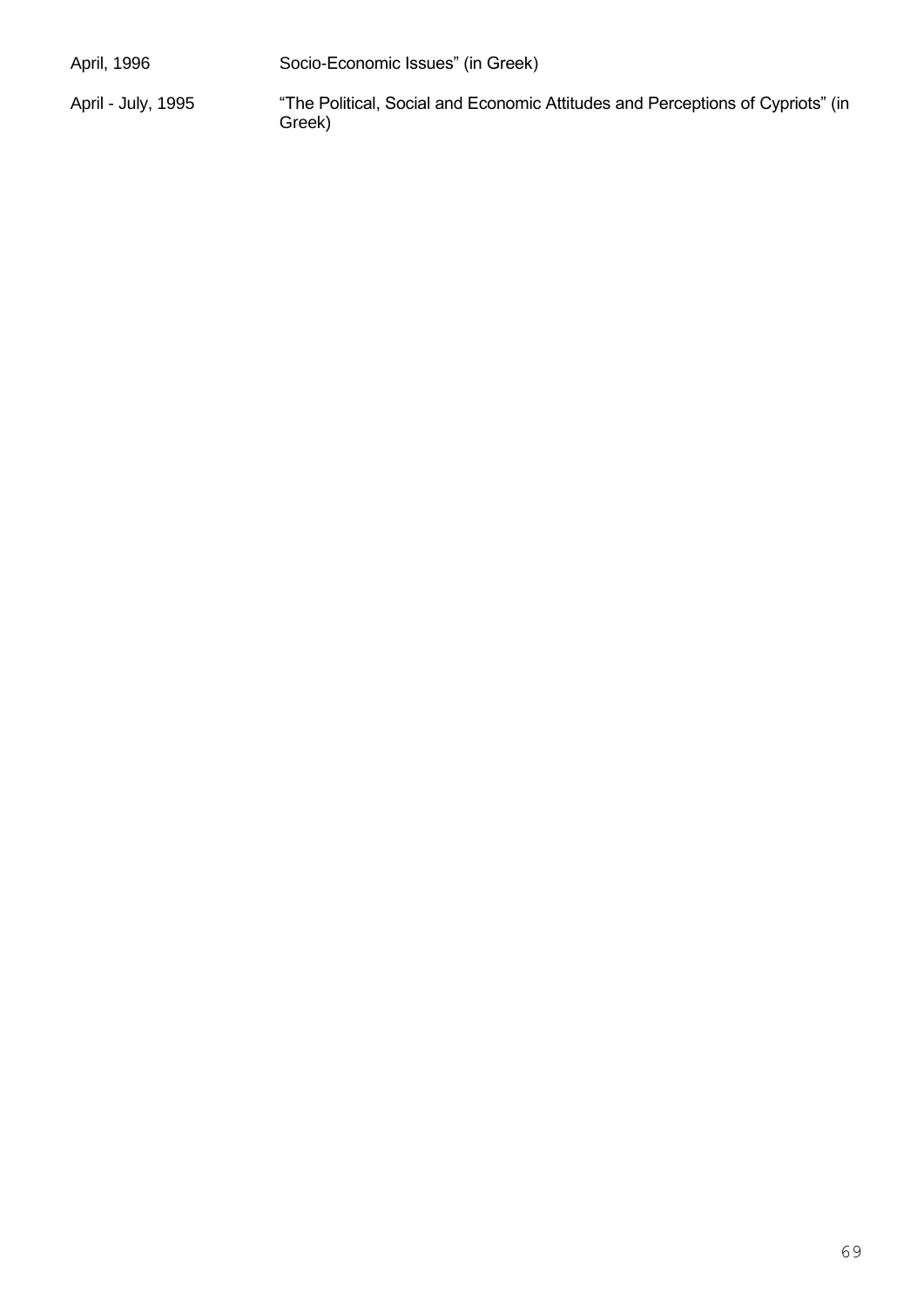| | |
|---|---|
| April, 1996 | Socio-Economic Issues" (in Greek) |
| April - July, 1995 | "The Political, Social and Economic Attitudes and Perceptions of Cypriots" (in Greek) |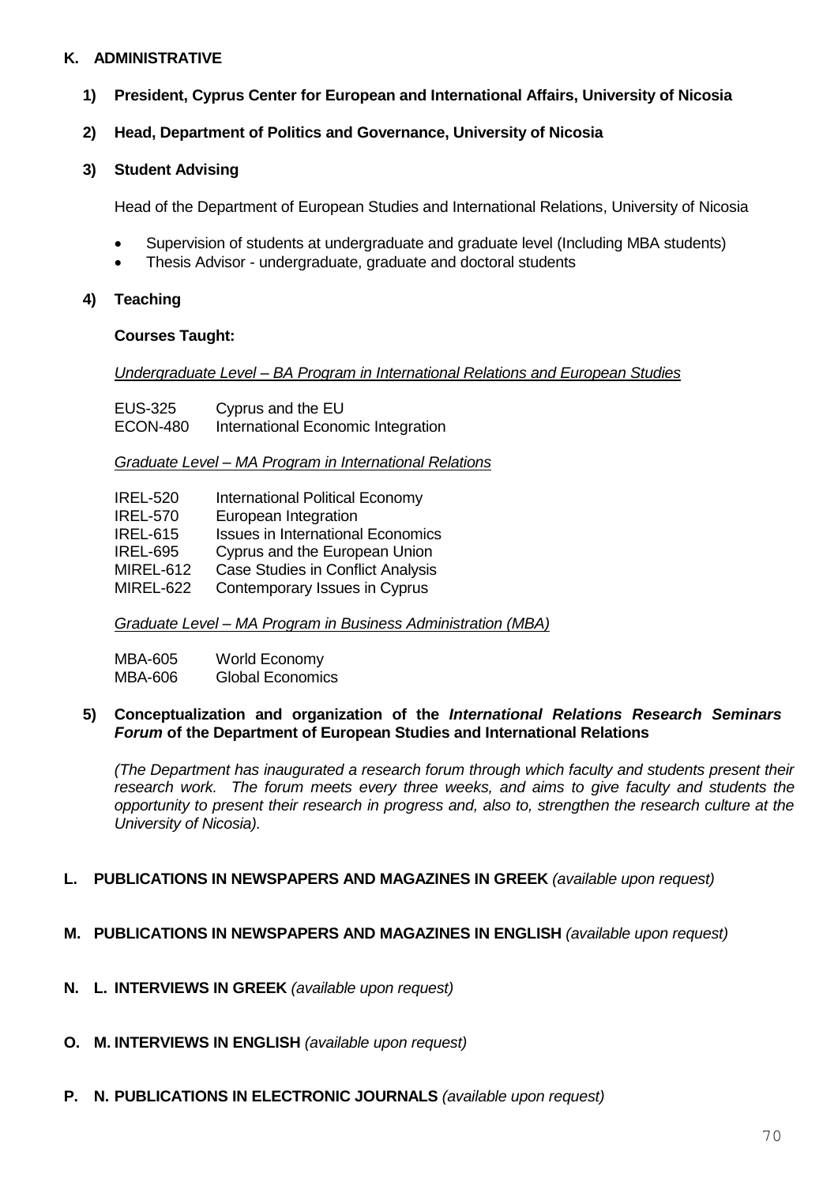## K. ADMINISTRATIVE

**1) President, Cyprus Center for European and International Affairs, University of Nicosia**

**2) Head, Department of Politics and Governance, University of Nicosia**

**3) Student Advising**

Head of the Department of European Studies and International Relations, University of Nicosia

- Supervision of students at undergraduate and graduate level (Including MBA students)
- Thesis Advisor - undergraduate, graduate and doctoral students

**4) Teaching**

**Courses Taught:**

*Undergraduate Level – BA Program in International Relations and European Studies*

| | |
|---|---|
| EUS-325 | Cyprus and the EU |
| ECON-480 | International Economic Integration |

*Graduate Level – MA Program in International Relations*

| | |
|---|---|
| IREL-520 | International Political Economy |
| IREL-570 | European Integration |
| IREL-615 | Issues in International Economics |
| IREL-695 | Cyprus and the European Union |
| MIREL-612 | Case Studies in Conflict Analysis |
| MIREL-622 | Contemporary Issues in Cyprus |

*Graduate Level – MA Program in Business Administration (MBA)*

| | |
|---|---|
| MBA-605 | World Economy |
| MBA-606 | Global Economics |

**5) Conceptualization and organization of the *International Relations Research Seminars Forum* of the Department of European Studies and International Relations**

*(The Department has inaugurated a research forum through which faculty and students present their research work. The forum meets every three weeks, and aims to give faculty and students the opportunity to present their research in progress and, also to, strengthen the research culture at the University of Nicosia).*

## L. PUBLICATIONS IN NEWSPAPERS AND MAGAZINES IN GREEK *(available upon request)*

## M. PUBLICATIONS IN NEWSPAPERS AND MAGAZINES IN ENGLISH *(available upon request)*

## N. L. INTERVIEWS IN GREEK *(available upon request)*

## O. M. INTERVIEWS IN ENGLISH *(available upon request)*

## P. N. PUBLICATIONS IN ELECTRONIC JOURNALS *(available upon request)*